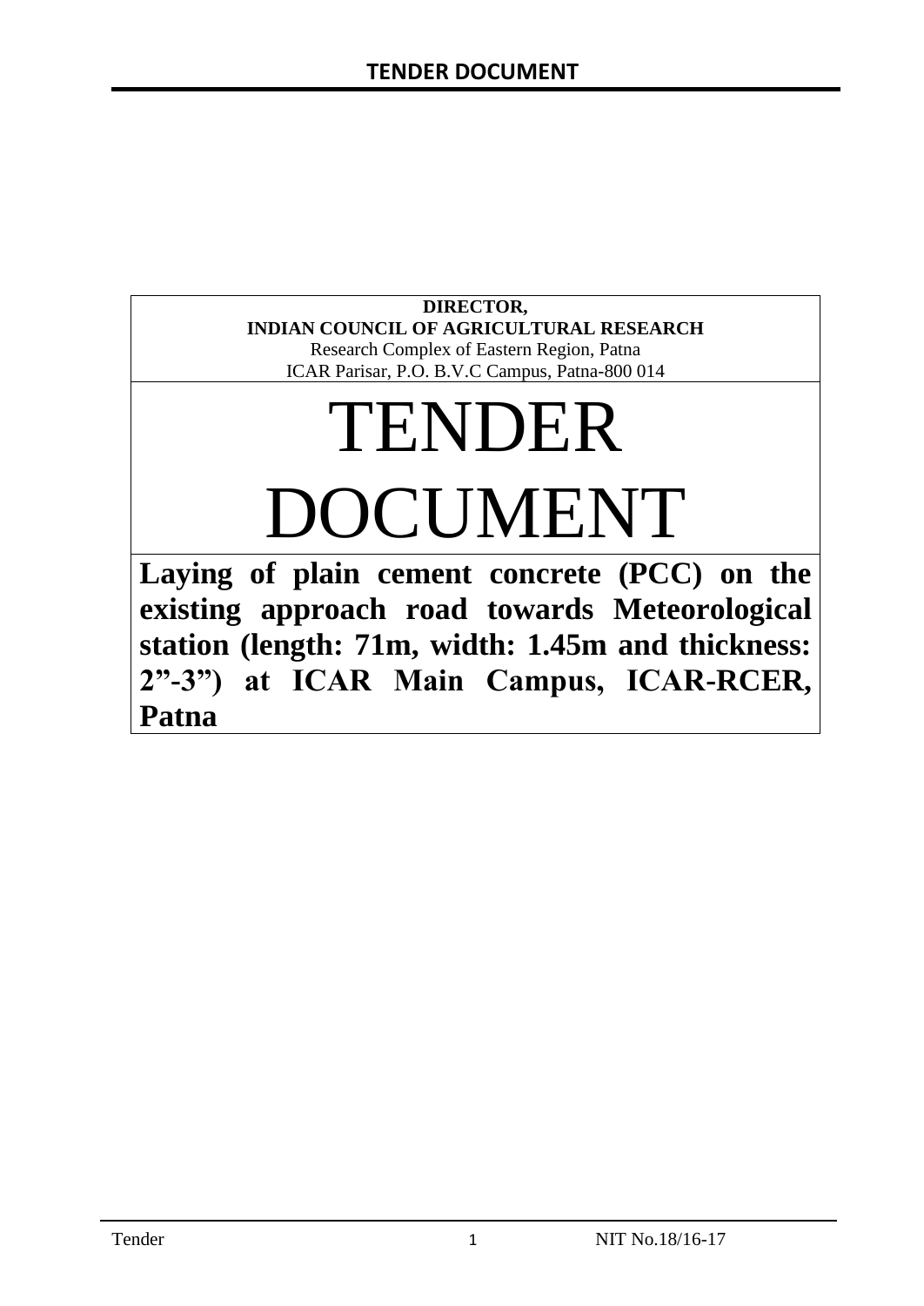**DIRECTOR,**
**INDIAN COUNCIL OF AGRICULTURAL RESEARCH**
Research Complex of Eastern Region, Patna
ICAR Parisar, P.O. B.V.C Campus, Patna-800 014

# TENDER DOCUMENT

**Laying of plain cement concrete (PCC) on the existing approach road towards Meteorological station (length: 71m, width: 1.45m and thickness: 2”-3”) at ICAR Main Campus, ICAR-RCER, Patna**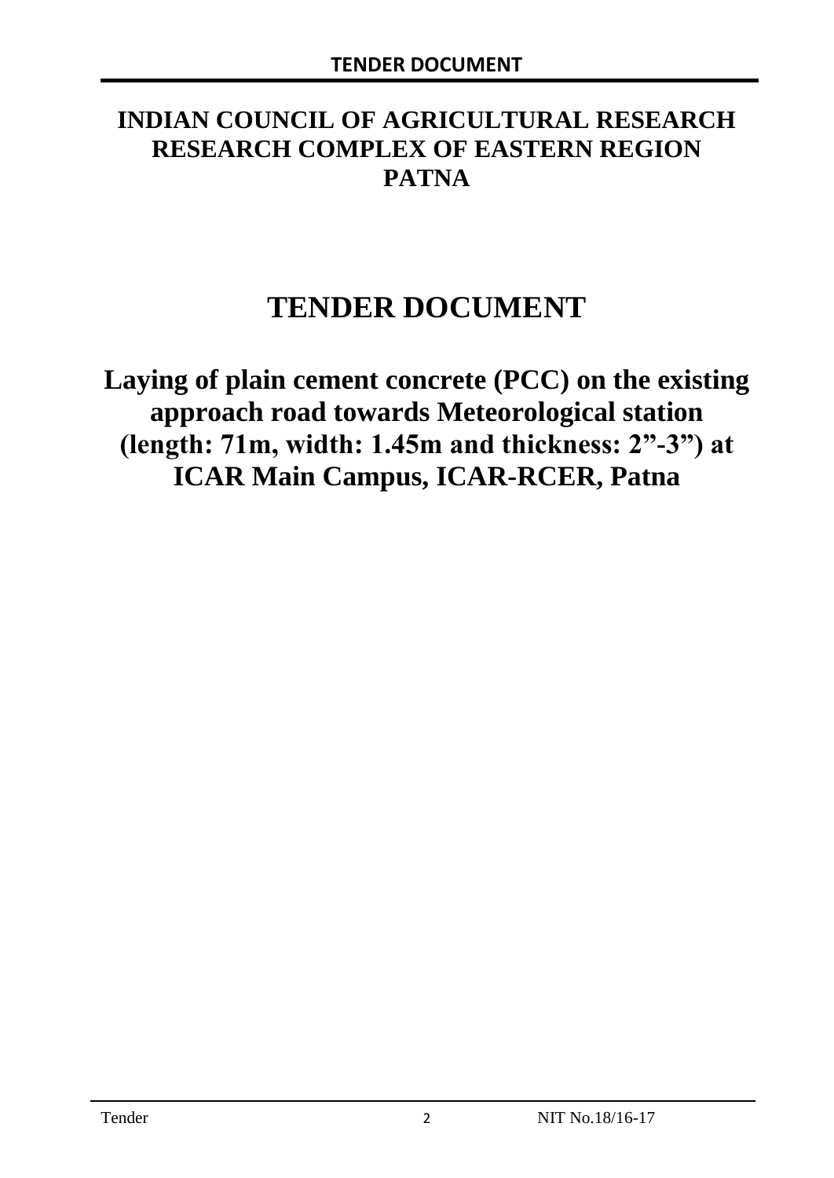# INDIAN COUNCIL OF AGRICULTURAL RESEARCH RESEARCH COMPLEX OF EASTERN REGION PATNA

# TENDER DOCUMENT

## Laying of plain cement concrete (PCC) on the existing approach road towards Meteorological station (length: 71m, width: 1.45m and thickness: 2”-3”) at ICAR Main Campus, ICAR-RCER, Patna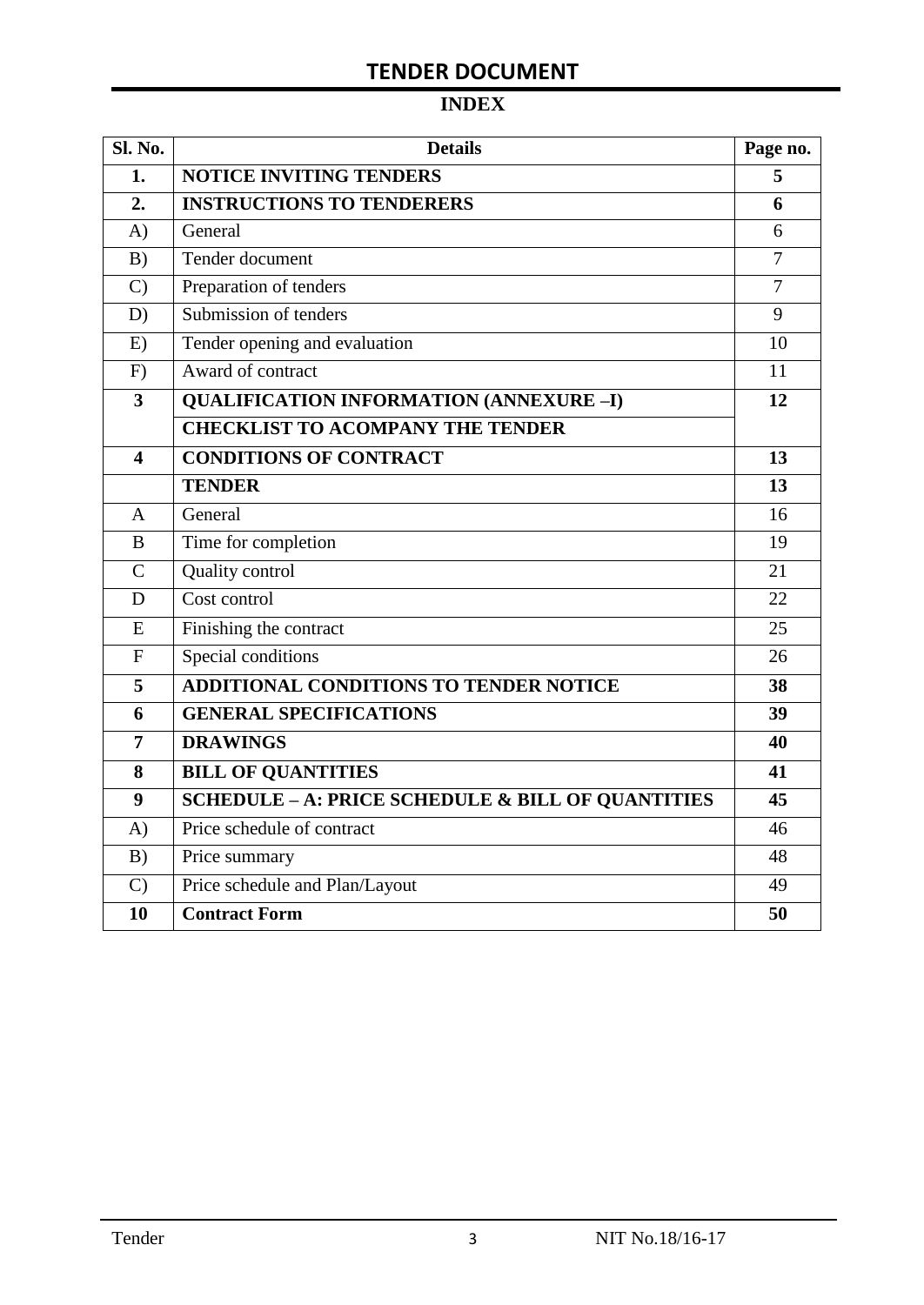# TENDER DOCUMENT

## INDEX

| Sl. No. | Details | Page no. |
|---|---|---|
| **1.** | **NOTICE INVITING TENDERS** | **5** |
| **2.** | **INSTRUCTIONS TO TENDERERS** | **6** |
| A) | General | 6 |
| B) | Tender document | 7 |
| C) | Preparation of tenders | 7 |
| D) | Submission of tenders | 9 |
| E) | Tender opening and evaluation | 10 |
| F) | Award of contract | 11 |
| **3** | **QUALIFICATION INFORMATION (ANNEXURE –I)** | **12** |
| | **CHECKLIST TO ACOMPANY THE TENDER** | |
| **4** | **CONDITIONS OF CONTRACT** | **13** |
| | **TENDER** | **13** |
| A | General | 16 |
| B | Time for completion | 19 |
| C | Quality control | 21 |
| D | Cost control | 22 |
| E | Finishing the contract | 25 |
| F | Special conditions | 26 |
| **5** | **ADDITIONAL CONDITIONS TO TENDER NOTICE** | **38** |
| **6** | **GENERAL SPECIFICATIONS** | **39** |
| **7** | **DRAWINGS** | **40** |
| **8** | **BILL OF QUANTITIES** | **41** |
| **9** | **SCHEDULE – A: PRICE SCHEDULE & BILL OF QUANTITIES** | **45** |
| A) | Price schedule of contract | 46 |
| B) | Price summary | 48 |
| C) | Price schedule and Plan/Layout | 49 |
| **10** | **Contract Form** | **50** |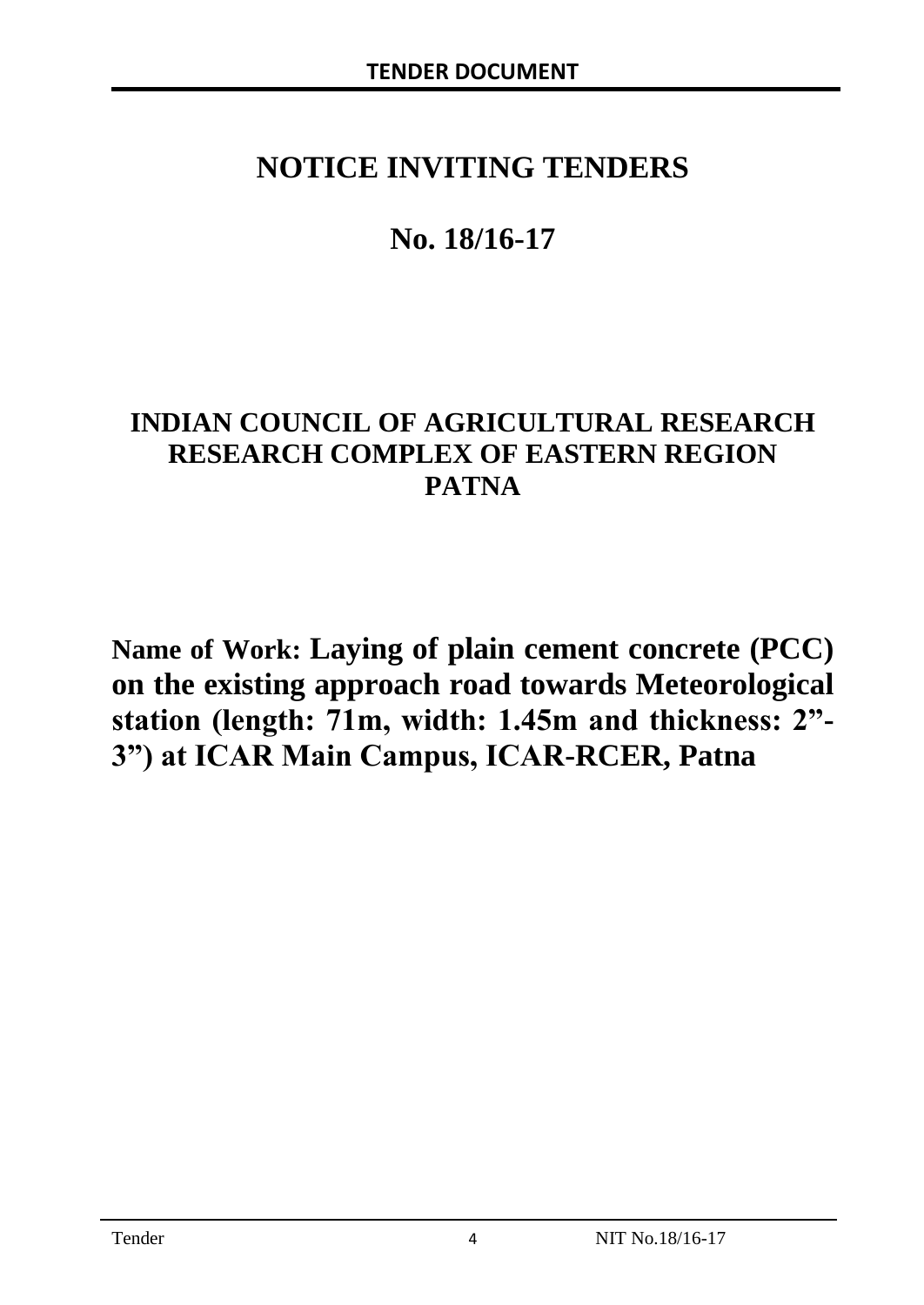# NOTICE INVITING TENDERS

# No. 18/16-17

## INDIAN COUNCIL OF AGRICULTURAL RESEARCH RESEARCH COMPLEX OF EASTERN REGION PATNA

**Name of Work: Laying of plain cement concrete (PCC) on the existing approach road towards Meteorological station (length: 71m, width: 1.45m and thickness: 2"-3") at ICAR Main Campus, ICAR-RCER, Patna**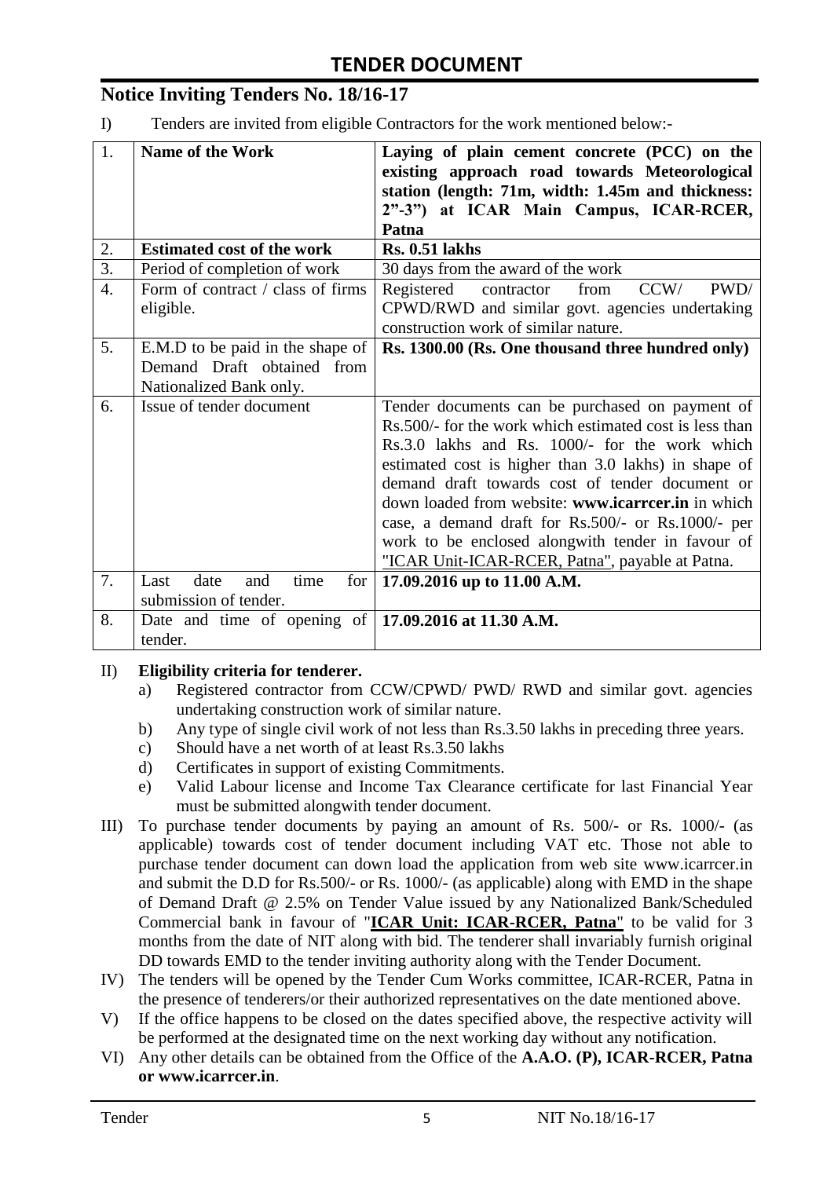# TENDER DOCUMENT

## Notice Inviting Tenders No. 18/16-17

I) Tenders are invited from eligible Contractors for the work mentioned below:-

| | | |
|---|---|---|
| 1. | **Name of the Work** | **Laying of plain cement concrete (PCC) on the existing approach road towards Meteorological station (length: 71m, width: 1.45m and thickness: 2"-3") at ICAR Main Campus, ICAR-RCER, Patna** |
| 2. | **Estimated cost of the work** | **Rs. 0.51 lakhs** |
| 3. | Period of completion of work | 30 days from the award of the work |
| 4. | Form of contract / class of firms eligible. | Registered contractor from CCW/ PWD/ CPWD/RWD and similar govt. agencies undertaking construction work of similar nature. |
| 5. | E.M.D to be paid in the shape of Demand Draft obtained from Nationalized Bank only. | **Rs. 1300.00 (Rs. One thousand three hundred only)** |
| 6. | Issue of tender document | Tender documents can be purchased on payment of Rs.500/- for the work which estimated cost is less than Rs.3.0 lakhs and Rs. 1000/- for the work which estimated cost is higher than 3.0 lakhs) in shape of demand draft towards cost of tender document or down loaded from website: **www.icarrcer.in** in which case, a demand draft for Rs.500/- or Rs.1000/- per work to be enclosed alongwith tender in favour of "ICAR Unit-ICAR-RCER, Patna", payable at Patna. |
| 7. | Last date and time for submission of tender. | **17.09.2016 up to 11.00 A.M.** |
| 8. | Date and time of opening of tender. | **17.09.2016 at 11.30 A.M.** |

II) **Eligibility criteria for tenderer.**

a) Registered contractor from CCW/CPWD/ PWD/ RWD and similar govt. agencies undertaking construction work of similar nature.

b) Any type of single civil work of not less than Rs.3.50 lakhs in preceding three years.

c) Should have a net worth of at least Rs.3.50 lakhs

d) Certificates in support of existing Commitments.

e) Valid Labour license and Income Tax Clearance certificate for last Financial Year must be submitted alongwith tender document.

III) To purchase tender documents by paying an amount of Rs. 500/- or Rs. 1000/- (as applicable) towards cost of tender document including VAT etc. Those not able to purchase tender document can down load the application from web site www.icarrcer.in and submit the D.D for Rs.500/- or Rs. 1000/- (as applicable) along with EMD in the shape of Demand Draft @ 2.5% on Tender Value issued by any Nationalized Bank/Scheduled Commercial bank in favour of "**ICAR Unit: ICAR-RCER, Patna**" to be valid for 3 months from the date of NIT along with bid. The tenderer shall invariably furnish original DD towards EMD to the tender inviting authority along with the Tender Document.

IV) The tenders will be opened by the Tender Cum Works committee, ICAR-RCER, Patna in the presence of tenderers/or their authorized representatives on the date mentioned above.

V) If the office happens to be closed on the dates specified above, the respective activity will be performed at the designated time on the next working day without any notification.

VI) Any other details can be obtained from the Office of the **A.A.O. (P), ICAR-RCER, Patna or www.icarrcer.in**.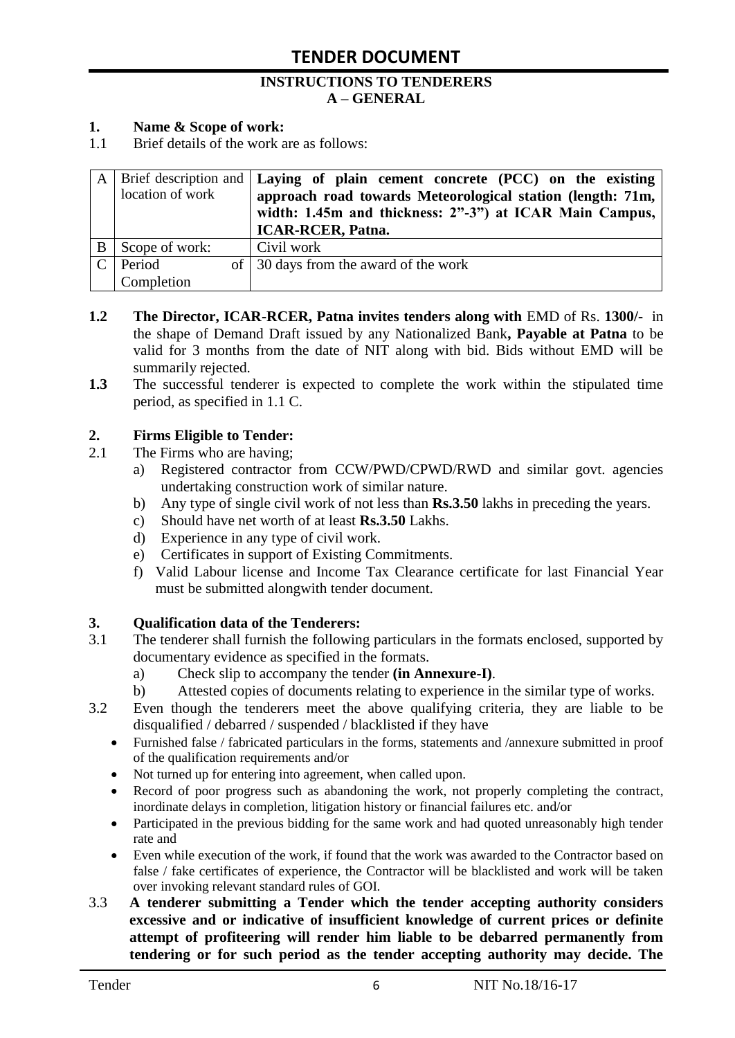# TENDER DOCUMENT

## INSTRUCTIONS TO TENDERERS
## A – GENERAL

**1. Name & Scope of work:**

1.1 Brief details of the work are as follows:

| | | |
|---|---|---|
| A | Brief description and location of work | **Laying of plain cement concrete (PCC) on the existing approach road towards Meteorological station (length: 71m, width: 1.45m and thickness: 2"-3") at ICAR Main Campus, ICAR-RCER, Patna.** |
| B | Scope of work: | Civil work |
| C | Period of Completion | 30 days from the award of the work |

**1.2 The Director, ICAR-RCER, Patna invites tenders along with** EMD of Rs. **1300/-** in the shape of Demand Draft issued by any Nationalized Bank**, Payable at Patna** to be valid for 3 months from the date of NIT along with bid. Bids without EMD will be summarily rejected.

**1.3** The successful tenderer is expected to complete the work within the stipulated time period, as specified in 1.1 C.

**2. Firms Eligible to Tender:**

2.1 The Firms who are having;

a) Registered contractor from CCW/PWD/CPWD/RWD and similar govt. agencies undertaking construction work of similar nature.
b) Any type of single civil work of not less than **Rs.3.50** lakhs in preceding the years.
c) Should have net worth of at least **Rs.3.50** Lakhs.
d) Experience in any type of civil work.
e) Certificates in support of Existing Commitments.
f) Valid Labour license and Income Tax Clearance certificate for last Financial Year must be submitted alongwith tender document.

**3. Qualification data of the Tenderers:**

3.1 The tenderer shall furnish the following particulars in the formats enclosed, supported by documentary evidence as specified in the formats.

a) Check slip to accompany the tender **(in Annexure-I)**.
b) Attested copies of documents relating to experience in the similar type of works.

3.2 Even though the tenderers meet the above qualifying criteria, they are liable to be disqualified / debarred / suspended / blacklisted if they have

- Furnished false / fabricated particulars in the forms, statements and /annexure submitted in proof of the qualification requirements and/or
- Not turned up for entering into agreement, when called upon.
- Record of poor progress such as abandoning the work, not properly completing the contract, inordinate delays in completion, litigation history or financial failures etc. and/or
- Participated in the previous bidding for the same work and had quoted unreasonably high tender rate and
- Even while execution of the work, if found that the work was awarded to the Contractor based on false / fake certificates of experience, the Contractor will be blacklisted and work will be taken over invoking relevant standard rules of GOI.

3.3 **A tenderer submitting a Tender which the tender accepting authority considers excessive and or indicative of insufficient knowledge of current prices or definite attempt of profiteering will render him liable to be debarred permanently from tendering or for such period as the tender accepting authority may decide. The**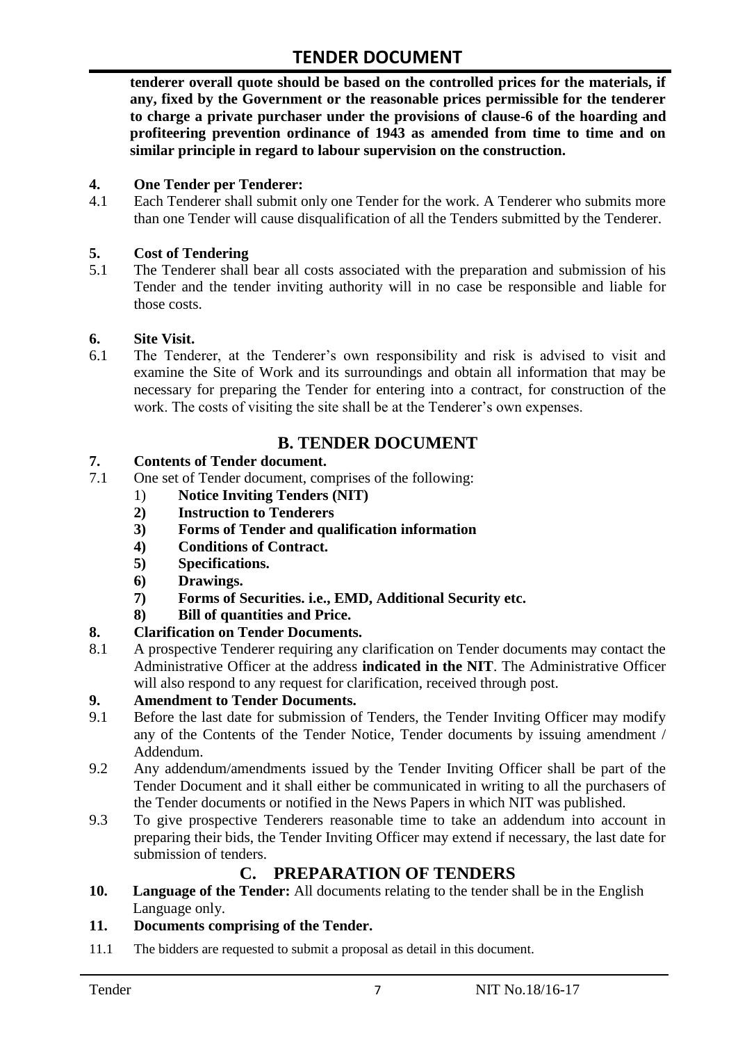**tenderer overall quote should be based on the controlled prices for the materials, if any, fixed by the Government or the reasonable prices permissible for the tenderer to charge a private purchaser under the provisions of clause-6 of the hoarding and profiteering prevention ordinance of 1943 as amended from time to time and on similar principle in regard to labour supervision on the construction.**

**4. One Tender per Tenderer:**

4.1 Each Tenderer shall submit only one Tender for the work. A Tenderer who submits more than one Tender will cause disqualification of all the Tenders submitted by the Tenderer.

**5. Cost of Tendering**

5.1 The Tenderer shall bear all costs associated with the preparation and submission of his Tender and the tender inviting authority will in no case be responsible and liable for those costs.

**6. Site Visit.**

6.1 The Tenderer, at the Tenderer's own responsibility and risk is advised to visit and examine the Site of Work and its surroundings and obtain all information that may be necessary for preparing the Tender for entering into a contract, for construction of the work. The costs of visiting the site shall be at the Tenderer's own expenses.

## B. TENDER DOCUMENT

**7. Contents of Tender document.**

7.1 One set of Tender document, comprises of the following:

1) **Notice Inviting Tenders (NIT)**
2) **Instruction to Tenderers**
3) **Forms of Tender and qualification information**
4) **Conditions of Contract.**
5) **Specifications.**
6) **Drawings.**
7) **Forms of Securities. i.e., EMD, Additional Security etc.**
8) **Bill of quantities and Price.**

**8. Clarification on Tender Documents.**

8.1 A prospective Tenderer requiring any clarification on Tender documents may contact the Administrative Officer at the address **indicated in the NIT**. The Administrative Officer will also respond to any request for clarification, received through post.

**9. Amendment to Tender Documents.**

9.1 Before the last date for submission of Tenders, the Tender Inviting Officer may modify any of the Contents of the Tender Notice, Tender documents by issuing amendment / Addendum.

9.2 Any addendum/amendments issued by the Tender Inviting Officer shall be part of the Tender Document and it shall either be communicated in writing to all the purchasers of the Tender documents or notified in the News Papers in which NIT was published.

9.3 To give prospective Tenderers reasonable time to take an addendum into account in preparing their bids, the Tender Inviting Officer may extend if necessary, the last date for submission of tenders.

## C. PREPARATION OF TENDERS

**10. Language of the Tender:** All documents relating to the tender shall be in the English Language only.

**11. Documents comprising of the Tender.**

11.1 The bidders are requested to submit a proposal as detail in this document.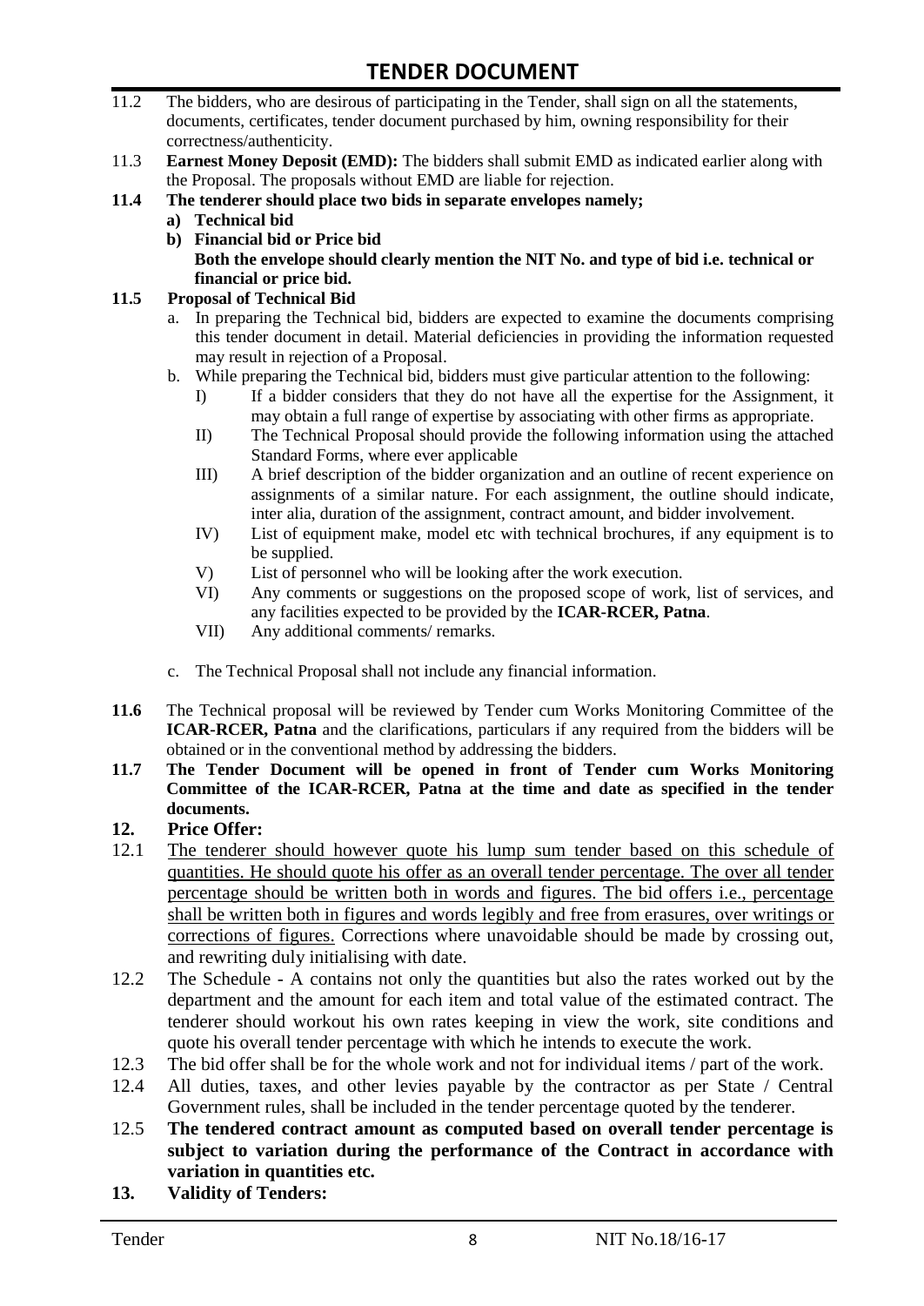11.2 The bidders, who are desirous of participating in the Tender, shall sign on all the statements, documents, certificates, tender document purchased by him, owning responsibility for their correctness/authenticity.

11.3 **Earnest Money Deposit (EMD):** The bidders shall submit EMD as indicated earlier along with the Proposal. The proposals without EMD are liable for rejection.

**11.4 The tenderer should place two bids in separate envelopes namely;**

- **a) Technical bid**
- **b) Financial bid or Price bid**

  **Both the envelope should clearly mention the NIT No. and type of bid i.e. technical or financial or price bid.**

**11.5 Proposal of Technical Bid**

a. In preparing the Technical bid, bidders are expected to examine the documents comprising this tender document in detail. Material deficiencies in providing the information requested may result in rejection of a Proposal.

b. While preparing the Technical bid, bidders must give particular attention to the following:

- I) If a bidder considers that they do not have all the expertise for the Assignment, it may obtain a full range of expertise by associating with other firms as appropriate.
- II) The Technical Proposal should provide the following information using the attached Standard Forms, where ever applicable
- III) A brief description of the bidder organization and an outline of recent experience on assignments of a similar nature. For each assignment, the outline should indicate, inter alia, duration of the assignment, contract amount, and bidder involvement.
- IV) List of equipment make, model etc with technical brochures, if any equipment is to be supplied.
- V) List of personnel who will be looking after the work execution.
- VI) Any comments or suggestions on the proposed scope of work, list of services, and any facilities expected to be provided by the **ICAR-RCER, Patna**.
- VII) Any additional comments/ remarks.

c. The Technical Proposal shall not include any financial information.

**11.6** The Technical proposal will be reviewed by Tender cum Works Monitoring Committee of the **ICAR-RCER, Patna** and the clarifications, particulars if any required from the bidders will be obtained or in the conventional method by addressing the bidders.

**11.7 The Tender Document will be opened in front of Tender cum Works Monitoring Committee of the ICAR-RCER, Patna at the time and date as specified in the tender documents.**

**12. Price Offer:**

12.1 <u>The tenderer should however quote his lump sum tender based on this schedule of quantities. He should quote his offer as an overall tender percentage. The over all tender percentage should be written both in words and figures. The bid offers i.e., percentage shall be written both in figures and words legibly and free from erasures, over writings or corrections of figures.</u> Corrections where unavoidable should be made by crossing out, and rewriting duly initialising with date.

12.2 The Schedule - A contains not only the quantities but also the rates worked out by the department and the amount for each item and total value of the estimated contract. The tenderer should workout his own rates keeping in view the work, site conditions and quote his overall tender percentage with which he intends to execute the work.

12.3 The bid offer shall be for the whole work and not for individual items / part of the work.

12.4 All duties, taxes, and other levies payable by the contractor as per State / Central Government rules, shall be included in the tender percentage quoted by the tenderer.

12.5 **The tendered contract amount as computed based on overall tender percentage is subject to variation during the performance of the Contract in accordance with variation in quantities etc.**

**13. Validity of Tenders:**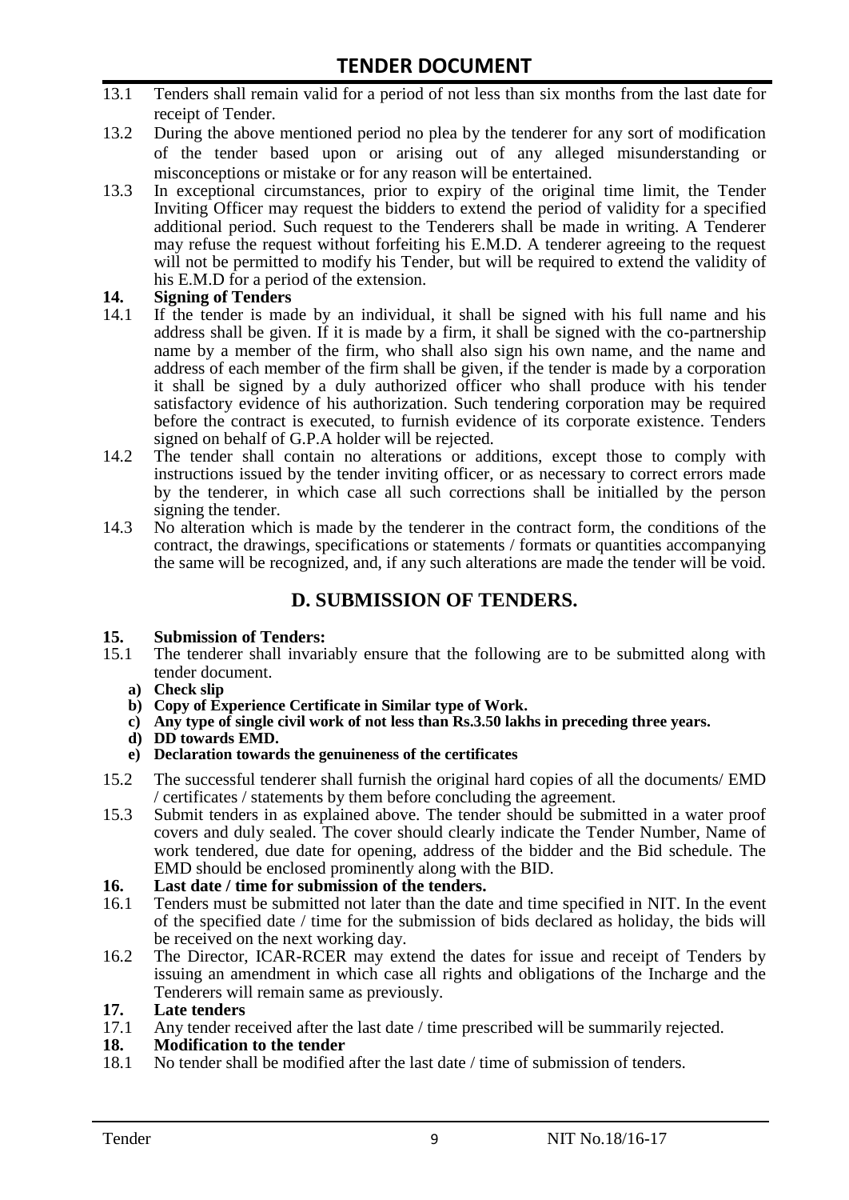13.1 Tenders shall remain valid for a period of not less than six months from the last date for receipt of Tender.

13.2 During the above mentioned period no plea by the tenderer for any sort of modification of the tender based upon or arising out of any alleged misunderstanding or misconceptions or mistake or for any reason will be entertained.

13.3 In exceptional circumstances, prior to expiry of the original time limit, the Tender Inviting Officer may request the bidders to extend the period of validity for a specified additional period. Such request to the Tenderers shall be made in writing. A Tenderer may refuse the request without forfeiting his E.M.D. A tenderer agreeing to the request will not be permitted to modify his Tender, but will be required to extend the validity of his E.M.D for a period of the extension.

**14. Signing of Tenders**

14.1 If the tender is made by an individual, it shall be signed with his full name and his address shall be given. If it is made by a firm, it shall be signed with the co-partnership name by a member of the firm, who shall also sign his own name, and the name and address of each member of the firm shall be given, if the tender is made by a corporation it shall be signed by a duly authorized officer who shall produce with his tender satisfactory evidence of his authorization. Such tendering corporation may be required before the contract is executed, to furnish evidence of its corporate existence. Tenders signed on behalf of G.P.A holder will be rejected.

14.2 The tender shall contain no alterations or additions, except those to comply with instructions issued by the tender inviting officer, or as necessary to correct errors made by the tenderer, in which case all such corrections shall be initialled by the person signing the tender.

14.3 No alteration which is made by the tenderer in the contract form, the conditions of the contract, the drawings, specifications or statements / formats or quantities accompanying the same will be recognized, and, if any such alterations are made the tender will be void.

## D. SUBMISSION OF TENDERS.

**15. Submission of Tenders:**

15.1 The tenderer shall invariably ensure that the following are to be submitted along with tender document.

- **a) Check slip**
- **b) Copy of Experience Certificate in Similar type of Work.**
- **c) Any type of single civil work of not less than Rs.3.50 lakhs in preceding three years.**
- **d) DD towards EMD.**
- **e) Declaration towards the genuineness of the certificates**

15.2 The successful tenderer shall furnish the original hard copies of all the documents/ EMD / certificates / statements by them before concluding the agreement.

15.3 Submit tenders in as explained above. The tender should be submitted in a water proof covers and duly sealed. The cover should clearly indicate the Tender Number, Name of work tendered, due date for opening, address of the bidder and the Bid schedule. The EMD should be enclosed prominently along with the BID.

**16. Last date / time for submission of the tenders.**

16.1 Tenders must be submitted not later than the date and time specified in NIT. In the event of the specified date / time for the submission of bids declared as holiday, the bids will be received on the next working day.

16.2 The Director, ICAR-RCER may extend the dates for issue and receipt of Tenders by issuing an amendment in which case all rights and obligations of the Incharge and the Tenderers will remain same as previously.

**17. Late tenders**

17.1 Any tender received after the last date / time prescribed will be summarily rejected.

**18. Modification to the tender**

18.1 No tender shall be modified after the last date / time of submission of tenders.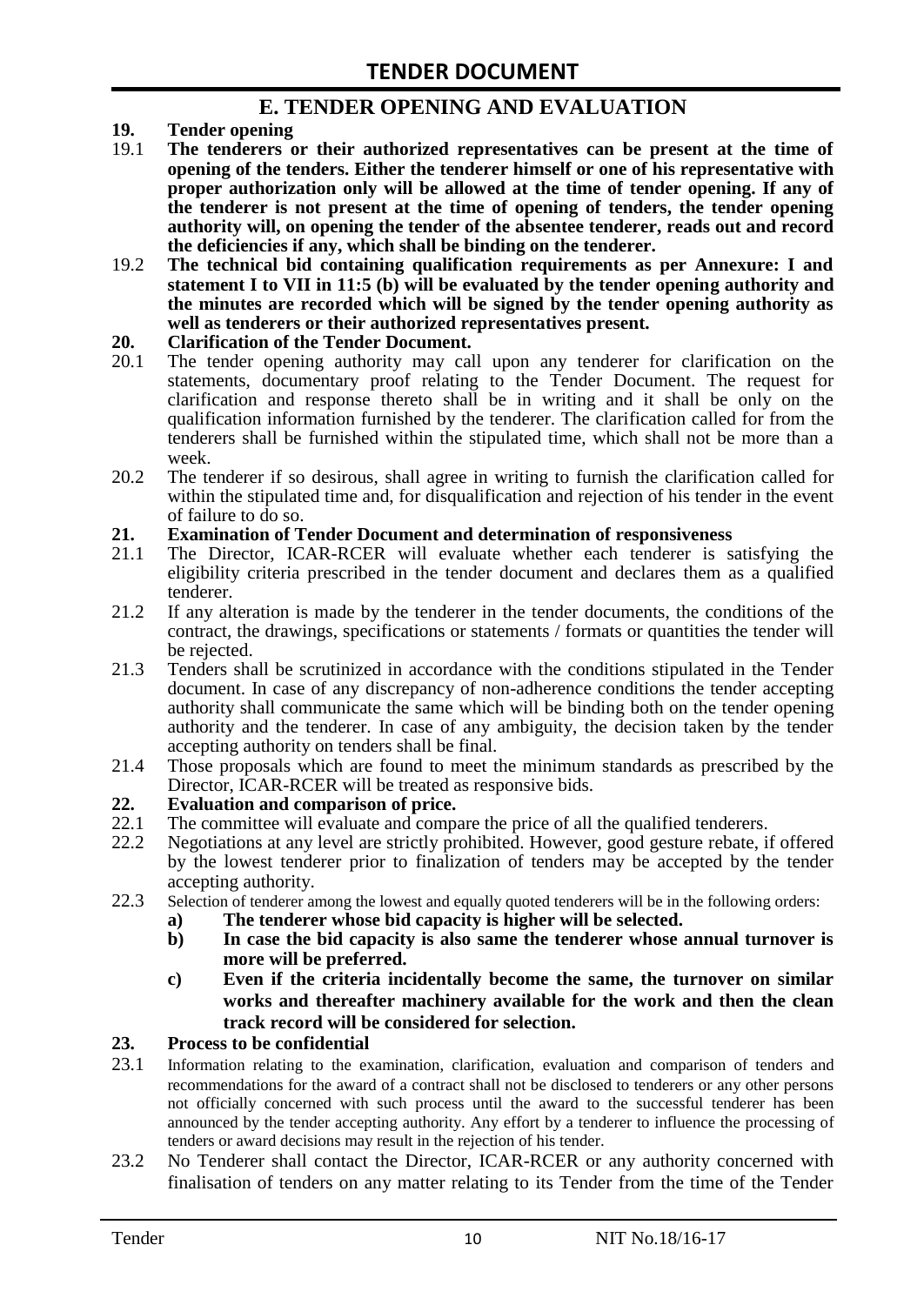## E. TENDER OPENING AND EVALUATION

**19. Tender opening**

19.1 **The tenderers or their authorized representatives can be present at the time of opening of the tenders. Either the tenderer himself or one of his representative with proper authorization only will be allowed at the time of tender opening. If any of the tenderer is not present at the time of opening of tenders, the tender opening authority will, on opening the tender of the absentee tenderer, reads out and record the deficiencies if any, which shall be binding on the tenderer.**

19.2 **The technical bid containing qualification requirements as per Annexure: I and statement I to VII in 11:5 (b) will be evaluated by the tender opening authority and the minutes are recorded which will be signed by the tender opening authority as well as tenderers or their authorized representatives present.**

**20. Clarification of the Tender Document.**

20.1 The tender opening authority may call upon any tenderer for clarification on the statements, documentary proof relating to the Tender Document. The request for clarification and response thereto shall be in writing and it shall be only on the qualification information furnished by the tenderer. The clarification called for from the tenderers shall be furnished within the stipulated time, which shall not be more than a week.

20.2 The tenderer if so desirous, shall agree in writing to furnish the clarification called for within the stipulated time and, for disqualification and rejection of his tender in the event of failure to do so.

**21. Examination of Tender Document and determination of responsiveness**

21.1 The Director, ICAR-RCER will evaluate whether each tenderer is satisfying the eligibility criteria prescribed in the tender document and declares them as a qualified tenderer.

21.2 If any alteration is made by the tenderer in the tender documents, the conditions of the contract, the drawings, specifications or statements / formats or quantities the tender will be rejected.

21.3 Tenders shall be scrutinized in accordance with the conditions stipulated in the Tender document. In case of any discrepancy of non-adherence conditions the tender accepting authority shall communicate the same which will be binding both on the tender opening authority and the tenderer. In case of any ambiguity, the decision taken by the tender accepting authority on tenders shall be final.

21.4 Those proposals which are found to meet the minimum standards as prescribed by the Director, ICAR-RCER will be treated as responsive bids.

**22. Evaluation and comparison of price.**

22.1 The committee will evaluate and compare the price of all the qualified tenderers.

22.2 Negotiations at any level are strictly prohibited. However, good gesture rebate, if offered by the lowest tenderer prior to finalization of tenders may be accepted by the tender accepting authority.

22.3 Selection of tenderer among the lowest and equally quoted tenderers will be in the following orders:

   **a) The tenderer whose bid capacity is higher will be selected.**

   **b) In case the bid capacity is also same the tenderer whose annual turnover is more will be preferred.**

   **c) Even if the criteria incidentally become the same, the turnover on similar works and thereafter machinery available for the work and then the clean track record will be considered for selection.**

**23. Process to be confidential**

23.1 Information relating to the examination, clarification, evaluation and comparison of tenders and recommendations for the award of a contract shall not be disclosed to tenderers or any other persons not officially concerned with such process until the award to the successful tenderer has been announced by the tender accepting authority. Any effort by a tenderer to influence the processing of tenders or award decisions may result in the rejection of his tender.

23.2 No Tenderer shall contact the Director, ICAR-RCER or any authority concerned with finalisation of tenders on any matter relating to its Tender from the time of the Tender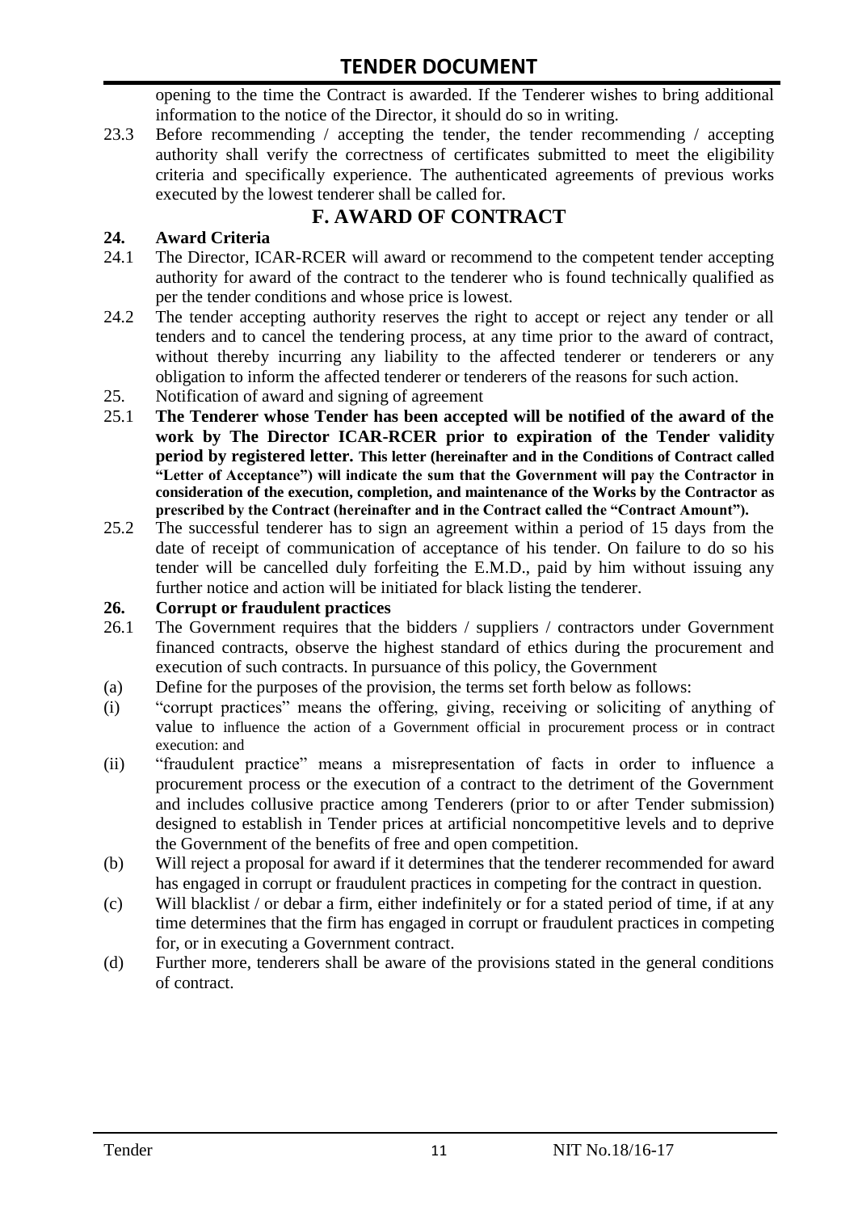opening to the time the Contract is awarded. If the Tenderer wishes to bring additional information to the notice of the Director, it should do so in writing.

23.3 Before recommending / accepting the tender, the tender recommending / accepting authority shall verify the correctness of certificates submitted to meet the eligibility criteria and specifically experience. The authenticated agreements of previous works executed by the lowest tenderer shall be called for.

## F. AWARD OF CONTRACT

**24. Award Criteria**

24.1 The Director, ICAR-RCER will award or recommend to the competent tender accepting authority for award of the contract to the tenderer who is found technically qualified as per the tender conditions and whose price is lowest.

24.2 The tender accepting authority reserves the right to accept or reject any tender or all tenders and to cancel the tendering process, at any time prior to the award of contract, without thereby incurring any liability to the affected tenderer or tenderers or any obligation to inform the affected tenderer or tenderers of the reasons for such action.

25. Notification of award and signing of agreement

25.1 **The Tenderer whose Tender has been accepted will be notified of the award of the work by The Director ICAR-RCER prior to expiration of the Tender validity period by registered letter. This letter (hereinafter and in the Conditions of Contract called "Letter of Acceptance") will indicate the sum that the Government will pay the Contractor in consideration of the execution, completion, and maintenance of the Works by the Contractor as prescribed by the Contract (hereinafter and in the Contract called the "Contract Amount").**

25.2 The successful tenderer has to sign an agreement within a period of 15 days from the date of receipt of communication of acceptance of his tender. On failure to do so his tender will be cancelled duly forfeiting the E.M.D., paid by him without issuing any further notice and action will be initiated for black listing the tenderer.

**26. Corrupt or fraudulent practices**

26.1 The Government requires that the bidders / suppliers / contractors under Government financed contracts, observe the highest standard of ethics during the procurement and execution of such contracts. In pursuance of this policy, the Government

(a) Define for the purposes of the provision, the terms set forth below as follows:

(i) "corrupt practices" means the offering, giving, receiving or soliciting of anything of value to influence the action of a Government official in procurement process or in contract execution: and

(ii) "fraudulent practice" means a misrepresentation of facts in order to influence a procurement process or the execution of a contract to the detriment of the Government and includes collusive practice among Tenderers (prior to or after Tender submission) designed to establish in Tender prices at artificial noncompetitive levels and to deprive the Government of the benefits of free and open competition.

(b) Will reject a proposal for award if it determines that the tenderer recommended for award has engaged in corrupt or fraudulent practices in competing for the contract in question.

(c) Will blacklist / or debar a firm, either indefinitely or for a stated period of time, if at any time determines that the firm has engaged in corrupt or fraudulent practices in competing for, or in executing a Government contract.

(d) Further more, tenderers shall be aware of the provisions stated in the general conditions of contract.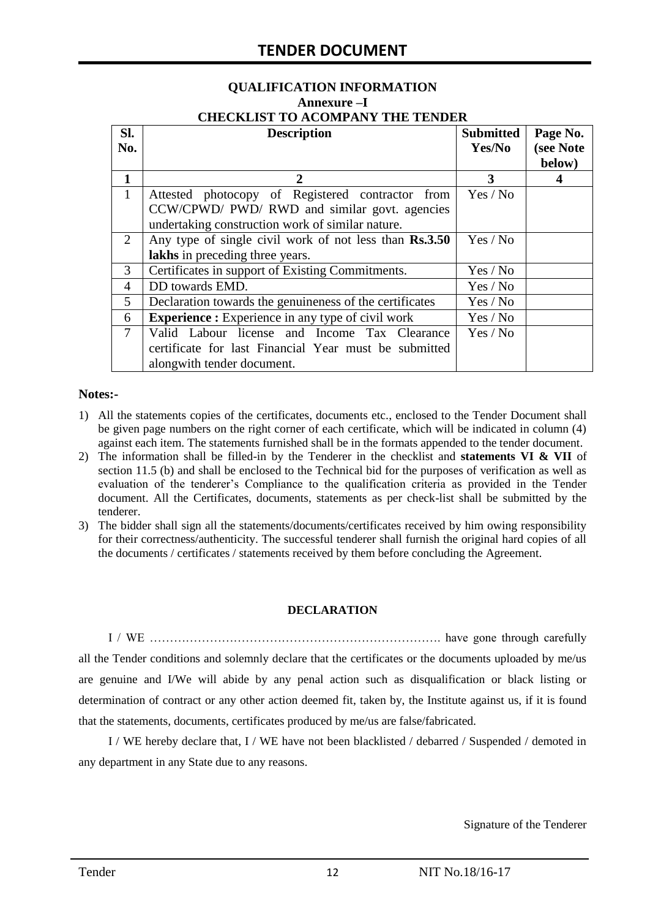### QUALIFICATION INFORMATION
### Annexure –I
### CHECKLIST TO ACOMPANY THE TENDER

| Sl. No. | Description | Submitted Yes/No | Page No. (see Note below) |
|---|---|---|---|
| **1** | **2** | **3** | **4** |
| 1 | Attested photocopy of Registered contractor from CCW/CPWD/ PWD/ RWD and similar govt. agencies undertaking construction work of similar nature. | Yes / No | |
| 2 | Any type of single civil work of not less than **Rs.3.50 lakhs** in preceding three years. | Yes / No | |
| 3 | Certificates in support of Existing Commitments. | Yes / No | |
| 4 | DD towards EMD. | Yes / No | |
| 5 | Declaration towards the genuineness of the certificates | Yes / No | |
| 6 | **Experience :** Experience in any type of civil work | Yes / No | |
| 7 | Valid Labour license and Income Tax Clearance certificate for last Financial Year must be submitted alongwith tender document. | Yes / No | |

**Notes:-**

1) All the statements copies of the certificates, documents etc., enclosed to the Tender Document shall be given page numbers on the right corner of each certificate, which will be indicated in column (4) against each item. The statements furnished shall be in the formats appended to the tender document.
2) The information shall be filled-in by the Tenderer in the checklist and **statements VI & VII** of section 11.5 (b) and shall be enclosed to the Technical bid for the purposes of verification as well as evaluation of the tenderer's Compliance to the qualification criteria as provided in the Tender document. All the Certificates, documents, statements as per check-list shall be submitted by the tenderer.
3) The bidder shall sign all the statements/documents/certificates received by him owing responsibility for their correctness/authenticity. The successful tenderer shall furnish the original hard copies of all the documents / certificates / statements received by them before concluding the Agreement.

**DECLARATION**

I / WE ………………………………………………………………. have gone through carefully all the Tender conditions and solemnly declare that the certificates or the documents uploaded by me/us are genuine and I/We will abide by any penal action such as disqualification or black listing or determination of contract or any other action deemed fit, taken by, the Institute against us, if it is found that the statements, documents, certificates produced by me/us are false/fabricated.

I / WE hereby declare that, I / WE have not been blacklisted / debarred / Suspended / demoted in any department in any State due to any reasons.

Signature of the Tenderer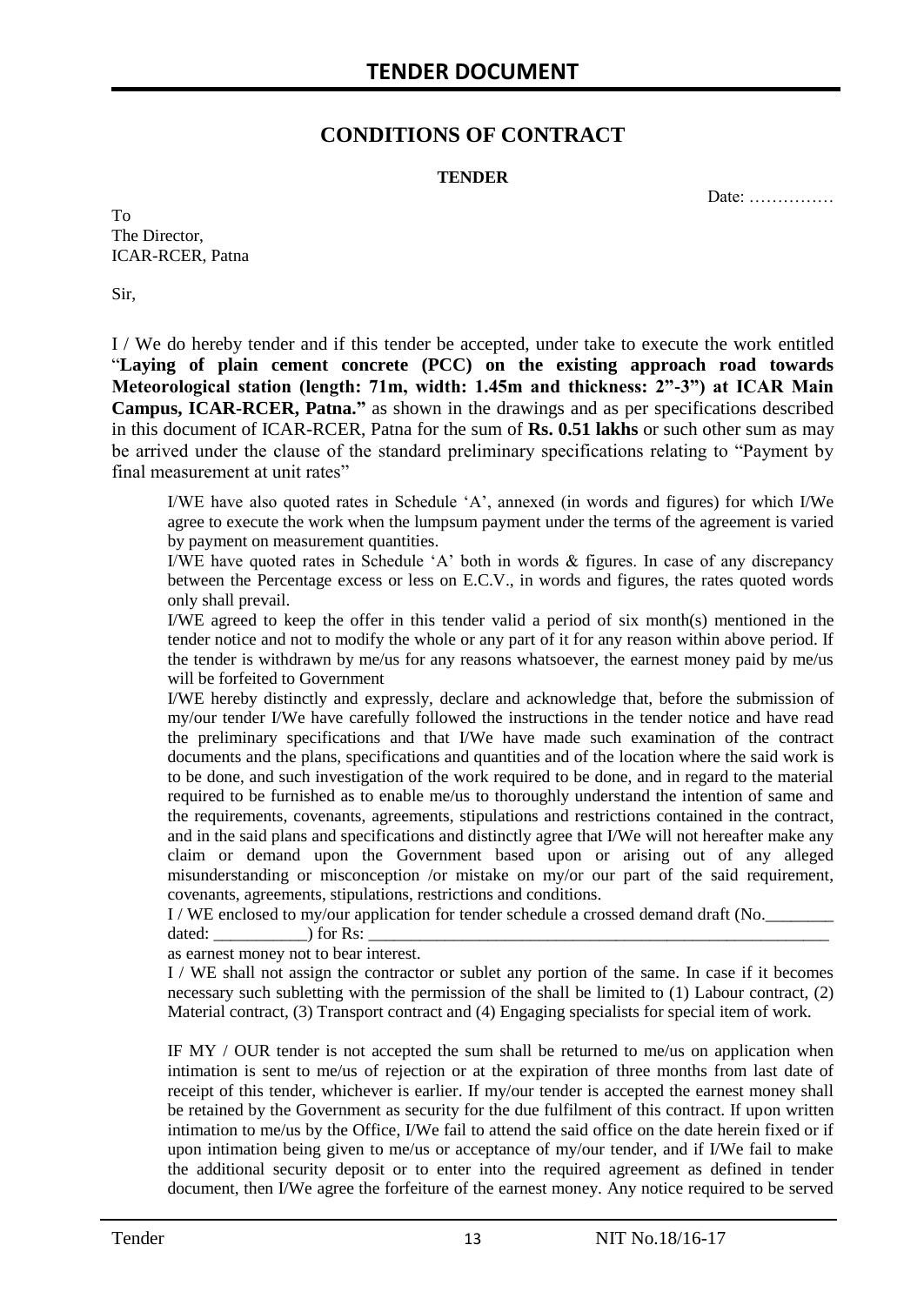## CONDITIONS OF CONTRACT

**TENDER**

Date: ……………

To
The Director,
ICAR-RCER, Patna

Sir,

I / We do hereby tender and if this tender be accepted, under take to execute the work entitled "**Laying of plain cement concrete (PCC) on the existing approach road towards Meteorological station (length: 71m, width: 1.45m and thickness: 2"-3") at ICAR Main Campus, ICAR-RCER, Patna."** as shown in the drawings and as per specifications described in this document of ICAR-RCER, Patna for the sum of **Rs. 0.51 lakhs** or such other sum as may be arrived under the clause of the standard preliminary specifications relating to "Payment by final measurement at unit rates"

I/WE have also quoted rates in Schedule 'A', annexed (in words and figures) for which I/We agree to execute the work when the lumpsum payment under the terms of the agreement is varied by payment on measurement quantities.

I/WE have quoted rates in Schedule 'A' both in words & figures. In case of any discrepancy between the Percentage excess or less on E.C.V., in words and figures, the rates quoted words only shall prevail.

I/WE agreed to keep the offer in this tender valid a period of six month(s) mentioned in the tender notice and not to modify the whole or any part of it for any reason within above period. If the tender is withdrawn by me/us for any reasons whatsoever, the earnest money paid by me/us will be forfeited to Government

I/WE hereby distinctly and expressly, declare and acknowledge that, before the submission of my/our tender I/We have carefully followed the instructions in the tender notice and have read the preliminary specifications and that I/We have made such examination of the contract documents and the plans, specifications and quantities and of the location where the said work is to be done, and such investigation of the work required to be done, and in regard to the material required to be furnished as to enable me/us to thoroughly understand the intention of same and the requirements, covenants, agreements, stipulations and restrictions contained in the contract, and in the said plans and specifications and distinctly agree that I/We will not hereafter make any claim or demand upon the Government based upon or arising out of any alleged misunderstanding or misconception /or mistake on my/or our part of the said requirement, covenants, agreements, stipulations, restrictions and conditions.

I / WE enclosed to my/our application for tender schedule a crossed demand draft (No.________ dated: ___________) for Rs: ___________________________________________________________ as earnest money not to bear interest.

I / WE shall not assign the contractor or sublet any portion of the same. In case if it becomes necessary such subletting with the permission of the shall be limited to (1) Labour contract, (2) Material contract, (3) Transport contract and (4) Engaging specialists for special item of work.

IF MY / OUR tender is not accepted the sum shall be returned to me/us on application when intimation is sent to me/us of rejection or at the expiration of three months from last date of receipt of this tender, whichever is earlier. If my/our tender is accepted the earnest money shall be retained by the Government as security for the due fulfilment of this contract. If upon written intimation to me/us by the Office, I/We fail to attend the said office on the date herein fixed or if upon intimation being given to me/us or acceptance of my/our tender, and if I/We fail to make the additional security deposit or to enter into the required agreement as defined in tender document, then I/We agree the forfeiture of the earnest money. Any notice required to be served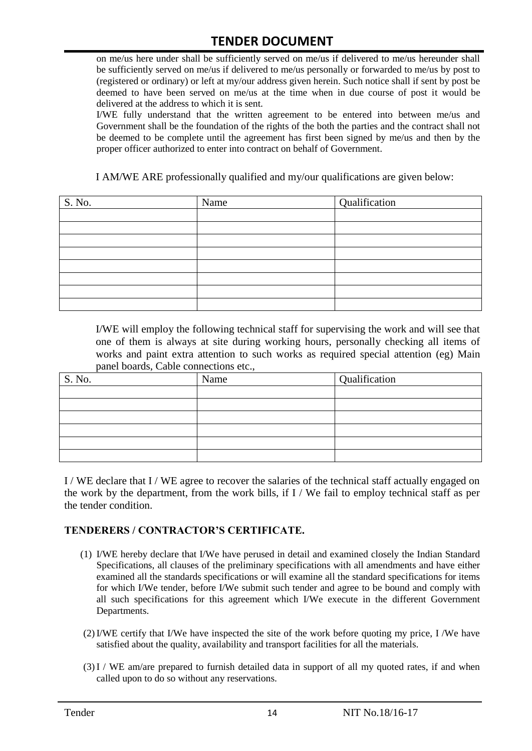on me/us here under shall be sufficiently served on me/us if delivered to me/us hereunder shall be sufficiently served on me/us if delivered to me/us personally or forwarded to me/us by post to (registered or ordinary) or left at my/our address given herein. Such notice shall if sent by post be deemed to have been served on me/us at the time when in due course of post it would be delivered at the address to which it is sent.

I/WE fully understand that the written agreement to be entered into between me/us and Government shall be the foundation of the rights of the both the parties and the contract shall not be deemed to be complete until the agreement has first been signed by me/us and then by the proper officer authorized to enter into contract on behalf of Government.

I AM/WE ARE professionally qualified and my/our qualifications are given below:

| S. No. | Name | Qualification |
|---|---|---|
| | | |
| | | |
| | | |
| | | |
| | | |
| | | |
| | | |
| | | |

I/WE will employ the following technical staff for supervising the work and will see that one of them is always at site during working hours, personally checking all items of works and paint extra attention to such works as required special attention (eg) Main panel boards, Cable connections etc.,

| S. No. | Name | Qualification |
|---|---|---|
| | | |
| | | |
| | | |
| | | |
| | | |
| | | |

I / WE declare that I / WE agree to recover the salaries of the technical staff actually engaged on the work by the department, from the work bills, if I / We fail to employ technical staff as per the tender condition.

## TENDERERS / CONTRACTOR'S CERTIFICATE.

(1) I/WE hereby declare that I/We have perused in detail and examined closely the Indian Standard Specifications, all clauses of the preliminary specifications with all amendments and have either examined all the standards specifications or will examine all the standard specifications for items for which I/We tender, before I/We submit such tender and agree to be bound and comply with all such specifications for this agreement which I/We execute in the different Government Departments.

(2) I/WE certify that I/We have inspected the site of the work before quoting my price, I /We have satisfied about the quality, availability and transport facilities for all the materials.

(3) I / WE am/are prepared to furnish detailed data in support of all my quoted rates, if and when called upon to do so without any reservations.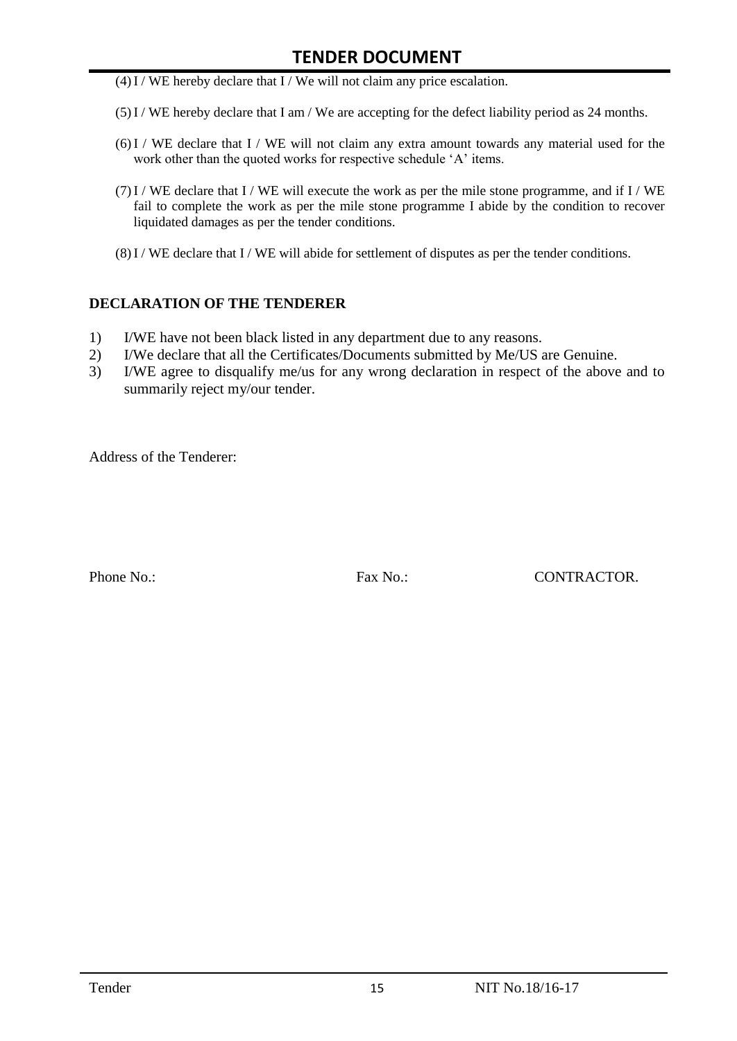(4) I / WE hereby declare that I / We will not claim any price escalation.

(5) I / WE hereby declare that I am / We are accepting for the defect liability period as 24 months.

(6) I / WE declare that I / WE will not claim any extra amount towards any material used for the work other than the quoted works for respective schedule 'A' items.

(7) I / WE declare that I / WE will execute the work as per the mile stone programme, and if I / WE fail to complete the work as per the mile stone programme I abide by the condition to recover liquidated damages as per the tender conditions.

(8) I / WE declare that I / WE will abide for settlement of disputes as per the tender conditions.

**DECLARATION OF THE TENDERER**

1) I/WE have not been black listed in any department due to any reasons.
2) I/We declare that all the Certificates/Documents submitted by Me/US are Genuine.
3) I/WE agree to disqualify me/us for any wrong declaration in respect of the above and to summarily reject my/our tender.

Address of the Tenderer:

Phone No.: Fax No.: CONTRACTOR.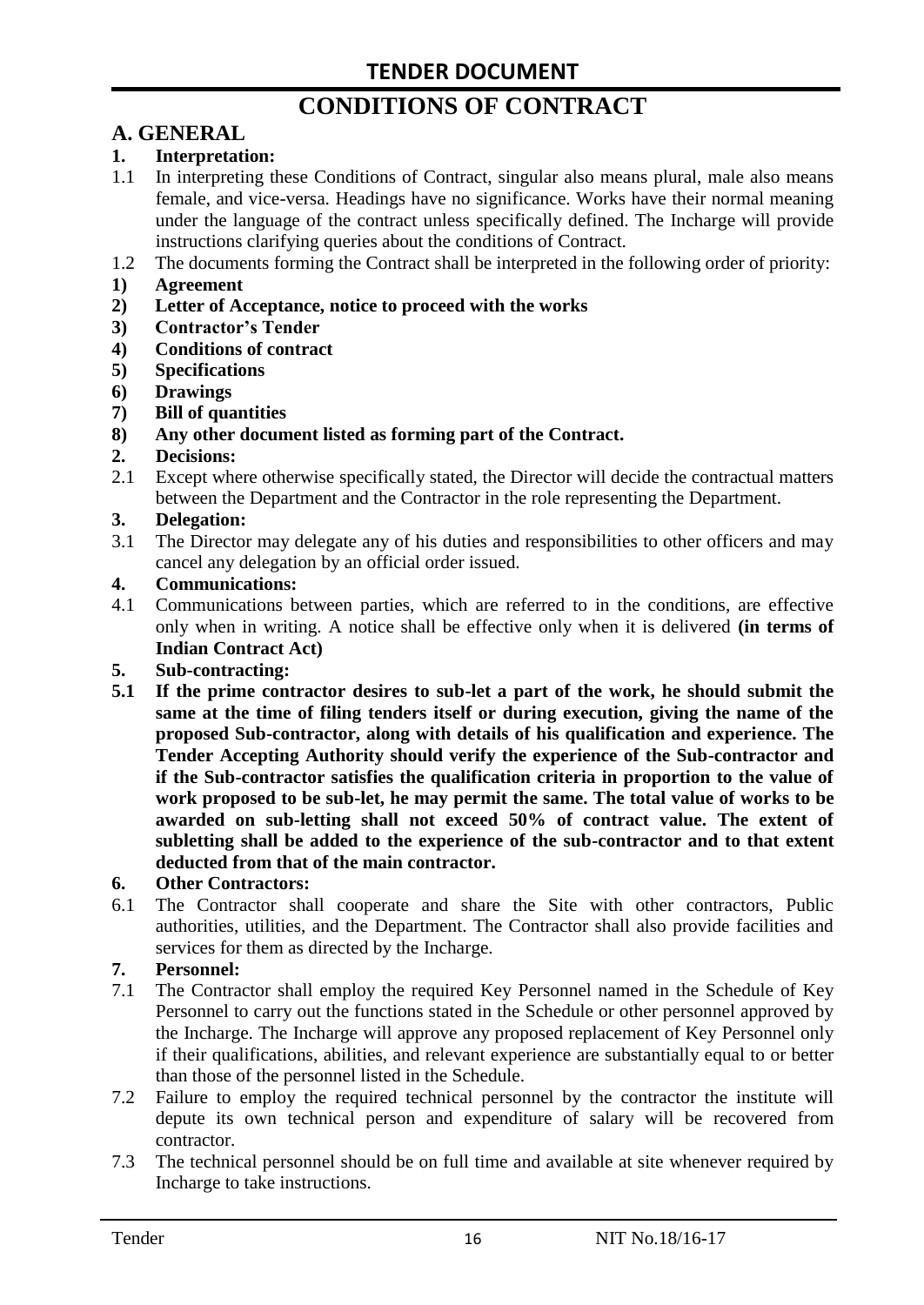# CONDITIONS OF CONTRACT

## A. GENERAL

**1. Interpretation:**

1.1 In interpreting these Conditions of Contract, singular also means plural, male also means female, and vice-versa. Headings have no significance. Works have their normal meaning under the language of the contract unless specifically defined. The Incharge will provide instructions clarifying queries about the conditions of Contract.

1.2 The documents forming the Contract shall be interpreted in the following order of priority:

**1) Agreement**

**2) Letter of Acceptance, notice to proceed with the works**

**3) Contractor's Tender**

**4) Conditions of contract**

**5) Specifications**

**6) Drawings**

**7) Bill of quantities**

**8) Any other document listed as forming part of the Contract.**

**2. Decisions:**

2.1 Except where otherwise specifically stated, the Director will decide the contractual matters between the Department and the Contractor in the role representing the Department.

**3. Delegation:**

3.1 The Director may delegate any of his duties and responsibilities to other officers and may cancel any delegation by an official order issued.

**4. Communications:**

4.1 Communications between parties, which are referred to in the conditions, are effective only when in writing. A notice shall be effective only when it is delivered **(in terms of Indian Contract Act)**

**5. Sub-contracting:**

**5.1 If the prime contractor desires to sub-let a part of the work, he should submit the same at the time of filing tenders itself or during execution, giving the name of the proposed Sub-contractor, along with details of his qualification and experience. The Tender Accepting Authority should verify the experience of the Sub-contractor and if the Sub-contractor satisfies the qualification criteria in proportion to the value of work proposed to be sub-let, he may permit the same. The total value of works to be awarded on sub-letting shall not exceed 50% of contract value. The extent of subletting shall be added to the experience of the sub-contractor and to that extent deducted from that of the main contractor.**

**6. Other Contractors:**

6.1 The Contractor shall cooperate and share the Site with other contractors, Public authorities, utilities, and the Department. The Contractor shall also provide facilities and services for them as directed by the Incharge.

**7. Personnel:**

7.1 The Contractor shall employ the required Key Personnel named in the Schedule of Key Personnel to carry out the functions stated in the Schedule or other personnel approved by the Incharge. The Incharge will approve any proposed replacement of Key Personnel only if their qualifications, abilities, and relevant experience are substantially equal to or better than those of the personnel listed in the Schedule.

7.2 Failure to employ the required technical personnel by the contractor the institute will depute its own technical person and expenditure of salary will be recovered from contractor.

7.3 The technical personnel should be on full time and available at site whenever required by Incharge to take instructions.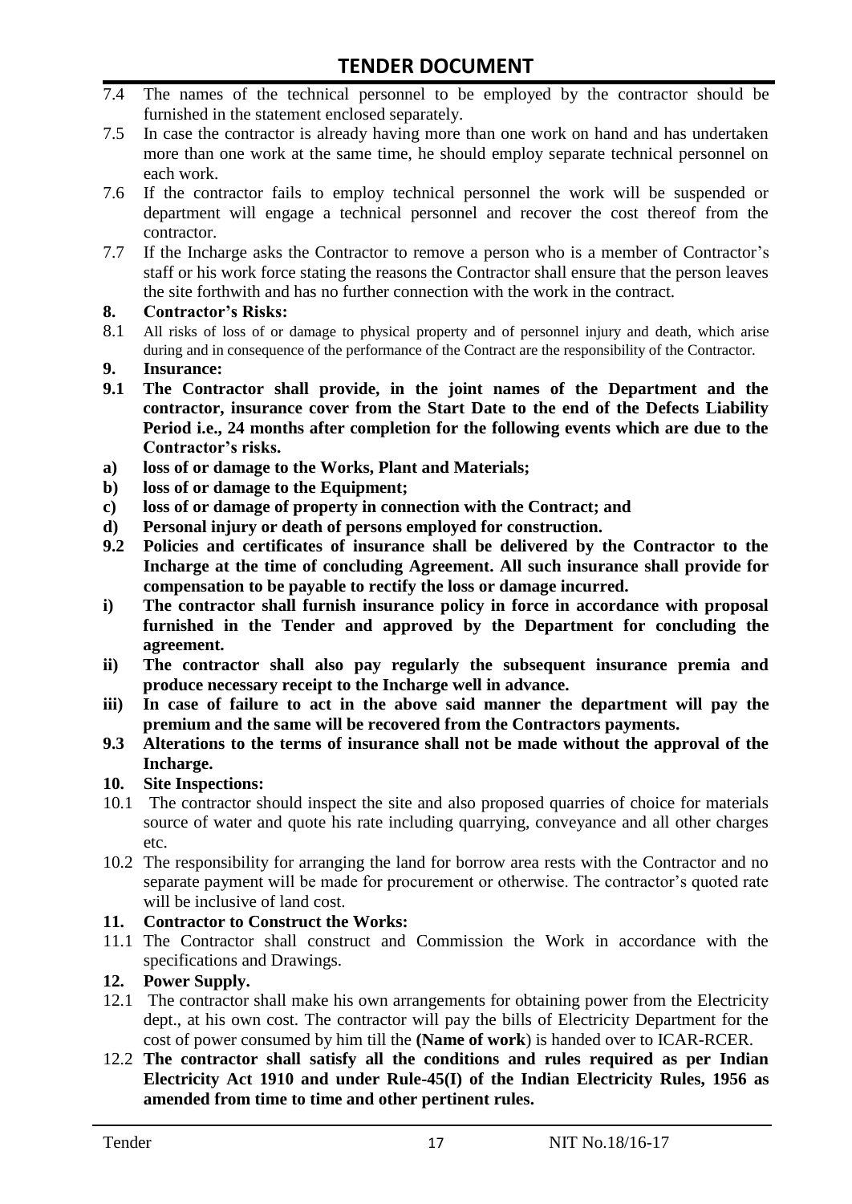7.4 The names of the technical personnel to be employed by the contractor should be furnished in the statement enclosed separately.

7.5 In case the contractor is already having more than one work on hand and has undertaken more than one work at the same time, he should employ separate technical personnel on each work.

7.6 If the contractor fails to employ technical personnel the work will be suspended or department will engage a technical personnel and recover the cost thereof from the contractor.

7.7 If the Incharge asks the Contractor to remove a person who is a member of Contractor's staff or his work force stating the reasons the Contractor shall ensure that the person leaves the site forthwith and has no further connection with the work in the contract.

**8. Contractor's Risks:**

8.1 All risks of loss of or damage to physical property and of personnel injury and death, which arise during and in consequence of the performance of the Contract are the responsibility of the Contractor.

**9. Insurance:**

**9.1 The Contractor shall provide, in the joint names of the Department and the contractor, insurance cover from the Start Date to the end of the Defects Liability Period i.e., 24 months after completion for the following events which are due to the Contractor's risks.**

**a) loss of or damage to the Works, Plant and Materials;**

**b) loss of or damage to the Equipment;**

**c) loss of or damage of property in connection with the Contract; and**

**d) Personal injury or death of persons employed for construction.**

**9.2 Policies and certificates of insurance shall be delivered by the Contractor to the Incharge at the time of concluding Agreement. All such insurance shall provide for compensation to be payable to rectify the loss or damage incurred.**

**i) The contractor shall furnish insurance policy in force in accordance with proposal furnished in the Tender and approved by the Department for concluding the agreement.**

**ii) The contractor shall also pay regularly the subsequent insurance premia and produce necessary receipt to the Incharge well in advance.**

**iii) In case of failure to act in the above said manner the department will pay the premium and the same will be recovered from the Contractors payments.**

**9.3 Alterations to the terms of insurance shall not be made without the approval of the Incharge.**

**10. Site Inspections:**

10.1 The contractor should inspect the site and also proposed quarries of choice for materials source of water and quote his rate including quarrying, conveyance and all other charges etc.

10.2 The responsibility for arranging the land for borrow area rests with the Contractor and no separate payment will be made for procurement or otherwise. The contractor's quoted rate will be inclusive of land cost.

**11. Contractor to Construct the Works:**

11.1 The Contractor shall construct and Commission the Work in accordance with the specifications and Drawings.

**12. Power Supply.**

12.1 The contractor shall make his own arrangements for obtaining power from the Electricity dept., at his own cost. The contractor will pay the bills of Electricity Department for the cost of power consumed by him till the **(Name of work**) is handed over to ICAR-RCER.

12.2 **The contractor shall satisfy all the conditions and rules required as per Indian Electricity Act 1910 and under Rule-45(I) of the Indian Electricity Rules, 1956 as amended from time to time and other pertinent rules.**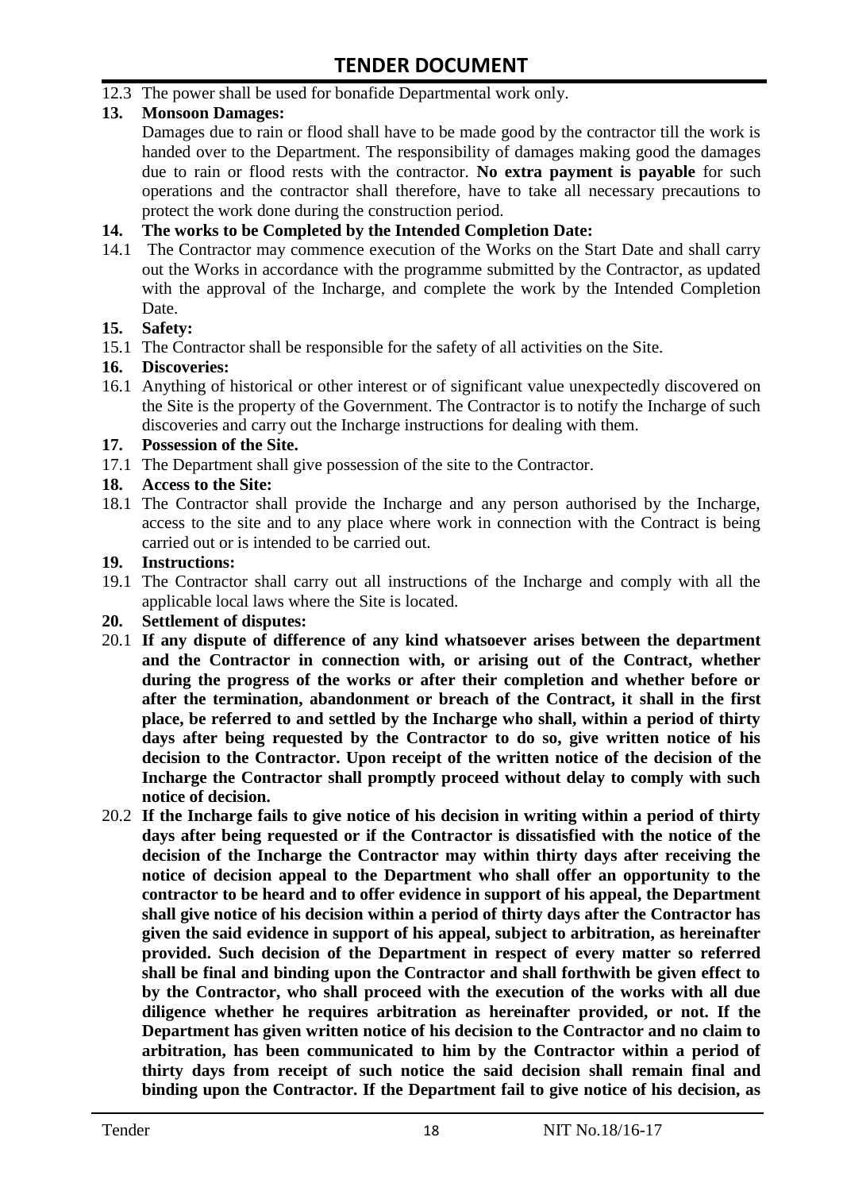12.3 The power shall be used for bonafide Departmental work only.

**13. Monsoon Damages:**

Damages due to rain or flood shall have to be made good by the contractor till the work is handed over to the Department. The responsibility of damages making good the damages due to rain or flood rests with the contractor. **No extra payment is payable** for such operations and the contractor shall therefore, have to take all necessary precautions to protect the work done during the construction period.

**14. The works to be Completed by the Intended Completion Date:**

14.1 The Contractor may commence execution of the Works on the Start Date and shall carry out the Works in accordance with the programme submitted by the Contractor, as updated with the approval of the Incharge, and complete the work by the Intended Completion Date.

**15. Safety:**

15.1 The Contractor shall be responsible for the safety of all activities on the Site.

**16. Discoveries:**

16.1 Anything of historical or other interest or of significant value unexpectedly discovered on the Site is the property of the Government. The Contractor is to notify the Incharge of such discoveries and carry out the Incharge instructions for dealing with them.

**17. Possession of the Site.**

17.1 The Department shall give possession of the site to the Contractor.

**18. Access to the Site:**

18.1 The Contractor shall provide the Incharge and any person authorised by the Incharge, access to the site and to any place where work in connection with the Contract is being carried out or is intended to be carried out.

**19. Instructions:**

19.1 The Contractor shall carry out all instructions of the Incharge and comply with all the applicable local laws where the Site is located.

**20. Settlement of disputes:**

20.1 **If any dispute of difference of any kind whatsoever arises between the department and the Contractor in connection with, or arising out of the Contract, whether during the progress of the works or after their completion and whether before or after the termination, abandonment or breach of the Contract, it shall in the first place, be referred to and settled by the Incharge who shall, within a period of thirty days after being requested by the Contractor to do so, give written notice of his decision to the Contractor. Upon receipt of the written notice of the decision of the Incharge the Contractor shall promptly proceed without delay to comply with such notice of decision.**

20.2 **If the Incharge fails to give notice of his decision in writing within a period of thirty days after being requested or if the Contractor is dissatisfied with the notice of the decision of the Incharge the Contractor may within thirty days after receiving the notice of decision appeal to the Department who shall offer an opportunity to the contractor to be heard and to offer evidence in support of his appeal, the Department shall give notice of his decision within a period of thirty days after the Contractor has given the said evidence in support of his appeal, subject to arbitration, as hereinafter provided. Such decision of the Department in respect of every matter so referred shall be final and binding upon the Contractor and shall forthwith be given effect to by the Contractor, who shall proceed with the execution of the works with all due diligence whether he requires arbitration as hereinafter provided, or not. If the Department has given written notice of his decision to the Contractor and no claim to arbitration, has been communicated to him by the Contractor within a period of thirty days from receipt of such notice the said decision shall remain final and binding upon the Contractor. If the Department fail to give notice of his decision, as**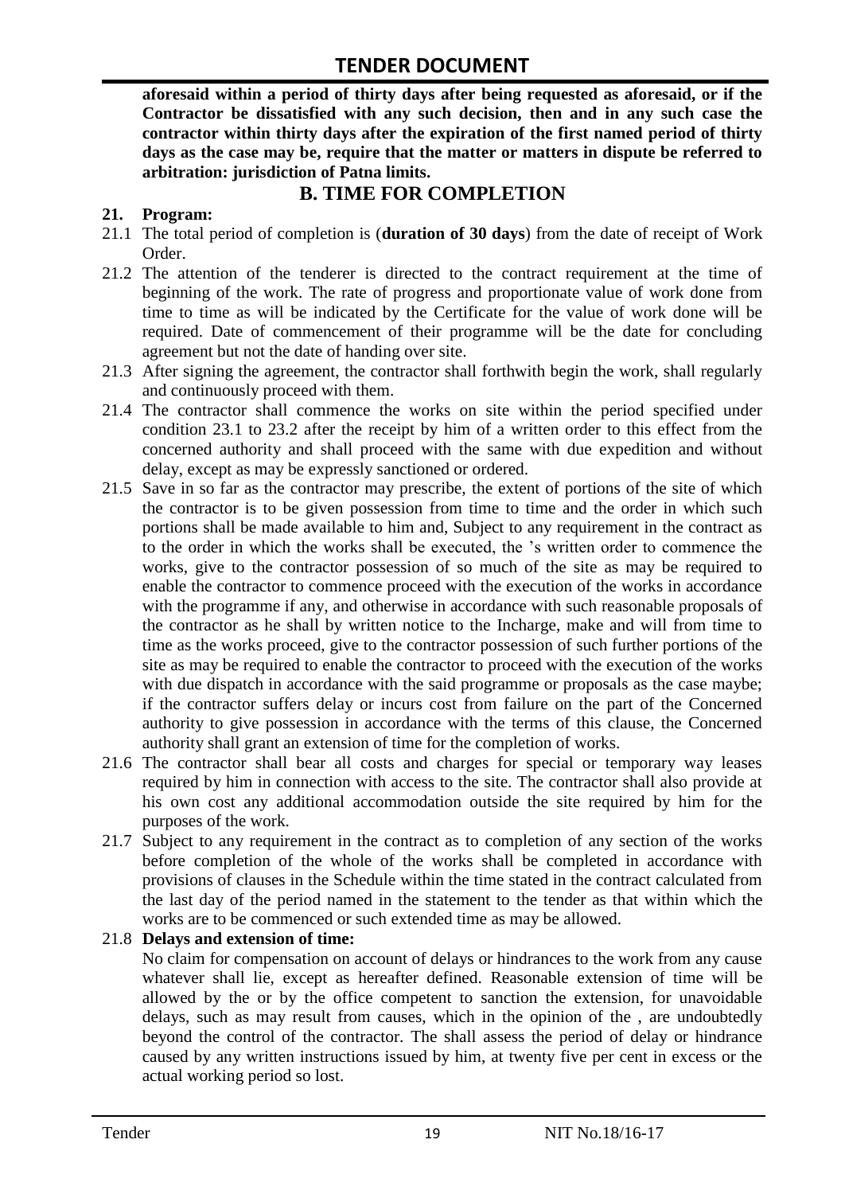**aforesaid within a period of thirty days after being requested as aforesaid, or if the Contractor be dissatisfied with any such decision, then and in any such case the contractor within thirty days after the expiration of the first named period of thirty days as the case may be, require that the matter or matters in dispute be referred to arbitration: jurisdiction of Patna limits.**

## B. TIME FOR COMPLETION

**21. Program:**

21.1 The total period of completion is (**duration of 30 days**) from the date of receipt of Work Order.

21.2 The attention of the tenderer is directed to the contract requirement at the time of beginning of the work. The rate of progress and proportionate value of work done from time to time as will be indicated by the Certificate for the value of work done will be required. Date of commencement of their programme will be the date for concluding agreement but not the date of handing over site.

21.3 After signing the agreement, the contractor shall forthwith begin the work, shall regularly and continuously proceed with them.

21.4 The contractor shall commence the works on site within the period specified under condition 23.1 to 23.2 after the receipt by him of a written order to this effect from the concerned authority and shall proceed with the same with due expedition and without delay, except as may be expressly sanctioned or ordered.

21.5 Save in so far as the contractor may prescribe, the extent of portions of the site of which the contractor is to be given possession from time to time and the order in which such portions shall be made available to him and, Subject to any requirement in the contract as to the order in which the works shall be executed, the 's written order to commence the works, give to the contractor possession of so much of the site as may be required to enable the contractor to commence proceed with the execution of the works in accordance with the programme if any, and otherwise in accordance with such reasonable proposals of the contractor as he shall by written notice to the Incharge, make and will from time to time as the works proceed, give to the contractor possession of such further portions of the site as may be required to enable the contractor to proceed with the execution of the works with due dispatch in accordance with the said programme or proposals as the case maybe; if the contractor suffers delay or incurs cost from failure on the part of the Concerned authority to give possession in accordance with the terms of this clause, the Concerned authority shall grant an extension of time for the completion of works.

21.6 The contractor shall bear all costs and charges for special or temporary way leases required by him in connection with access to the site. The contractor shall also provide at his own cost any additional accommodation outside the site required by him for the purposes of the work.

21.7 Subject to any requirement in the contract as to completion of any section of the works before completion of the whole of the works shall be completed in accordance with provisions of clauses in the Schedule within the time stated in the contract calculated from the last day of the period named in the statement to the tender as that within which the works are to be commenced or such extended time as may be allowed.

21.8 **Delays and extension of time:**

No claim for compensation on account of delays or hindrances to the work from any cause whatever shall lie, except as hereafter defined. Reasonable extension of time will be allowed by the or by the office competent to sanction the extension, for unavoidable delays, such as may result from causes, which in the opinion of the , are undoubtedly beyond the control of the contractor. The shall assess the period of delay or hindrance caused by any written instructions issued by him, at twenty five per cent in excess or the actual working period so lost.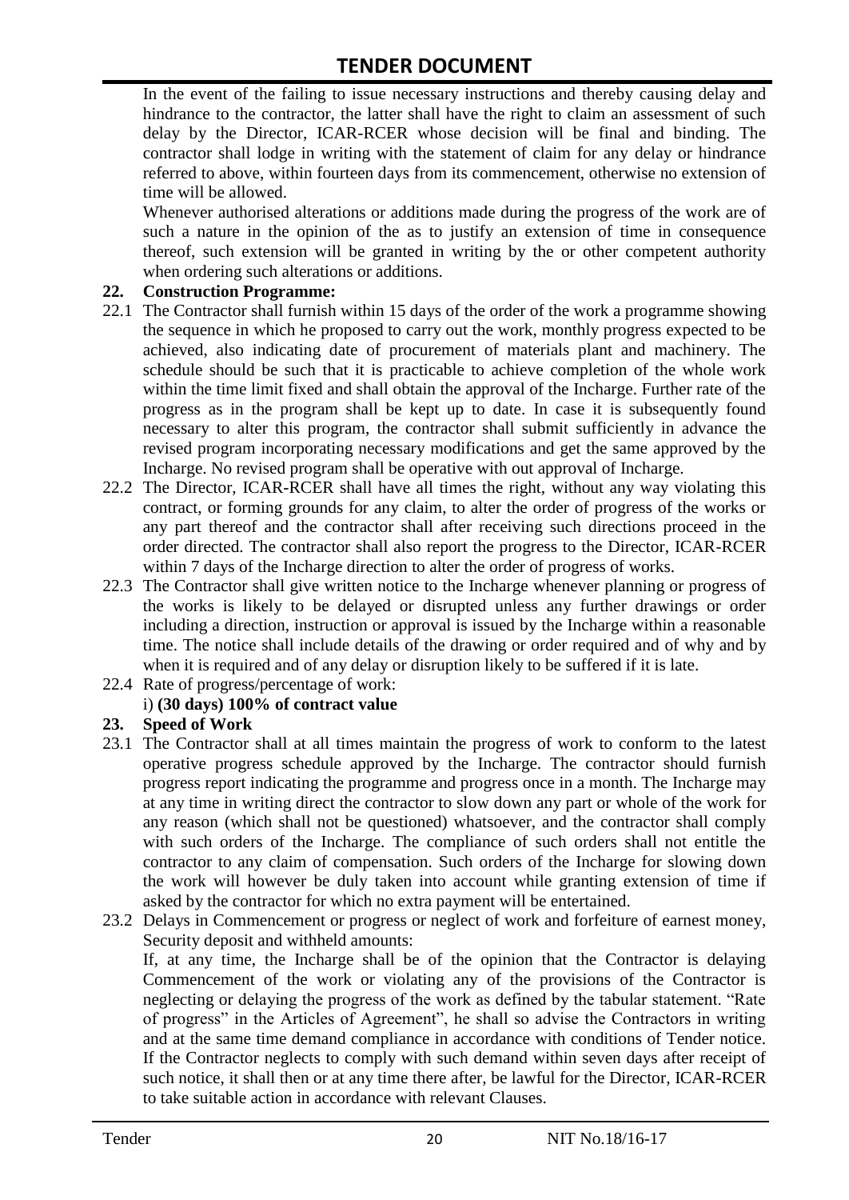In the event of the failing to issue necessary instructions and thereby causing delay and hindrance to the contractor, the latter shall have the right to claim an assessment of such delay by the Director, ICAR-RCER whose decision will be final and binding. The contractor shall lodge in writing with the statement of claim for any delay or hindrance referred to above, within fourteen days from its commencement, otherwise no extension of time will be allowed.

Whenever authorised alterations or additions made during the progress of the work are of such a nature in the opinion of the as to justify an extension of time in consequence thereof, such extension will be granted in writing by the or other competent authority when ordering such alterations or additions.

**22. Construction Programme:**

22.1 The Contractor shall furnish within 15 days of the order of the work a programme showing the sequence in which he proposed to carry out the work, monthly progress expected to be achieved, also indicating date of procurement of materials plant and machinery. The schedule should be such that it is practicable to achieve completion of the whole work within the time limit fixed and shall obtain the approval of the Incharge. Further rate of the progress as in the program shall be kept up to date. In case it is subsequently found necessary to alter this program, the contractor shall submit sufficiently in advance the revised program incorporating necessary modifications and get the same approved by the Incharge. No revised program shall be operative with out approval of Incharge.

22.2 The Director, ICAR-RCER shall have all times the right, without any way violating this contract, or forming grounds for any claim, to alter the order of progress of the works or any part thereof and the contractor shall after receiving such directions proceed in the order directed. The contractor shall also report the progress to the Director, ICAR-RCER within 7 days of the Incharge direction to alter the order of progress of works.

22.3 The Contractor shall give written notice to the Incharge whenever planning or progress of the works is likely to be delayed or disrupted unless any further drawings or order including a direction, instruction or approval is issued by the Incharge within a reasonable time. The notice shall include details of the drawing or order required and of why and by when it is required and of any delay or disruption likely to be suffered if it is late.

22.4 Rate of progress/percentage of work:

i) **(30 days) 100% of contract value**

**23. Speed of Work**

23.1 The Contractor shall at all times maintain the progress of work to conform to the latest operative progress schedule approved by the Incharge. The contractor should furnish progress report indicating the programme and progress once in a month. The Incharge may at any time in writing direct the contractor to slow down any part or whole of the work for any reason (which shall not be questioned) whatsoever, and the contractor shall comply with such orders of the Incharge. The compliance of such orders shall not entitle the contractor to any claim of compensation. Such orders of the Incharge for slowing down the work will however be duly taken into account while granting extension of time if asked by the contractor for which no extra payment will be entertained.

23.2 Delays in Commencement or progress or neglect of work and forfeiture of earnest money, Security deposit and withheld amounts:

If, at any time, the Incharge shall be of the opinion that the Contractor is delaying Commencement of the work or violating any of the provisions of the Contractor is neglecting or delaying the progress of the work as defined by the tabular statement. "Rate of progress" in the Articles of Agreement", he shall so advise the Contractors in writing and at the same time demand compliance in accordance with conditions of Tender notice. If the Contractor neglects to comply with such demand within seven days after receipt of such notice, it shall then or at any time there after, be lawful for the Director, ICAR-RCER to take suitable action in accordance with relevant Clauses.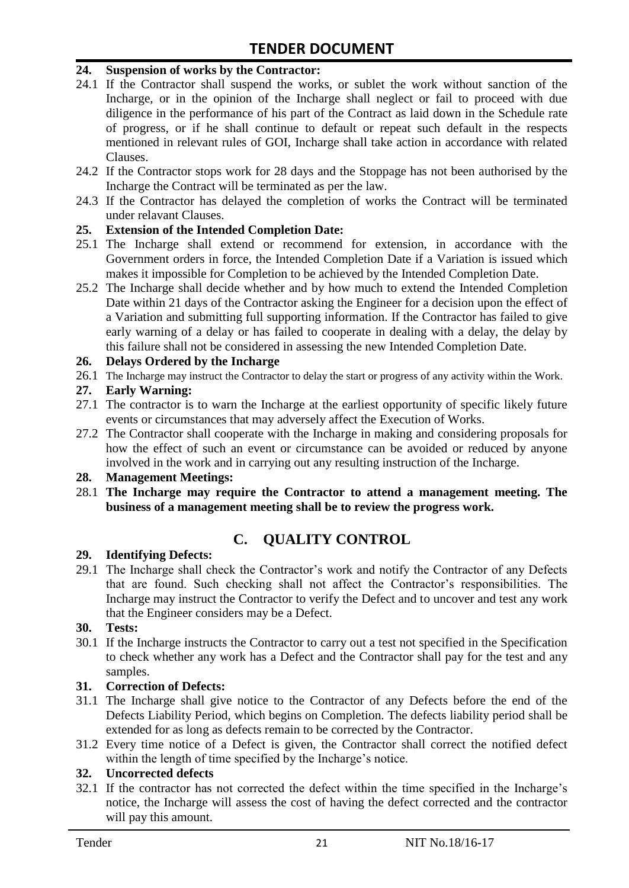**24. Suspension of works by the Contractor:**

24.1 If the Contractor shall suspend the works, or sublet the work without sanction of the Incharge, or in the opinion of the Incharge shall neglect or fail to proceed with due diligence in the performance of his part of the Contract as laid down in the Schedule rate of progress, or if he shall continue to default or repeat such default in the respects mentioned in relevant rules of GOI, Incharge shall take action in accordance with related Clauses.

24.2 If the Contractor stops work for 28 days and the Stoppage has not been authorised by the Incharge the Contract will be terminated as per the law.

24.3 If the Contractor has delayed the completion of works the Contract will be terminated under relavant Clauses.

**25. Extension of the Intended Completion Date:**

25.1 The Incharge shall extend or recommend for extension, in accordance with the Government orders in force, the Intended Completion Date if a Variation is issued which makes it impossible for Completion to be achieved by the Intended Completion Date.

25.2 The Incharge shall decide whether and by how much to extend the Intended Completion Date within 21 days of the Contractor asking the Engineer for a decision upon the effect of a Variation and submitting full supporting information. If the Contractor has failed to give early warning of a delay or has failed to cooperate in dealing with a delay, the delay by this failure shall not be considered in assessing the new Intended Completion Date.

**26. Delays Ordered by the Incharge**

26.1 The Incharge may instruct the Contractor to delay the start or progress of any activity within the Work.

**27. Early Warning:**

27.1 The contractor is to warn the Incharge at the earliest opportunity of specific likely future events or circumstances that may adversely affect the Execution of Works.

27.2 The Contractor shall cooperate with the Incharge in making and considering proposals for how the effect of such an event or circumstance can be avoided or reduced by anyone involved in the work and in carrying out any resulting instruction of the Incharge.

**28. Management Meetings:**

28.1 **The Incharge may require the Contractor to attend a management meeting. The business of a management meeting shall be to review the progress work.**

## C. QUALITY CONTROL

**29. Identifying Defects:**

29.1 The Incharge shall check the Contractor's work and notify the Contractor of any Defects that are found. Such checking shall not affect the Contractor's responsibilities. The Incharge may instruct the Contractor to verify the Defect and to uncover and test any work that the Engineer considers may be a Defect.

**30. Tests:**

30.1 If the Incharge instructs the Contractor to carry out a test not specified in the Specification to check whether any work has a Defect and the Contractor shall pay for the test and any samples.

**31. Correction of Defects:**

31.1 The Incharge shall give notice to the Contractor of any Defects before the end of the Defects Liability Period, which begins on Completion. The defects liability period shall be extended for as long as defects remain to be corrected by the Contractor.

31.2 Every time notice of a Defect is given, the Contractor shall correct the notified defect within the length of time specified by the Incharge's notice.

**32. Uncorrected defects**

32.1 If the contractor has not corrected the defect within the time specified in the Incharge's notice, the Incharge will assess the cost of having the defect corrected and the contractor will pay this amount.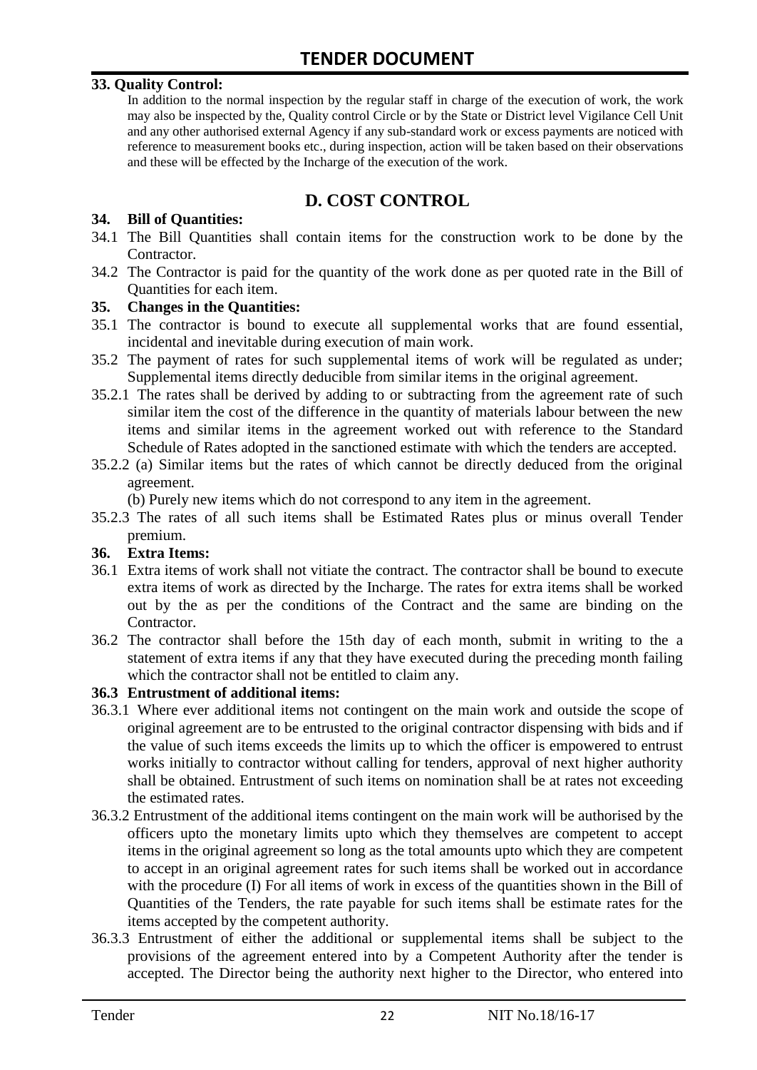**33. Quality Control:**

In addition to the normal inspection by the regular staff in charge of the execution of work, the work may also be inspected by the, Quality control Circle or by the State or District level Vigilance Cell Unit and any other authorised external Agency if any sub-standard work or excess payments are noticed with reference to measurement books etc., during inspection, action will be taken based on their observations and these will be effected by the Incharge of the execution of the work.

## D. COST CONTROL

**34. Bill of Quantities:**

34.1 The Bill Quantities shall contain items for the construction work to be done by the Contractor.

34.2 The Contractor is paid for the quantity of the work done as per quoted rate in the Bill of Quantities for each item.

**35. Changes in the Quantities:**

35.1 The contractor is bound to execute all supplemental works that are found essential, incidental and inevitable during execution of main work.

35.2 The payment of rates for such supplemental items of work will be regulated as under; Supplemental items directly deducible from similar items in the original agreement.

35.2.1 The rates shall be derived by adding to or subtracting from the agreement rate of such similar item the cost of the difference in the quantity of materials labour between the new items and similar items in the agreement worked out with reference to the Standard Schedule of Rates adopted in the sanctioned estimate with which the tenders are accepted.

35.2.2 (a) Similar items but the rates of which cannot be directly deduced from the original agreement.

(b) Purely new items which do not correspond to any item in the agreement.

35.2.3 The rates of all such items shall be Estimated Rates plus or minus overall Tender premium.

**36. Extra Items:**

36.1 Extra items of work shall not vitiate the contract. The contractor shall be bound to execute extra items of work as directed by the Incharge. The rates for extra items shall be worked out by the as per the conditions of the Contract and the same are binding on the Contractor.

36.2 The contractor shall before the 15th day of each month, submit in writing to the a statement of extra items if any that they have executed during the preceding month failing which the contractor shall not be entitled to claim any.

**36.3 Entrustment of additional items:**

36.3.1 Where ever additional items not contingent on the main work and outside the scope of original agreement are to be entrusted to the original contractor dispensing with bids and if the value of such items exceeds the limits up to which the officer is empowered to entrust works initially to contractor without calling for tenders, approval of next higher authority shall be obtained. Entrustment of such items on nomination shall be at rates not exceeding the estimated rates.

36.3.2 Entrustment of the additional items contingent on the main work will be authorised by the officers upto the monetary limits upto which they themselves are competent to accept items in the original agreement so long as the total amounts upto which they are competent to accept in an original agreement rates for such items shall be worked out in accordance with the procedure (I) For all items of work in excess of the quantities shown in the Bill of Quantities of the Tenders, the rate payable for such items shall be estimate rates for the items accepted by the competent authority.

36.3.3 Entrustment of either the additional or supplemental items shall be subject to the provisions of the agreement entered into by a Competent Authority after the tender is accepted. The Director being the authority next higher to the Director, who entered into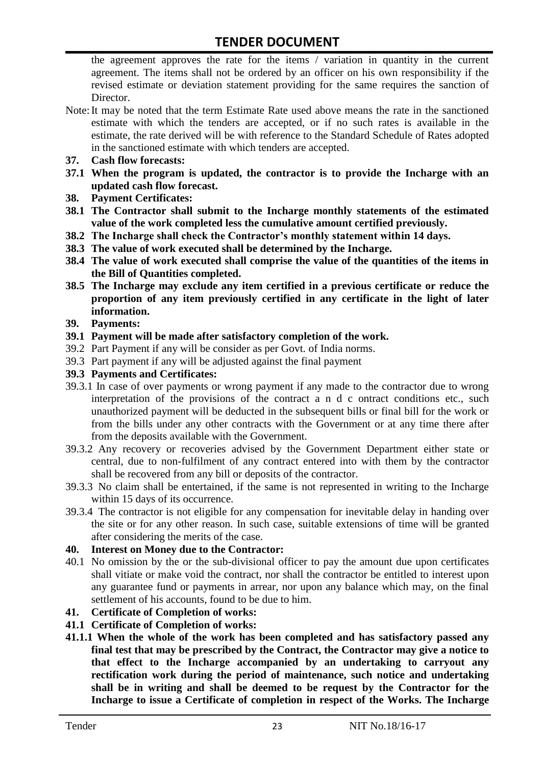the agreement approves the rate for the items / variation in quantity in the current agreement. The items shall not be ordered by an officer on his own responsibility if the revised estimate or deviation statement providing for the same requires the sanction of Director.

Note: It may be noted that the term Estimate Rate used above means the rate in the sanctioned estimate with which the tenders are accepted, or if no such rates is available in the estimate, the rate derived will be with reference to the Standard Schedule of Rates adopted in the sanctioned estimate with which tenders are accepted.

**37. Cash flow forecasts:**

**37.1 When the program is updated, the contractor is to provide the Incharge with an updated cash flow forecast.**

**38. Payment Certificates:**

**38.1 The Contractor shall submit to the Incharge monthly statements of the estimated value of the work completed less the cumulative amount certified previously.**

**38.2 The Incharge shall check the Contractor's monthly statement within 14 days.**

**38.3 The value of work executed shall be determined by the Incharge.**

**38.4 The value of work executed shall comprise the value of the quantities of the items in the Bill of Quantities completed.**

**38.5 The Incharge may exclude any item certified in a previous certificate or reduce the proportion of any item previously certified in any certificate in the light of later information.**

**39. Payments:**

**39.1 Payment will be made after satisfactory completion of the work.**

39.2 Part Payment if any will be consider as per Govt. of India norms.

39.3 Part payment if any will be adjusted against the final payment

**39.3 Payments and Certificates:**

39.3.1 In case of over payments or wrong payment if any made to the contractor due to wrong interpretation of the provisions of the contract a n d c ontract conditions etc., such unauthorized payment will be deducted in the subsequent bills or final bill for the work or from the bills under any other contracts with the Government or at any time there after from the deposits available with the Government.

39.3.2 Any recovery or recoveries advised by the Government Department either state or central, due to non-fulfilment of any contract entered into with them by the contractor shall be recovered from any bill or deposits of the contractor.

39.3.3 No claim shall be entertained, if the same is not represented in writing to the Incharge within 15 days of its occurrence.

39.3.4 The contractor is not eligible for any compensation for inevitable delay in handing over the site or for any other reason. In such case, suitable extensions of time will be granted after considering the merits of the case.

**40. Interest on Money due to the Contractor:**

40.1 No omission by the or the sub-divisional officer to pay the amount due upon certificates shall vitiate or make void the contract, nor shall the contractor be entitled to interest upon any guarantee fund or payments in arrear, nor upon any balance which may, on the final settlement of his accounts, found to be due to him.

**41. Certificate of Completion of works:**

**41.1 Certificate of Completion of works:**

**41.1.1 When the whole of the work has been completed and has satisfactory passed any final test that may be prescribed by the Contract, the Contractor may give a notice to that effect to the Incharge accompanied by an undertaking to carryout any rectification work during the period of maintenance, such notice and undertaking shall be in writing and shall be deemed to be request by the Contractor for the Incharge to issue a Certificate of completion in respect of the Works. The Incharge**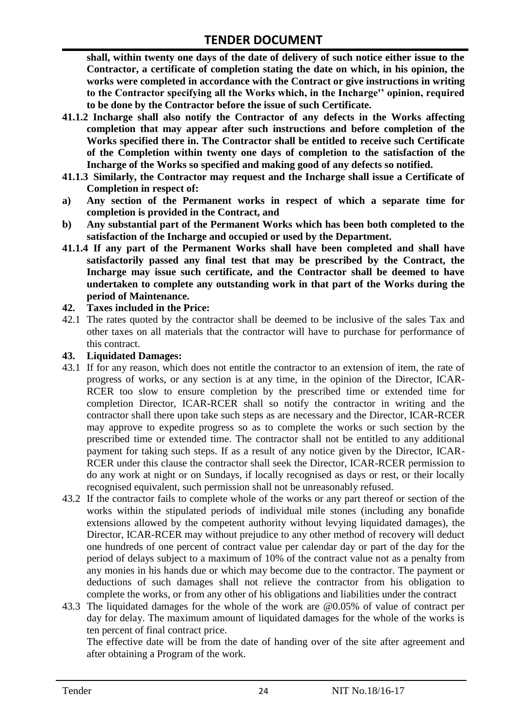**shall, within twenty one days of the date of delivery of such notice either issue to the Contractor, a certificate of completion stating the date on which, in his opinion, the works were completed in accordance with the Contract or give instructions in writing to the Contractor specifying all the Works which, in the Incharge'' opinion, required to be done by the Contractor before the issue of such Certificate.**

**41.1.2 Incharge shall also notify the Contractor of any defects in the Works affecting completion that may appear after such instructions and before completion of the Works specified there in. The Contractor shall be entitled to receive such Certificate of the Completion within twenty one days of completion to the satisfaction of the Incharge of the Works so specified and making good of any defects so notified.**

**41.1.3 Similarly, the Contractor may request and the Incharge shall issue a Certificate of Completion in respect of:**

**a) Any section of the Permanent works in respect of which a separate time for completion is provided in the Contract, and**

**b) Any substantial part of the Permanent Works which has been both completed to the satisfaction of the Incharge and occupied or used by the Department.**

**41.1.4 If any part of the Permanent Works shall have been completed and shall have satisfactorily passed any final test that may be prescribed by the Contract, the Incharge may issue such certificate, and the Contractor shall be deemed to have undertaken to complete any outstanding work in that part of the Works during the period of Maintenance.**

**42. Taxes included in the Price:**

42.1 The rates quoted by the contractor shall be deemed to be inclusive of the sales Tax and other taxes on all materials that the contractor will have to purchase for performance of this contract.

**43. Liquidated Damages:**

43.1 If for any reason, which does not entitle the contractor to an extension of item, the rate of progress of works, or any section is at any time, in the opinion of the Director, ICAR-RCER too slow to ensure completion by the prescribed time or extended time for completion Director, ICAR-RCER shall so notify the contractor in writing and the contractor shall there upon take such steps as are necessary and the Director, ICAR-RCER may approve to expedite progress so as to complete the works or such section by the prescribed time or extended time. The contractor shall not be entitled to any additional payment for taking such steps. If as a result of any notice given by the Director, ICAR-RCER under this clause the contractor shall seek the Director, ICAR-RCER permission to do any work at night or on Sundays, if locally recognised as days or rest, or their locally recognised equivalent, such permission shall not be unreasonably refused.

43.2 If the contractor fails to complete whole of the works or any part thereof or section of the works within the stipulated periods of individual mile stones (including any bonafide extensions allowed by the competent authority without levying liquidated damages), the Director, ICAR-RCER may without prejudice to any other method of recovery will deduct one hundreds of one percent of contract value per calendar day or part of the day for the period of delays subject to a maximum of 10% of the contract value not as a penalty from any monies in his hands due or which may become due to the contractor. The payment or deductions of such damages shall not relieve the contractor from his obligation to complete the works, or from any other of his obligations and liabilities under the contract

43.3 The liquidated damages for the whole of the work are @0.05% of value of contract per day for delay. The maximum amount of liquidated damages for the whole of the works is ten percent of final contract price.

The effective date will be from the date of handing over of the site after agreement and after obtaining a Program of the work.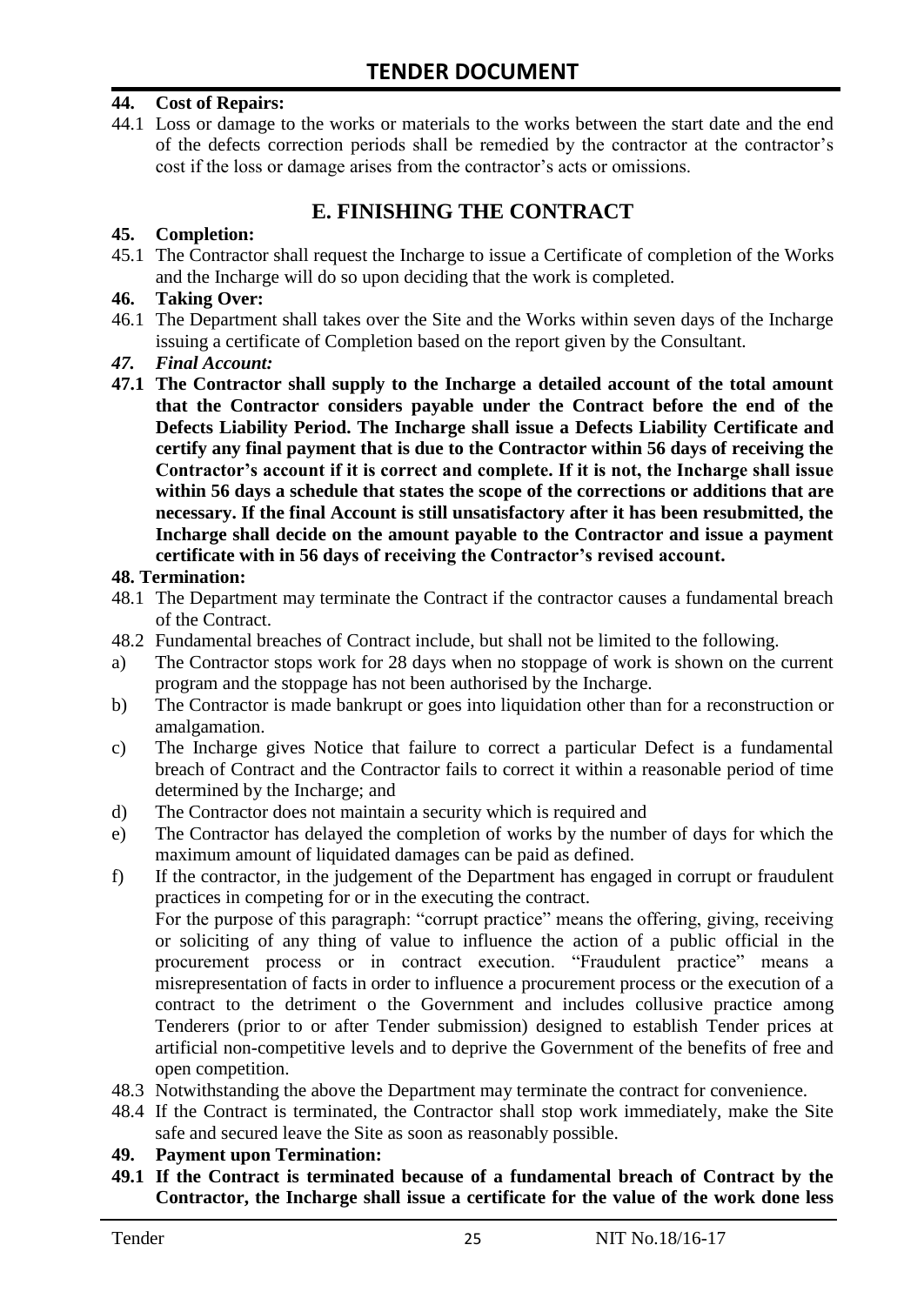**44. Cost of Repairs:**

44.1 Loss or damage to the works or materials to the works between the start date and the end of the defects correction periods shall be remedied by the contractor at the contractor's cost if the loss or damage arises from the contractor's acts or omissions.

## E. FINISHING THE CONTRACT

**45. Completion:**

45.1 The Contractor shall request the Incharge to issue a Certificate of completion of the Works and the Incharge will do so upon deciding that the work is completed.

**46. Taking Over:**

46.1 The Department shall takes over the Site and the Works within seven days of the Incharge issuing a certificate of Completion based on the report given by the Consultant.

***47. Final Account:***

**47.1 The Contractor shall supply to the Incharge a detailed account of the total amount that the Contractor considers payable under the Contract before the end of the Defects Liability Period. The Incharge shall issue a Defects Liability Certificate and certify any final payment that is due to the Contractor within 56 days of receiving the Contractor's account if it is correct and complete. If it is not, the Incharge shall issue within 56 days a schedule that states the scope of the corrections or additions that are necessary. If the final Account is still unsatisfactory after it has been resubmitted, the Incharge shall decide on the amount payable to the Contractor and issue a payment certificate with in 56 days of receiving the Contractor's revised account.**

**48. Termination:**

48.1 The Department may terminate the Contract if the contractor causes a fundamental breach of the Contract.

48.2 Fundamental breaches of Contract include, but shall not be limited to the following.

a) The Contractor stops work for 28 days when no stoppage of work is shown on the current program and the stoppage has not been authorised by the Incharge.

b) The Contractor is made bankrupt or goes into liquidation other than for a reconstruction or amalgamation.

c) The Incharge gives Notice that failure to correct a particular Defect is a fundamental breach of Contract and the Contractor fails to correct it within a reasonable period of time determined by the Incharge; and

d) The Contractor does not maintain a security which is required and

e) The Contractor has delayed the completion of works by the number of days for which the maximum amount of liquidated damages can be paid as defined.

f) If the contractor, in the judgement of the Department has engaged in corrupt or fraudulent practices in competing for or in the executing the contract.
For the purpose of this paragraph: "corrupt practice" means the offering, giving, receiving or soliciting of any thing of value to influence the action of a public official in the procurement process or in contract execution. "Fraudulent practice" means a misrepresentation of facts in order to influence a procurement process or the execution of a contract to the detriment o the Government and includes collusive practice among Tenderers (prior to or after Tender submission) designed to establish Tender prices at artificial non-competitive levels and to deprive the Government of the benefits of free and open competition.

48.3 Notwithstanding the above the Department may terminate the contract for convenience.

48.4 If the Contract is terminated, the Contractor shall stop work immediately, make the Site safe and secured leave the Site as soon as reasonably possible.

**49. Payment upon Termination:**

**49.1 If the Contract is terminated because of a fundamental breach of Contract by the Contractor, the Incharge shall issue a certificate for the value of the work done less**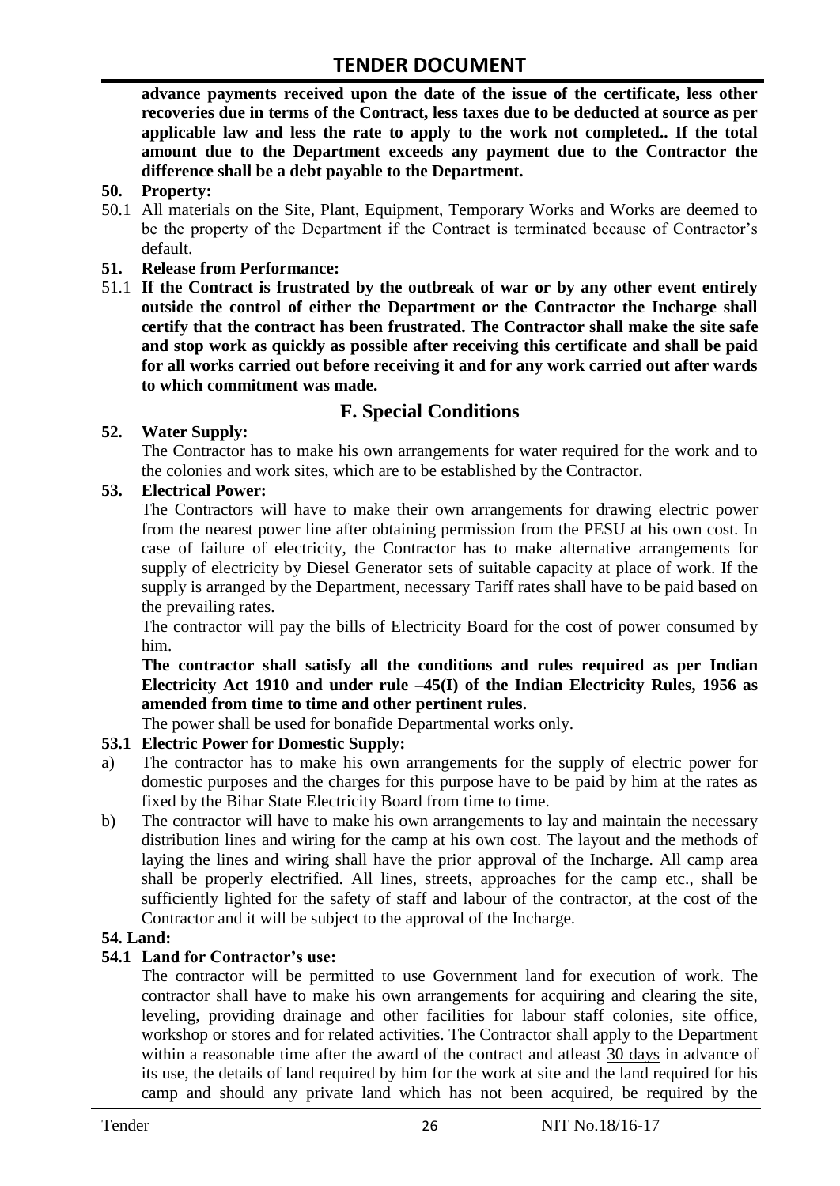**advance payments received upon the date of the issue of the certificate, less other recoveries due in terms of the Contract, less taxes due to be deducted at source as per applicable law and less the rate to apply to the work not completed.. If the total amount due to the Department exceeds any payment due to the Contractor the difference shall be a debt payable to the Department.**

**50. Property:**

50.1 All materials on the Site, Plant, Equipment, Temporary Works and Works are deemed to be the property of the Department if the Contract is terminated because of Contractor's default.

**51. Release from Performance:**

51.1 **If the Contract is frustrated by the outbreak of war or by any other event entirely outside the control of either the Department or the Contractor the Incharge shall certify that the contract has been frustrated. The Contractor shall make the site safe and stop work as quickly as possible after receiving this certificate and shall be paid for all works carried out before receiving it and for any work carried out after wards to which commitment was made.**

## F. Special Conditions

**52. Water Supply:**

The Contractor has to make his own arrangements for water required for the work and to the colonies and work sites, which are to be established by the Contractor.

**53. Electrical Power:**

The Contractors will have to make their own arrangements for drawing electric power from the nearest power line after obtaining permission from the PESU at his own cost. In case of failure of electricity, the Contractor has to make alternative arrangements for supply of electricity by Diesel Generator sets of suitable capacity at place of work. If the supply is arranged by the Department, necessary Tariff rates shall have to be paid based on the prevailing rates.

The contractor will pay the bills of Electricity Board for the cost of power consumed by him.

**The contractor shall satisfy all the conditions and rules required as per Indian Electricity Act 1910 and under rule –45(I) of the Indian Electricity Rules, 1956 as amended from time to time and other pertinent rules.**

The power shall be used for bonafide Departmental works only.

**53.1 Electric Power for Domestic Supply:**

a) The contractor has to make his own arrangements for the supply of electric power for domestic purposes and the charges for this purpose have to be paid by him at the rates as fixed by the Bihar State Electricity Board from time to time.

b) The contractor will have to make his own arrangements to lay and maintain the necessary distribution lines and wiring for the camp at his own cost. The layout and the methods of laying the lines and wiring shall have the prior approval of the Incharge. All camp area shall be properly electrified. All lines, streets, approaches for the camp etc., shall be sufficiently lighted for the safety of staff and labour of the contractor, at the cost of the Contractor and it will be subject to the approval of the Incharge.

**54. Land:**

**54.1 Land for Contractor's use:**

The contractor will be permitted to use Government land for execution of work. The contractor shall have to make his own arrangements for acquiring and clearing the site, leveling, providing drainage and other facilities for labour staff colonies, site office, workshop or stores and for related activities. The Contractor shall apply to the Department within a reasonable time after the award of the contract and atleast 30 days in advance of its use, the details of land required by him for the work at site and the land required for his camp and should any private land which has not been acquired, be required by the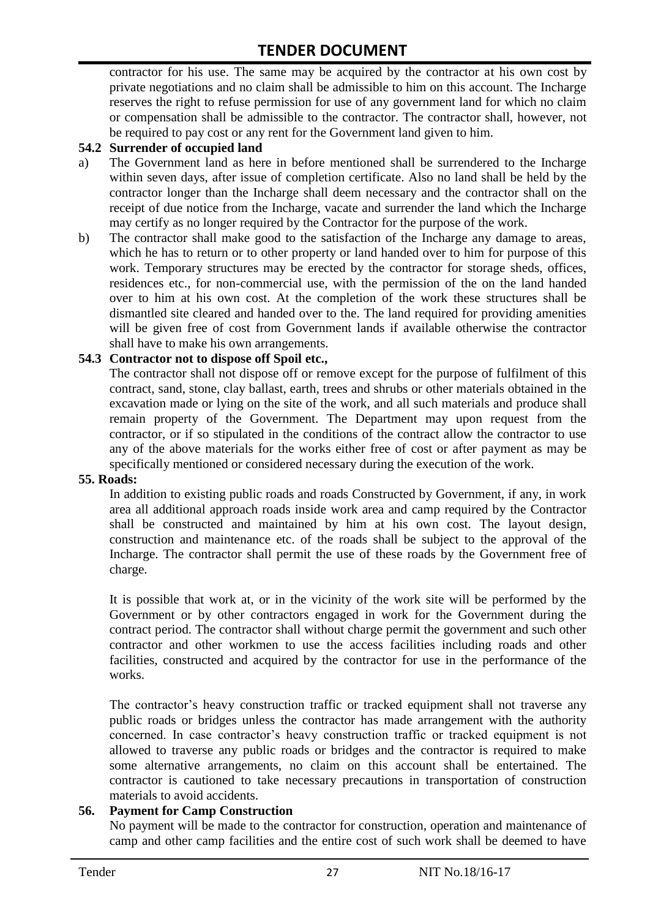contractor for his use. The same may be acquired by the contractor at his own cost by private negotiations and no claim shall be admissible to him on this account. The Incharge reserves the right to refuse permission for use of any government land for which no claim or compensation shall be admissible to the contractor. The contractor shall, however, not be required to pay cost or any rent for the Government land given to him.

**54.2 Surrender of occupied land**

a) The Government land as here in before mentioned shall be surrendered to the Incharge within seven days, after issue of completion certificate. Also no land shall be held by the contractor longer than the Incharge shall deem necessary and the contractor shall on the receipt of due notice from the Incharge, vacate and surrender the land which the Incharge may certify as no longer required by the Contractor for the purpose of the work.

b) The contractor shall make good to the satisfaction of the Incharge any damage to areas, which he has to return or to other property or land handed over to him for purpose of this work. Temporary structures may be erected by the contractor for storage sheds, offices, residences etc., for non-commercial use, with the permission of the on the land handed over to him at his own cost. At the completion of the work these structures shall be dismantled site cleared and handed over to the. The land required for providing amenities will be given free of cost from Government lands if available otherwise the contractor shall have to make his own arrangements.

**54.3 Contractor not to dispose off Spoil etc.,**

The contractor shall not dispose off or remove except for the purpose of fulfilment of this contract, sand, stone, clay ballast, earth, trees and shrubs or other materials obtained in the excavation made or lying on the site of the work, and all such materials and produce shall remain property of the Government. The Department may upon request from the contractor, or if so stipulated in the conditions of the contract allow the contractor to use any of the above materials for the works either free of cost or after payment as may be specifically mentioned or considered necessary during the execution of the work.

**55. Roads:**

In addition to existing public roads and roads Constructed by Government, if any, in work area all additional approach roads inside work area and camp required by the Contractor shall be constructed and maintained by him at his own cost. The layout design, construction and maintenance etc. of the roads shall be subject to the approval of the Incharge. The contractor shall permit the use of these roads by the Government free of charge.

It is possible that work at, or in the vicinity of the work site will be performed by the Government or by other contractors engaged in work for the Government during the contract period. The contractor shall without charge permit the government and such other contractor and other workmen to use the access facilities including roads and other facilities, constructed and acquired by the contractor for use in the performance of the works.

The contractor's heavy construction traffic or tracked equipment shall not traverse any public roads or bridges unless the contractor has made arrangement with the authority concerned. In case contractor's heavy construction traffic or tracked equipment is not allowed to traverse any public roads or bridges and the contractor is required to make some alternative arrangements, no claim on this account shall be entertained. The contractor is cautioned to take necessary precautions in transportation of construction materials to avoid accidents.

**56. Payment for Camp Construction**

No payment will be made to the contractor for construction, operation and maintenance of camp and other camp facilities and the entire cost of such work shall be deemed to have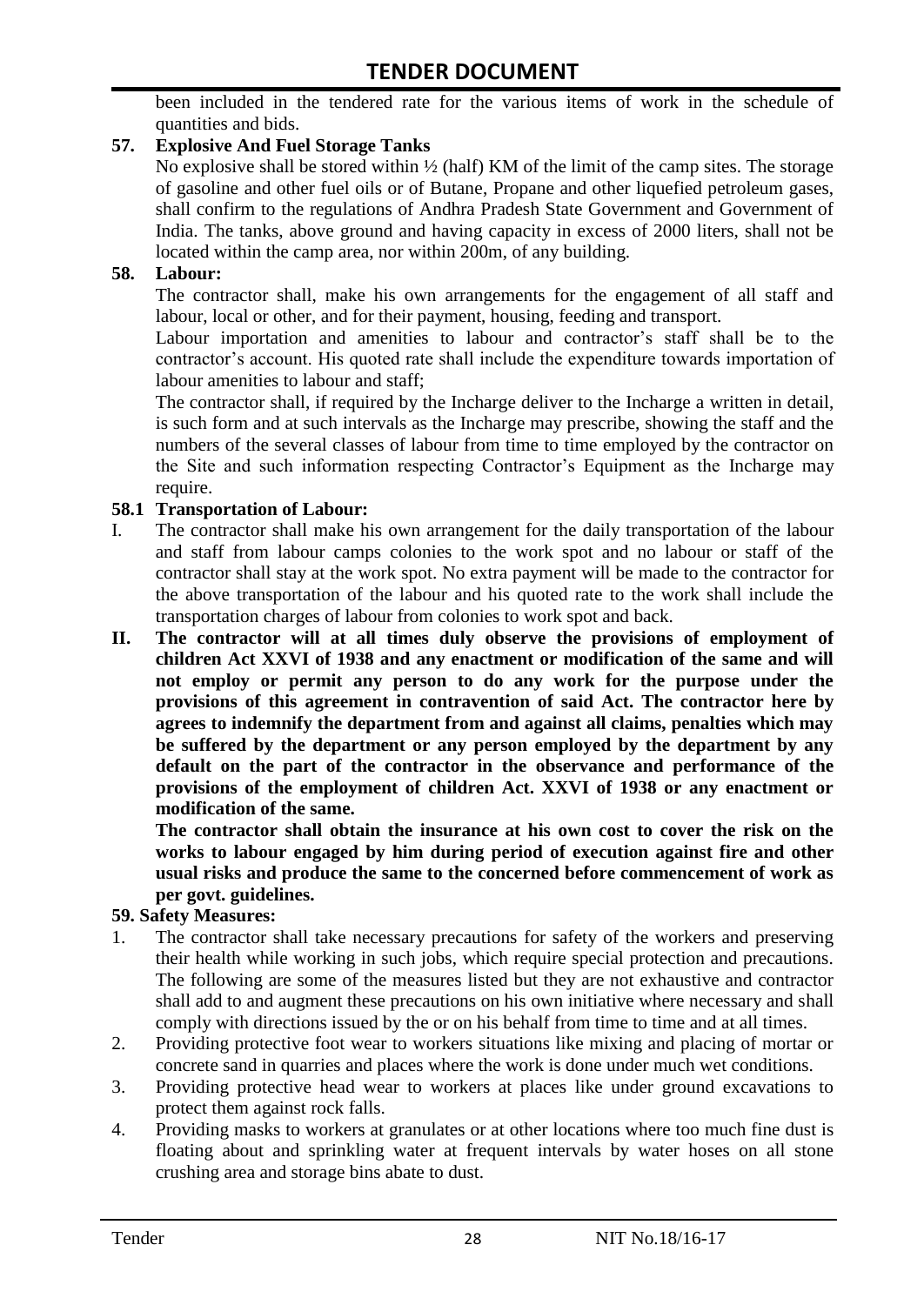been included in the tendered rate for the various items of work in the schedule of quantities and bids.

**57. Explosive And Fuel Storage Tanks**

No explosive shall be stored within ½ (half) KM of the limit of the camp sites. The storage of gasoline and other fuel oils or of Butane, Propane and other liquefied petroleum gases, shall confirm to the regulations of Andhra Pradesh State Government and Government of India. The tanks, above ground and having capacity in excess of 2000 liters, shall not be located within the camp area, nor within 200m, of any building.

**58. Labour:**

The contractor shall, make his own arrangements for the engagement of all staff and labour, local or other, and for their payment, housing, feeding and transport.

Labour importation and amenities to labour and contractor's staff shall be to the contractor's account. His quoted rate shall include the expenditure towards importation of labour amenities to labour and staff;

The contractor shall, if required by the Incharge deliver to the Incharge a written in detail, is such form and at such intervals as the Incharge may prescribe, showing the staff and the numbers of the several classes of labour from time to time employed by the contractor on the Site and such information respecting Contractor's Equipment as the Incharge may require.

**58.1 Transportation of Labour:**

I. The contractor shall make his own arrangement for the daily transportation of the labour and staff from labour camps colonies to the work spot and no labour or staff of the contractor shall stay at the work spot. No extra payment will be made to the contractor for the above transportation of the labour and his quoted rate to the work shall include the transportation charges of labour from colonies to work spot and back.

**II. The contractor will at all times duly observe the provisions of employment of children Act XXVI of 1938 and any enactment or modification of the same and will not employ or permit any person to do any work for the purpose under the provisions of this agreement in contravention of said Act. The contractor here by agrees to indemnify the department from and against all claims, penalties which may be suffered by the department or any person employed by the department by any default on the part of the contractor in the observance and performance of the provisions of the employment of children Act. XXVI of 1938 or any enactment or modification of the same.**

**The contractor shall obtain the insurance at his own cost to cover the risk on the works to labour engaged by him during period of execution against fire and other usual risks and produce the same to the concerned before commencement of work as per govt. guidelines.**

**59. Safety Measures:**

1. The contractor shall take necessary precautions for safety of the workers and preserving their health while working in such jobs, which require special protection and precautions. The following are some of the measures listed but they are not exhaustive and contractor shall add to and augment these precautions on his own initiative where necessary and shall comply with directions issued by the or on his behalf from time to time and at all times.
2. Providing protective foot wear to workers situations like mixing and placing of mortar or concrete sand in quarries and places where the work is done under much wet conditions.
3. Providing protective head wear to workers at places like under ground excavations to protect them against rock falls.
4. Providing masks to workers at granulates or at other locations where too much fine dust is floating about and sprinkling water at frequent intervals by water hoses on all stone crushing area and storage bins abate to dust.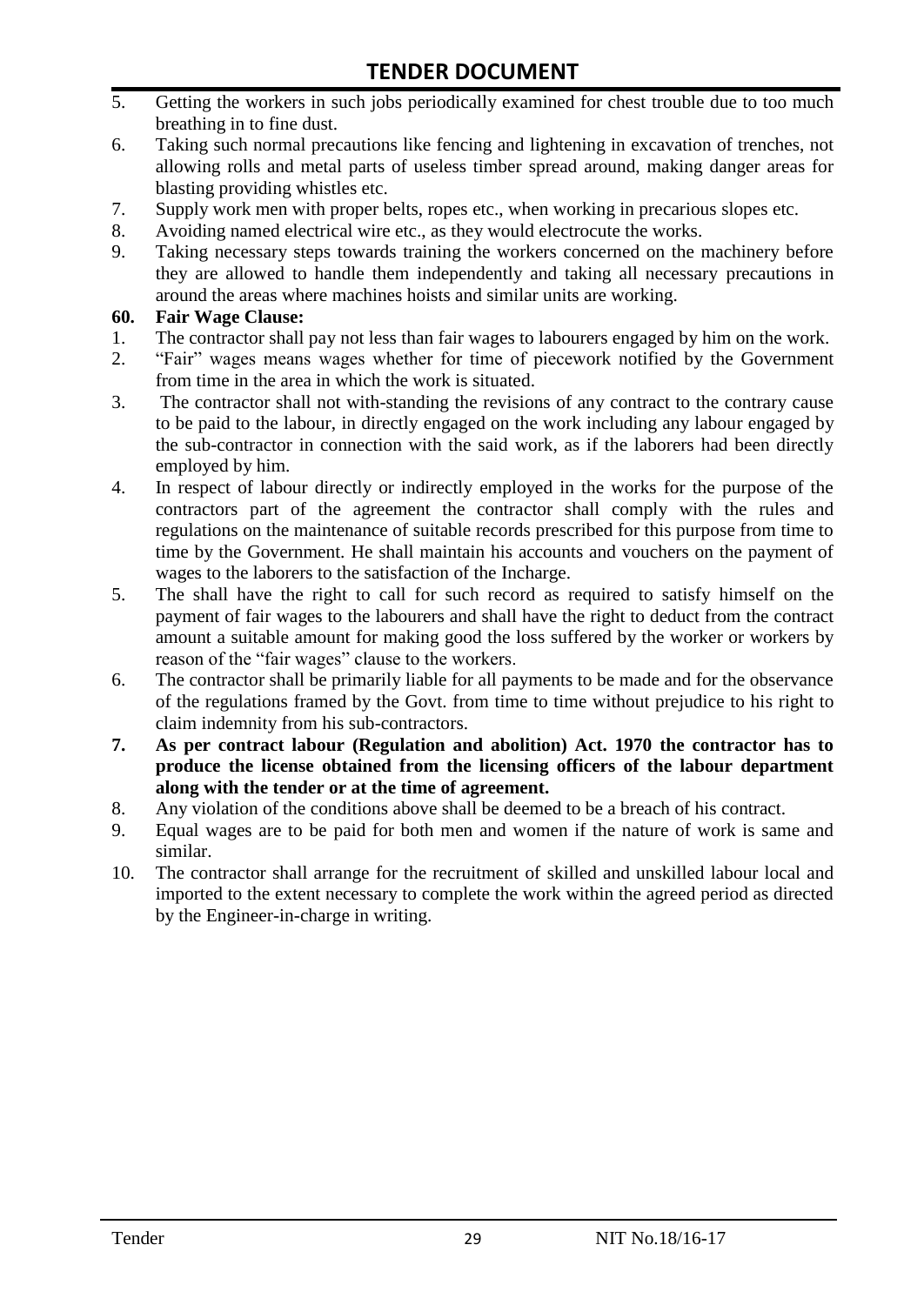5. Getting the workers in such jobs periodically examined for chest trouble due to too much breathing in to fine dust.
6. Taking such normal precautions like fencing and lightening in excavation of trenches, not allowing rolls and metal parts of useless timber spread around, making danger areas for blasting providing whistles etc.
7. Supply work men with proper belts, ropes etc., when working in precarious slopes etc.
8. Avoiding named electrical wire etc., as they would electrocute the works.
9. Taking necessary steps towards training the workers concerned on the machinery before they are allowed to handle them independently and taking all necessary precautions in around the areas where machines hoists and similar units are working.

**60. Fair Wage Clause:**

1. The contractor shall pay not less than fair wages to labourers engaged by him on the work.
2. "Fair" wages means wages whether for time of piecework notified by the Government from time in the area in which the work is situated.
3. The contractor shall not with-standing the revisions of any contract to the contrary cause to be paid to the labour, in directly engaged on the work including any labour engaged by the sub-contractor in connection with the said work, as if the laborers had been directly employed by him.
4. In respect of labour directly or indirectly employed in the works for the purpose of the contractors part of the agreement the contractor shall comply with the rules and regulations on the maintenance of suitable records prescribed for this purpose from time to time by the Government. He shall maintain his accounts and vouchers on the payment of wages to the laborers to the satisfaction of the Incharge.
5. The shall have the right to call for such record as required to satisfy himself on the payment of fair wages to the labourers and shall have the right to deduct from the contract amount a suitable amount for making good the loss suffered by the worker or workers by reason of the "fair wages" clause to the workers.
6. The contractor shall be primarily liable for all payments to be made and for the observance of the regulations framed by the Govt. from time to time without prejudice to his right to claim indemnity from his sub-contractors.
7. **As per contract labour (Regulation and abolition) Act. 1970 the contractor has to produce the license obtained from the licensing officers of the labour department along with the tender or at the time of agreement.**
8. Any violation of the conditions above shall be deemed to be a breach of his contract.
9. Equal wages are to be paid for both men and women if the nature of work is same and similar.
10. The contractor shall arrange for the recruitment of skilled and unskilled labour local and imported to the extent necessary to complete the work within the agreed period as directed by the Engineer-in-charge in writing.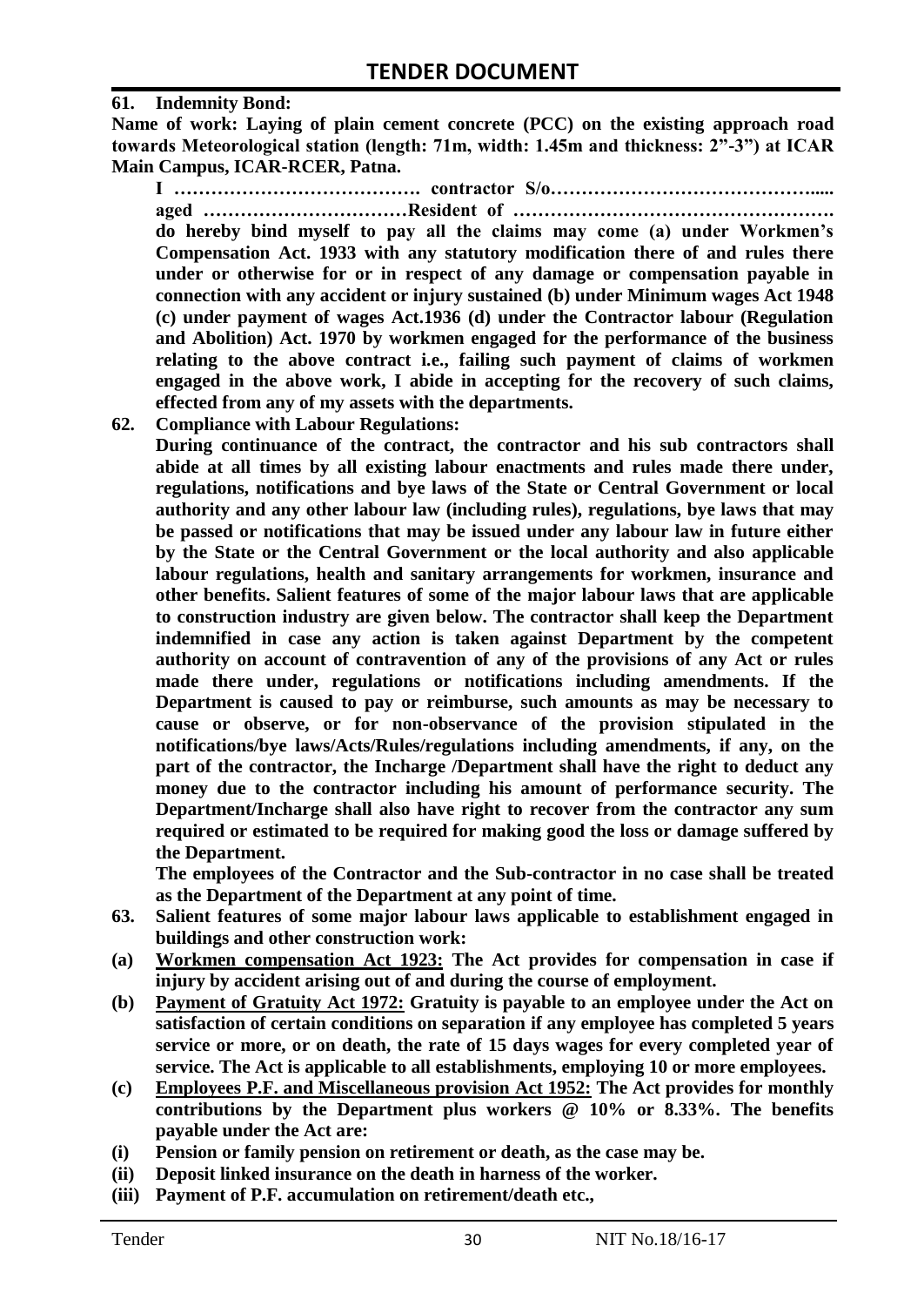**61. Indemnity Bond:**

**Name of work: Laying of plain cement concrete (PCC) on the existing approach road towards Meteorological station (length: 71m, width: 1.45m and thickness: 2"-3") at ICAR Main Campus, ICAR-RCER, Patna.**

**I …………………………………. contractor S/o…………………………………..... aged ……………………………Resident of ……………………………………………. do hereby bind myself to pay all the claims may come (a) under Workmen's Compensation Act. 1933 with any statutory modification there of and rules there under or otherwise for or in respect of any damage or compensation payable in connection with any accident or injury sustained (b) under Minimum wages Act 1948 (c) under payment of wages Act.1936 (d) under the Contractor labour (Regulation and Abolition) Act. 1970 by workmen engaged for the performance of the business relating to the above contract i.e., failing such payment of claims of workmen engaged in the above work, I abide in accepting for the recovery of such claims, effected from any of my assets with the departments.**

**62. Compliance with Labour Regulations:**

**During continuance of the contract, the contractor and his sub contractors shall abide at all times by all existing labour enactments and rules made there under, regulations, notifications and bye laws of the State or Central Government or local authority and any other labour law (including rules), regulations, bye laws that may be passed or notifications that may be issued under any labour law in future either by the State or the Central Government or the local authority and also applicable labour regulations, health and sanitary arrangements for workmen, insurance and other benefits. Salient features of some of the major labour laws that are applicable to construction industry are given below. The contractor shall keep the Department indemnified in case any action is taken against Department by the competent authority on account of contravention of any of the provisions of any Act or rules made there under, regulations or notifications including amendments. If the Department is caused to pay or reimburse, such amounts as may be necessary to cause or observe, or for non-observance of the provision stipulated in the notifications/bye laws/Acts/Rules/regulations including amendments, if any, on the part of the contractor, the Incharge /Department shall have the right to deduct any money due to the contractor including his amount of performance security. The Department/Incharge shall also have right to recover from the contractor any sum required or estimated to be required for making good the loss or damage suffered by the Department.**

**The employees of the Contractor and the Sub-contractor in no case shall be treated as the Department of the Department at any point of time.**

**63. Salient features of some major labour laws applicable to establishment engaged in buildings and other construction work:**

**(a) <u>Workmen compensation Act 1923:</u> The Act provides for compensation in case if injury by accident arising out of and during the course of employment.**

**(b) <u>Payment of Gratuity Act 1972:</u> Gratuity is payable to an employee under the Act on satisfaction of certain conditions on separation if any employee has completed 5 years service or more, or on death, the rate of 15 days wages for every completed year of service. The Act is applicable to all establishments, employing 10 or more employees.**

**(c) <u>Employees P.F. and Miscellaneous provision Act 1952:</u> The Act provides for monthly contributions by the Department plus workers @ 10% or 8.33%. The benefits payable under the Act are:**

**(i) Pension or family pension on retirement or death, as the case may be.**

**(ii) Deposit linked insurance on the death in harness of the worker.**

**(iii) Payment of P.F. accumulation on retirement/death etc.,**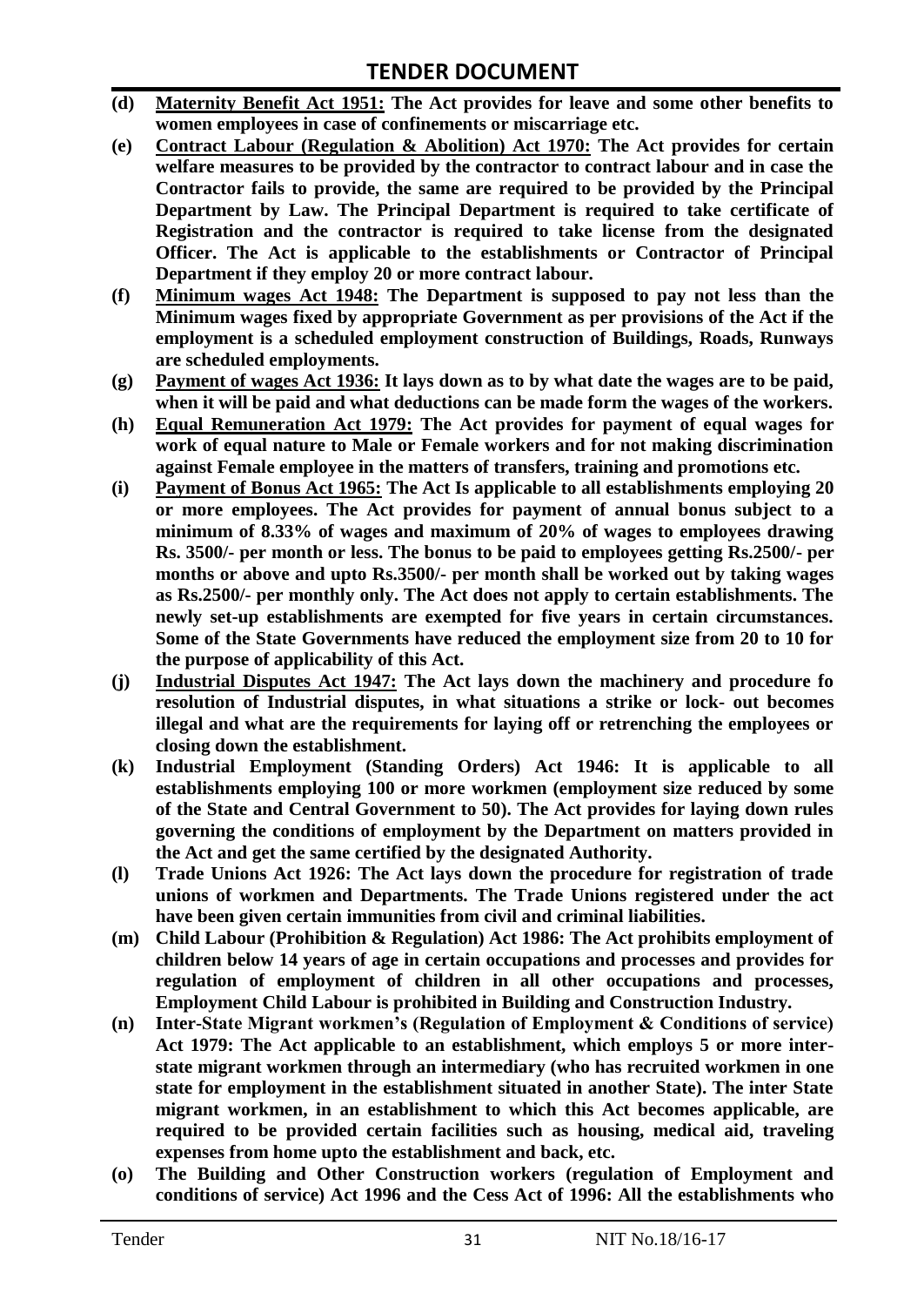- **(d)** **Maternity Benefit Act 1951: The Act provides for leave and some other benefits to women employees in case of confinements or miscarriage etc.**
- **(e)** **Contract Labour (Regulation & Abolition) Act 1970: The Act provides for certain welfare measures to be provided by the contractor to contract labour and in case the Contractor fails to provide, the same are required to be provided by the Principal Department by Law. The Principal Department is required to take certificate of Registration and the contractor is required to take license from the designated Officer. The Act is applicable to the establishments or Contractor of Principal Department if they employ 20 or more contract labour.**
- **(f)** **Minimum wages Act 1948: The Department is supposed to pay not less than the Minimum wages fixed by appropriate Government as per provisions of the Act if the employment is a scheduled employment construction of Buildings, Roads, Runways are scheduled employments.**
- **(g)** **Payment of wages Act 1936: It lays down as to by what date the wages are to be paid, when it will be paid and what deductions can be made form the wages of the workers.**
- **(h)** **Equal Remuneration Act 1979: The Act provides for payment of equal wages for work of equal nature to Male or Female workers and for not making discrimination against Female employee in the matters of transfers, training and promotions etc.**
- **(i)** **Payment of Bonus Act 1965: The Act Is applicable to all establishments employing 20 or more employees. The Act provides for payment of annual bonus subject to a minimum of 8.33% of wages and maximum of 20% of wages to employees drawing Rs. 3500/- per month or less. The bonus to be paid to employees getting Rs.2500/- per months or above and upto Rs.3500/- per month shall be worked out by taking wages as Rs.2500/- per monthly only. The Act does not apply to certain establishments. The newly set-up establishments are exempted for five years in certain circumstances. Some of the State Governments have reduced the employment size from 20 to 10 for the purpose of applicability of this Act.**
- **(j)** **Industrial Disputes Act 1947: The Act lays down the machinery and procedure fo resolution of Industrial disputes, in what situations a strike or lock- out becomes illegal and what are the requirements for laying off or retrenching the employees or closing down the establishment.**
- **(k)** **Industrial Employment (Standing Orders) Act 1946: It is applicable to all establishments employing 100 or more workmen (employment size reduced by some of the State and Central Government to 50). The Act provides for laying down rules governing the conditions of employment by the Department on matters provided in the Act and get the same certified by the designated Authority.**
- **(l)** **Trade Unions Act 1926: The Act lays down the procedure for registration of trade unions of workmen and Departments. The Trade Unions registered under the act have been given certain immunities from civil and criminal liabilities.**
- **(m)** **Child Labour (Prohibition & Regulation) Act 1986: The Act prohibits employment of children below 14 years of age in certain occupations and processes and provides for regulation of employment of children in all other occupations and processes, Employment Child Labour is prohibited in Building and Construction Industry.**
- **(n)** **Inter-State Migrant workmen's (Regulation of Employment & Conditions of service) Act 1979: The Act applicable to an establishment, which employs 5 or more inter-state migrant workmen through an intermediary (who has recruited workmen in one state for employment in the establishment situated in another State). The inter State migrant workmen, in an establishment to which this Act becomes applicable, are required to be provided certain facilities such as housing, medical aid, traveling expenses from home upto the establishment and back, etc.**
- **(o)** **The Building and Other Construction workers (regulation of Employment and conditions of service) Act 1996 and the Cess Act of 1996: All the establishments who**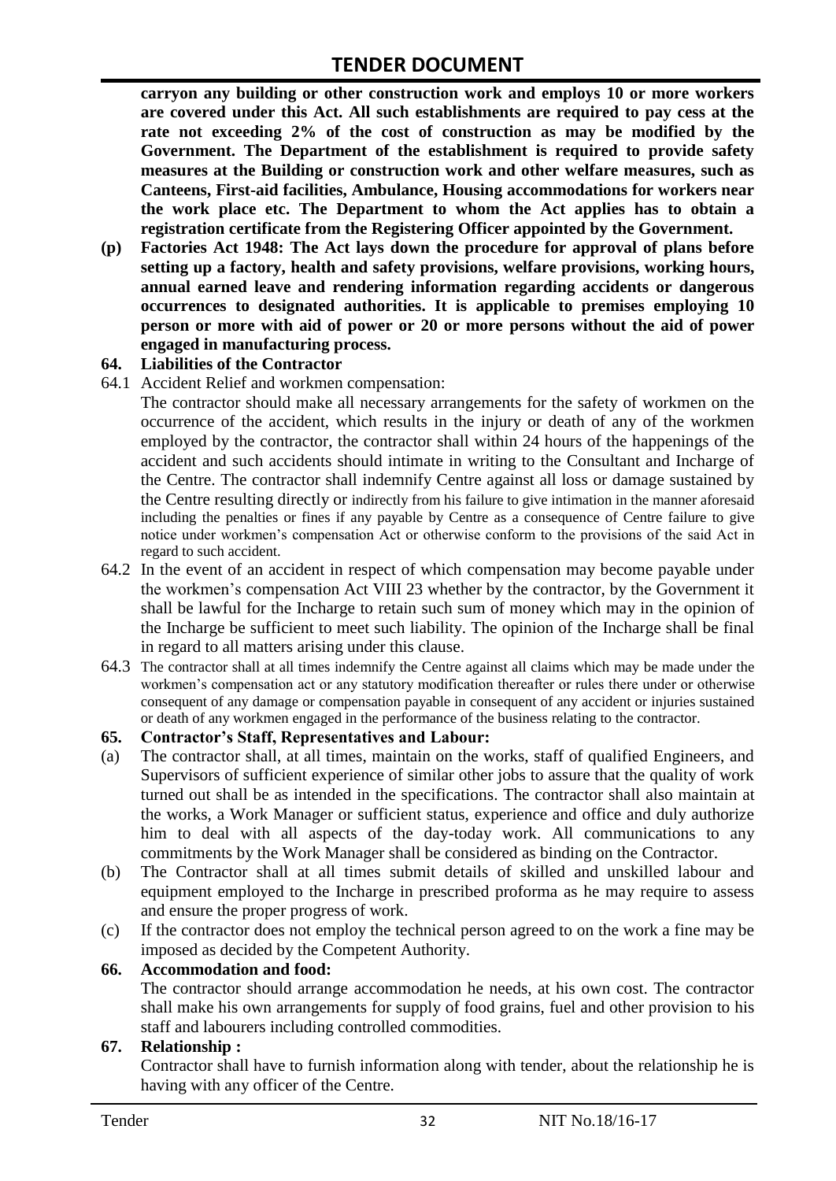**carryon any building or other construction work and employs 10 or more workers are covered under this Act. All such establishments are required to pay cess at the rate not exceeding 2% of the cost of construction as may be modified by the Government. The Department of the establishment is required to provide safety measures at the Building or construction work and other welfare measures, such as Canteens, First-aid facilities, Ambulance, Housing accommodations for workers near the work place etc. The Department to whom the Act applies has to obtain a registration certificate from the Registering Officer appointed by the Government.**

**(p) Factories Act 1948: The Act lays down the procedure for approval of plans before setting up a factory, health and safety provisions, welfare provisions, working hours, annual earned leave and rendering information regarding accidents or dangerous occurrences to designated authorities. It is applicable to premises employing 10 person or more with aid of power or 20 or more persons without the aid of power engaged in manufacturing process.**

**64. Liabilities of the Contractor**

64.1 Accident Relief and workmen compensation:

The contractor should make all necessary arrangements for the safety of workmen on the occurrence of the accident, which results in the injury or death of any of the workmen employed by the contractor, the contractor shall within 24 hours of the happenings of the accident and such accidents should intimate in writing to the Consultant and Incharge of the Centre. The contractor shall indemnify Centre against all loss or damage sustained by the Centre resulting directly or indirectly from his failure to give intimation in the manner aforesaid including the penalties or fines if any payable by Centre as a consequence of Centre failure to give notice under workmen's compensation Act or otherwise conform to the provisions of the said Act in regard to such accident.

64.2 In the event of an accident in respect of which compensation may become payable under the workmen's compensation Act VIII 23 whether by the contractor, by the Government it shall be lawful for the Incharge to retain such sum of money which may in the opinion of the Incharge be sufficient to meet such liability. The opinion of the Incharge shall be final in regard to all matters arising under this clause.

64.3 The contractor shall at all times indemnify the Centre against all claims which may be made under the workmen's compensation act or any statutory modification thereafter or rules there under or otherwise consequent of any damage or compensation payable in consequent of any accident or injuries sustained or death of any workmen engaged in the performance of the business relating to the contractor.

**65. Contractor's Staff, Representatives and Labour:**

(a) The contractor shall, at all times, maintain on the works, staff of qualified Engineers, and Supervisors of sufficient experience of similar other jobs to assure that the quality of work turned out shall be as intended in the specifications. The contractor shall also maintain at the works, a Work Manager or sufficient status, experience and office and duly authorize him to deal with all aspects of the day-today work. All communications to any commitments by the Work Manager shall be considered as binding on the Contractor.

(b) The Contractor shall at all times submit details of skilled and unskilled labour and equipment employed to the Incharge in prescribed proforma as he may require to assess and ensure the proper progress of work.

(c) If the contractor does not employ the technical person agreed to on the work a fine may be imposed as decided by the Competent Authority.

**66. Accommodation and food:**

The contractor should arrange accommodation he needs, at his own cost. The contractor shall make his own arrangements for supply of food grains, fuel and other provision to his staff and labourers including controlled commodities.

**67. Relationship :**

Contractor shall have to furnish information along with tender, about the relationship he is having with any officer of the Centre.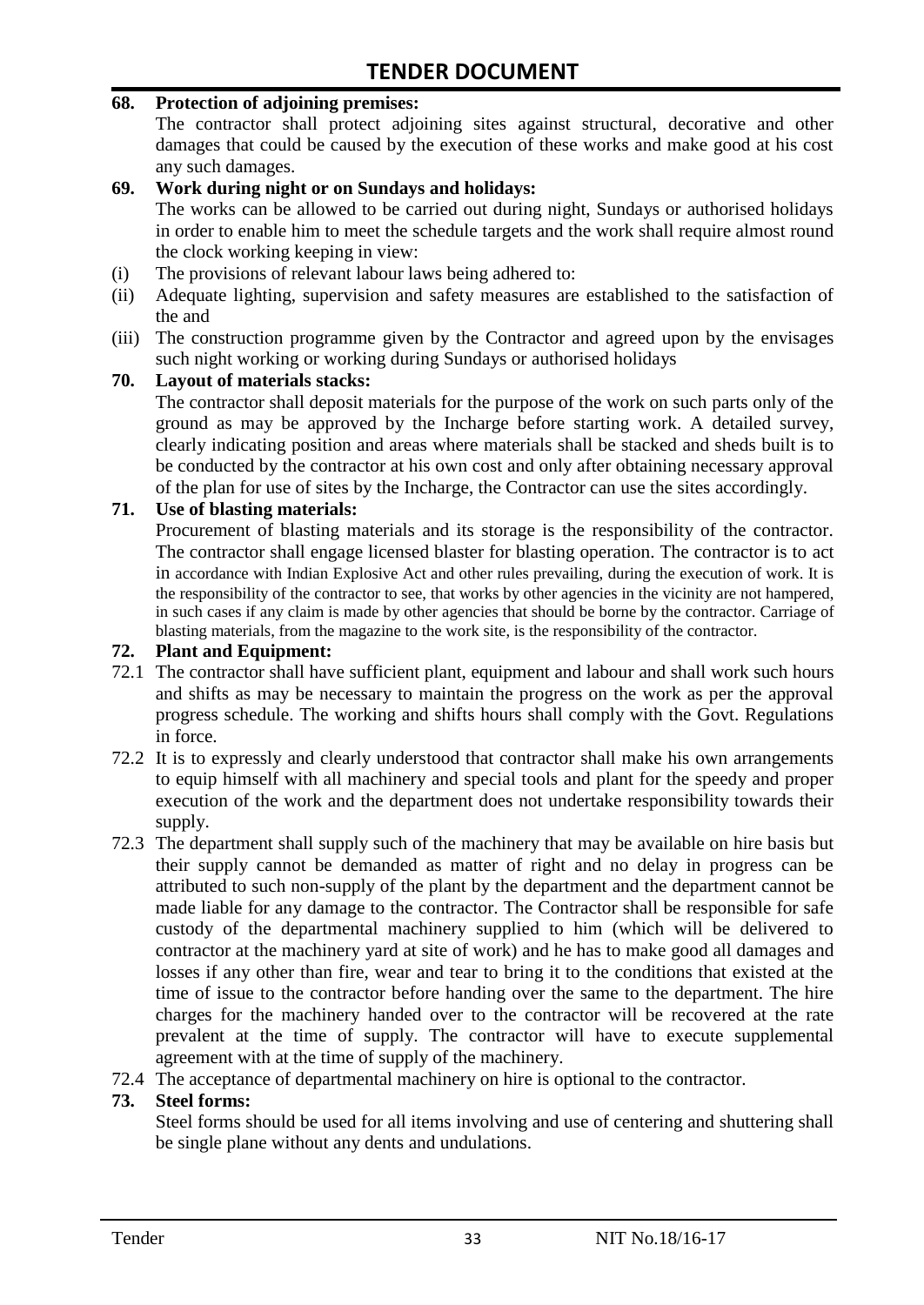**68. Protection of adjoining premises:**

The contractor shall protect adjoining sites against structural, decorative and other damages that could be caused by the execution of these works and make good at his cost any such damages.

**69. Work during night or on Sundays and holidays:**

The works can be allowed to be carried out during night, Sundays or authorised holidays in order to enable him to meet the schedule targets and the work shall require almost round the clock working keeping in view:

(i) The provisions of relevant labour laws being adhered to:

(ii) Adequate lighting, supervision and safety measures are established to the satisfaction of the and

(iii) The construction programme given by the Contractor and agreed upon by the envisages such night working or working during Sundays or authorised holidays

**70. Layout of materials stacks:**

The contractor shall deposit materials for the purpose of the work on such parts only of the ground as may be approved by the Incharge before starting work. A detailed survey, clearly indicating position and areas where materials shall be stacked and sheds built is to be conducted by the contractor at his own cost and only after obtaining necessary approval of the plan for use of sites by the Incharge, the Contractor can use the sites accordingly.

**71. Use of blasting materials:**

Procurement of blasting materials and its storage is the responsibility of the contractor. The contractor shall engage licensed blaster for blasting operation. The contractor is to act in accordance with Indian Explosive Act and other rules prevailing, during the execution of work. It is the responsibility of the contractor to see, that works by other agencies in the vicinity are not hampered, in such cases if any claim is made by other agencies that should be borne by the contractor. Carriage of blasting materials, from the magazine to the work site, is the responsibility of the contractor.

**72. Plant and Equipment:**

72.1 The contractor shall have sufficient plant, equipment and labour and shall work such hours and shifts as may be necessary to maintain the progress on the work as per the approval progress schedule. The working and shifts hours shall comply with the Govt. Regulations in force.

72.2 It is to expressly and clearly understood that contractor shall make his own arrangements to equip himself with all machinery and special tools and plant for the speedy and proper execution of the work and the department does not undertake responsibility towards their supply.

72.3 The department shall supply such of the machinery that may be available on hire basis but their supply cannot be demanded as matter of right and no delay in progress can be attributed to such non-supply of the plant by the department and the department cannot be made liable for any damage to the contractor. The Contractor shall be responsible for safe custody of the departmental machinery supplied to him (which will be delivered to contractor at the machinery yard at site of work) and he has to make good all damages and losses if any other than fire, wear and tear to bring it to the conditions that existed at the time of issue to the contractor before handing over the same to the department. The hire charges for the machinery handed over to the contractor will be recovered at the rate prevalent at the time of supply. The contractor will have to execute supplemental agreement with at the time of supply of the machinery.

72.4 The acceptance of departmental machinery on hire is optional to the contractor.

**73. Steel forms:**

Steel forms should be used for all items involving and use of centering and shuttering shall be single plane without any dents and undulations.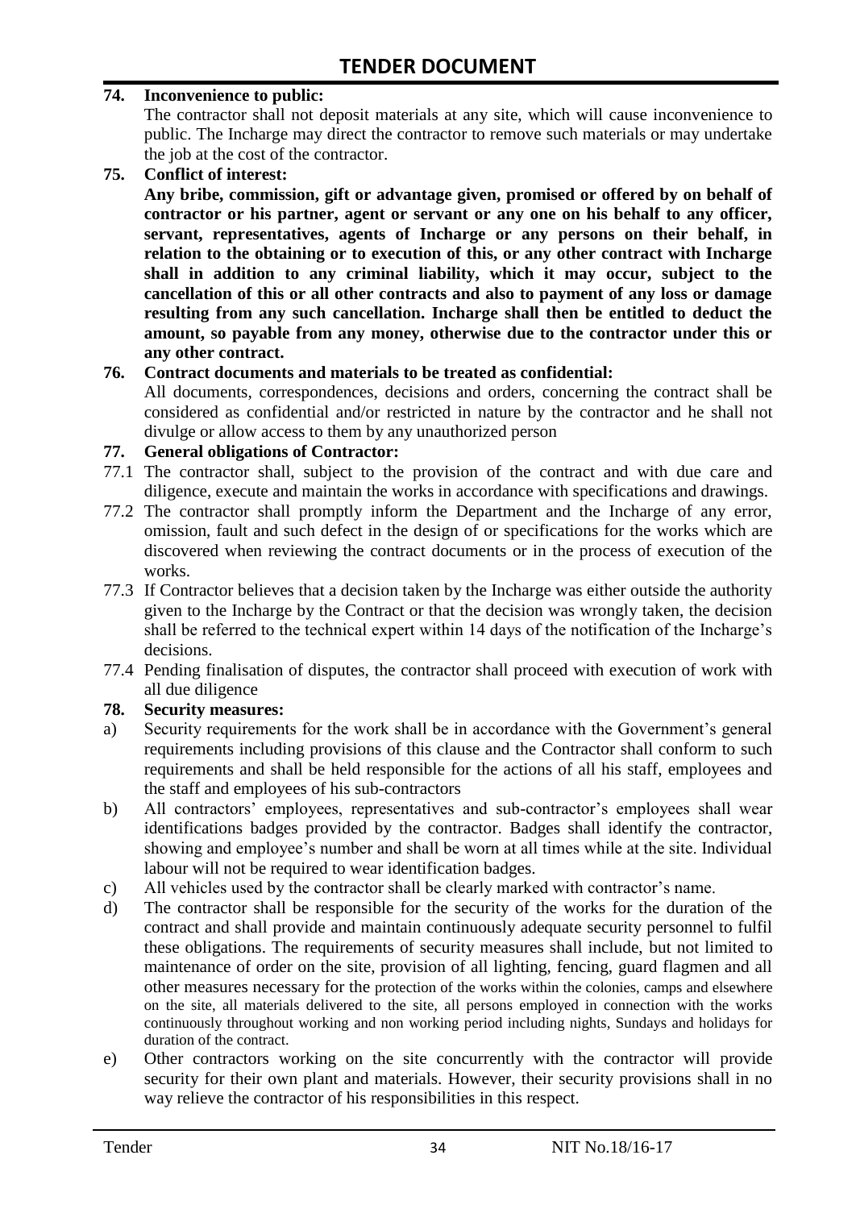**74. Inconvenience to public:**

The contractor shall not deposit materials at any site, which will cause inconvenience to public. The Incharge may direct the contractor to remove such materials or may undertake the job at the cost of the contractor.

**75. Conflict of interest:**

**Any bribe, commission, gift or advantage given, promised or offered by on behalf of contractor or his partner, agent or servant or any one on his behalf to any officer, servant, representatives, agents of Incharge or any persons on their behalf, in relation to the obtaining or to execution of this, or any other contract with Incharge shall in addition to any criminal liability, which it may occur, subject to the cancellation of this or all other contracts and also to payment of any loss or damage resulting from any such cancellation. Incharge shall then be entitled to deduct the amount, so payable from any money, otherwise due to the contractor under this or any other contract.**

**76. Contract documents and materials to be treated as confidential:**

All documents, correspondences, decisions and orders, concerning the contract shall be considered as confidential and/or restricted in nature by the contractor and he shall not divulge or allow access to them by any unauthorized person

**77. General obligations of Contractor:**

77.1 The contractor shall, subject to the provision of the contract and with due care and diligence, execute and maintain the works in accordance with specifications and drawings.

77.2 The contractor shall promptly inform the Department and the Incharge of any error, omission, fault and such defect in the design of or specifications for the works which are discovered when reviewing the contract documents or in the process of execution of the works.

77.3 If Contractor believes that a decision taken by the Incharge was either outside the authority given to the Incharge by the Contract or that the decision was wrongly taken, the decision shall be referred to the technical expert within 14 days of the notification of the Incharge's decisions.

77.4 Pending finalisation of disputes, the contractor shall proceed with execution of work with all due diligence

**78. Security measures:**

a) Security requirements for the work shall be in accordance with the Government's general requirements including provisions of this clause and the Contractor shall conform to such requirements and shall be held responsible for the actions of all his staff, employees and the staff and employees of his sub-contractors

b) All contractors' employees, representatives and sub-contractor's employees shall wear identifications badges provided by the contractor. Badges shall identify the contractor, showing and employee's number and shall be worn at all times while at the site. Individual labour will not be required to wear identification badges.

c) All vehicles used by the contractor shall be clearly marked with contractor's name.

d) The contractor shall be responsible for the security of the works for the duration of the contract and shall provide and maintain continuously adequate security personnel to fulfil these obligations. The requirements of security measures shall include, but not limited to maintenance of order on the site, provision of all lighting, fencing, guard flagmen and all other measures necessary for the protection of the works within the colonies, camps and elsewhere on the site, all materials delivered to the site, all persons employed in connection with the works continuously throughout working and non working period including nights, Sundays and holidays for duration of the contract.

e) Other contractors working on the site concurrently with the contractor will provide security for their own plant and materials. However, their security provisions shall in no way relieve the contractor of his responsibilities in this respect.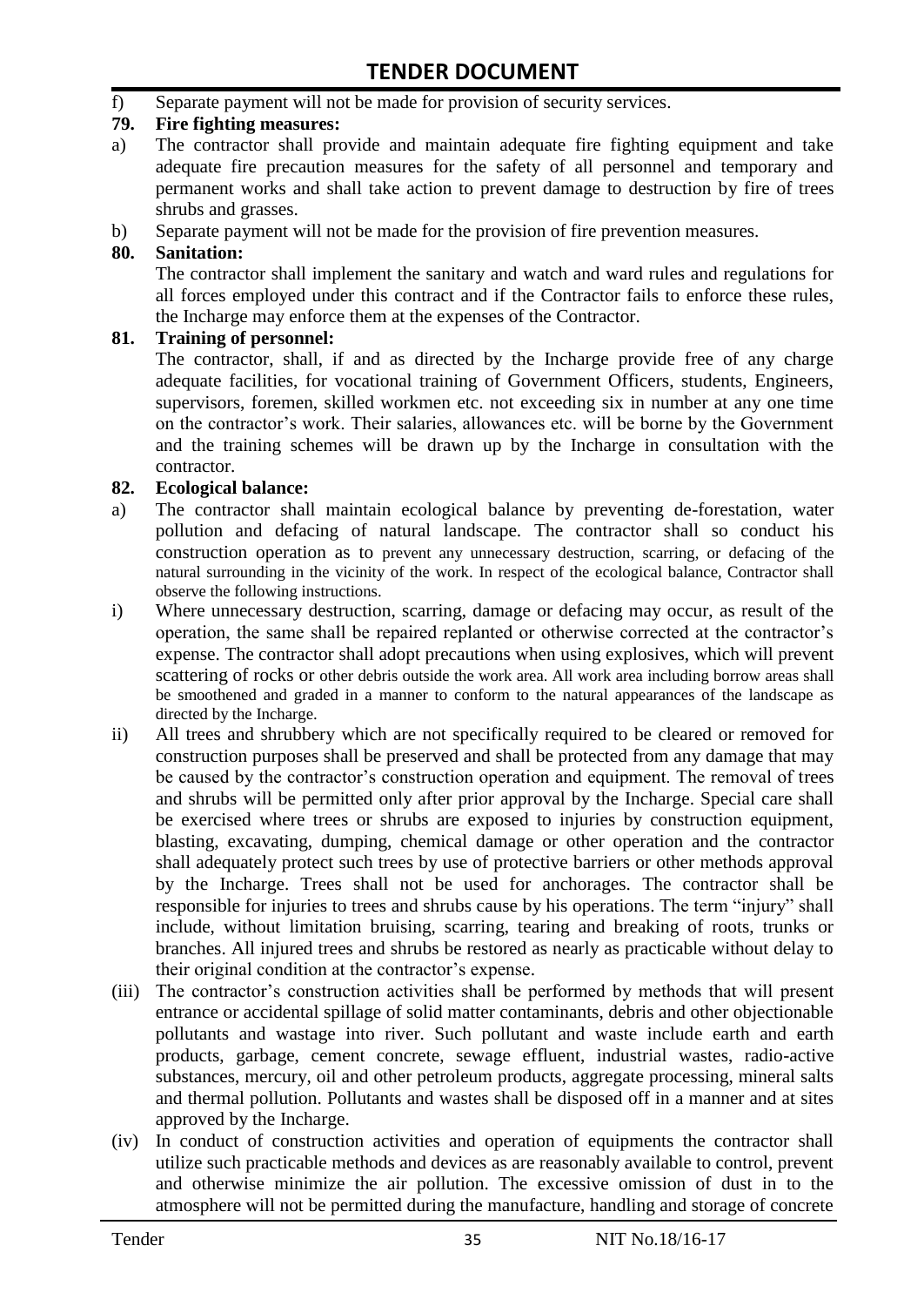f) Separate payment will not be made for provision of security services.

**79. Fire fighting measures:**

a) The contractor shall provide and maintain adequate fire fighting equipment and take adequate fire precaution measures for the safety of all personnel and temporary and permanent works and shall take action to prevent damage to destruction by fire of trees shrubs and grasses.

b) Separate payment will not be made for the provision of fire prevention measures.

**80. Sanitation:**

The contractor shall implement the sanitary and watch and ward rules and regulations for all forces employed under this contract and if the Contractor fails to enforce these rules, the Incharge may enforce them at the expenses of the Contractor.

**81. Training of personnel:**

The contractor, shall, if and as directed by the Incharge provide free of any charge adequate facilities, for vocational training of Government Officers, students, Engineers, supervisors, foremen, skilled workmen etc. not exceeding six in number at any one time on the contractor's work. Their salaries, allowances etc. will be borne by the Government and the training schemes will be drawn up by the Incharge in consultation with the contractor.

**82. Ecological balance:**

a) The contractor shall maintain ecological balance by preventing de-forestation, water pollution and defacing of natural landscape. The contractor shall so conduct his construction operation as to prevent any unnecessary destruction, scarring, or defacing of the natural surrounding in the vicinity of the work. In respect of the ecological balance, Contractor shall observe the following instructions.

i) Where unnecessary destruction, scarring, damage or defacing may occur, as result of the operation, the same shall be repaired replanted or otherwise corrected at the contractor's expense. The contractor shall adopt precautions when using explosives, which will prevent scattering of rocks or other debris outside the work area. All work area including borrow areas shall be smoothened and graded in a manner to conform to the natural appearances of the landscape as directed by the Incharge.

ii) All trees and shrubbery which are not specifically required to be cleared or removed for construction purposes shall be preserved and shall be protected from any damage that may be caused by the contractor's construction operation and equipment. The removal of trees and shrubs will be permitted only after prior approval by the Incharge. Special care shall be exercised where trees or shrubs are exposed to injuries by construction equipment, blasting, excavating, dumping, chemical damage or other operation and the contractor shall adequately protect such trees by use of protective barriers or other methods approval by the Incharge. Trees shall not be used for anchorages. The contractor shall be responsible for injuries to trees and shrubs cause by his operations. The term "injury" shall include, without limitation bruising, scarring, tearing and breaking of roots, trunks or branches. All injured trees and shrubs be restored as nearly as practicable without delay to their original condition at the contractor's expense.

(iii) The contractor's construction activities shall be performed by methods that will present entrance or accidental spillage of solid matter contaminants, debris and other objectionable pollutants and wastage into river. Such pollutant and waste include earth and earth products, garbage, cement concrete, sewage effluent, industrial wastes, radio-active substances, mercury, oil and other petroleum products, aggregate processing, mineral salts and thermal pollution. Pollutants and wastes shall be disposed off in a manner and at sites approved by the Incharge.

(iv) In conduct of construction activities and operation of equipments the contractor shall utilize such practicable methods and devices as are reasonably available to control, prevent and otherwise minimize the air pollution. The excessive omission of dust in to the atmosphere will not be permitted during the manufacture, handling and storage of concrete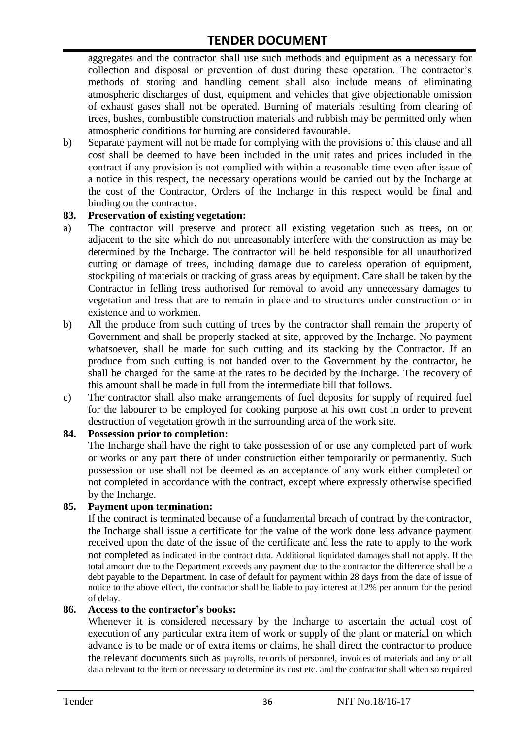aggregates and the contractor shall use such methods and equipment as a necessary for collection and disposal or prevention of dust during these operation. The contractor's methods of storing and handling cement shall also include means of eliminating atmospheric discharges of dust, equipment and vehicles that give objectionable omission of exhaust gases shall not be operated. Burning of materials resulting from clearing of trees, bushes, combustible construction materials and rubbish may be permitted only when atmospheric conditions for burning are considered favourable.

b) Separate payment will not be made for complying with the provisions of this clause and all cost shall be deemed to have been included in the unit rates and prices included in the contract if any provision is not complied with within a reasonable time even after issue of a notice in this respect, the necessary operations would be carried out by the Incharge at the cost of the Contractor, Orders of the Incharge in this respect would be final and binding on the contractor.

**83. Preservation of existing vegetation:**

a) The contractor will preserve and protect all existing vegetation such as trees, on or adjacent to the site which do not unreasonably interfere with the construction as may be determined by the Incharge. The contractor will be held responsible for all unauthorized cutting or damage of trees, including damage due to careless operation of equipment, stockpiling of materials or tracking of grass areas by equipment. Care shall be taken by the Contractor in felling tress authorised for removal to avoid any unnecessary damages to vegetation and tress that are to remain in place and to structures under construction or in existence and to workmen.

b) All the produce from such cutting of trees by the contractor shall remain the property of Government and shall be properly stacked at site, approved by the Incharge. No payment whatsoever, shall be made for such cutting and its stacking by the Contractor. If an produce from such cutting is not handed over to the Government by the contractor, he shall be charged for the same at the rates to be decided by the Incharge. The recovery of this amount shall be made in full from the intermediate bill that follows.

c) The contractor shall also make arrangements of fuel deposits for supply of required fuel for the labourer to be employed for cooking purpose at his own cost in order to prevent destruction of vegetation growth in the surrounding area of the work site.

**84. Possession prior to completion:**

The Incharge shall have the right to take possession of or use any completed part of work or works or any part there of under construction either temporarily or permanently. Such possession or use shall not be deemed as an acceptance of any work either completed or not completed in accordance with the contract, except where expressly otherwise specified by the Incharge.

**85. Payment upon termination:**

If the contract is terminated because of a fundamental breach of contract by the contractor, the Incharge shall issue a certificate for the value of the work done less advance payment received upon the date of the issue of the certificate and less the rate to apply to the work not completed as indicated in the contract data. Additional liquidated damages shall not apply. If the total amount due to the Department exceeds any payment due to the contractor the difference shall be a debt payable to the Department. In case of default for payment within 28 days from the date of issue of notice to the above effect, the contractor shall be liable to pay interest at 12% per annum for the period of delay.

**86. Access to the contractor's books:**

Whenever it is considered necessary by the Incharge to ascertain the actual cost of execution of any particular extra item of work or supply of the plant or material on which advance is to be made or of extra items or claims, he shall direct the contractor to produce the relevant documents such as payrolls, records of personnel, invoices of materials and any or all data relevant to the item or necessary to determine its cost etc. and the contractor shall when so required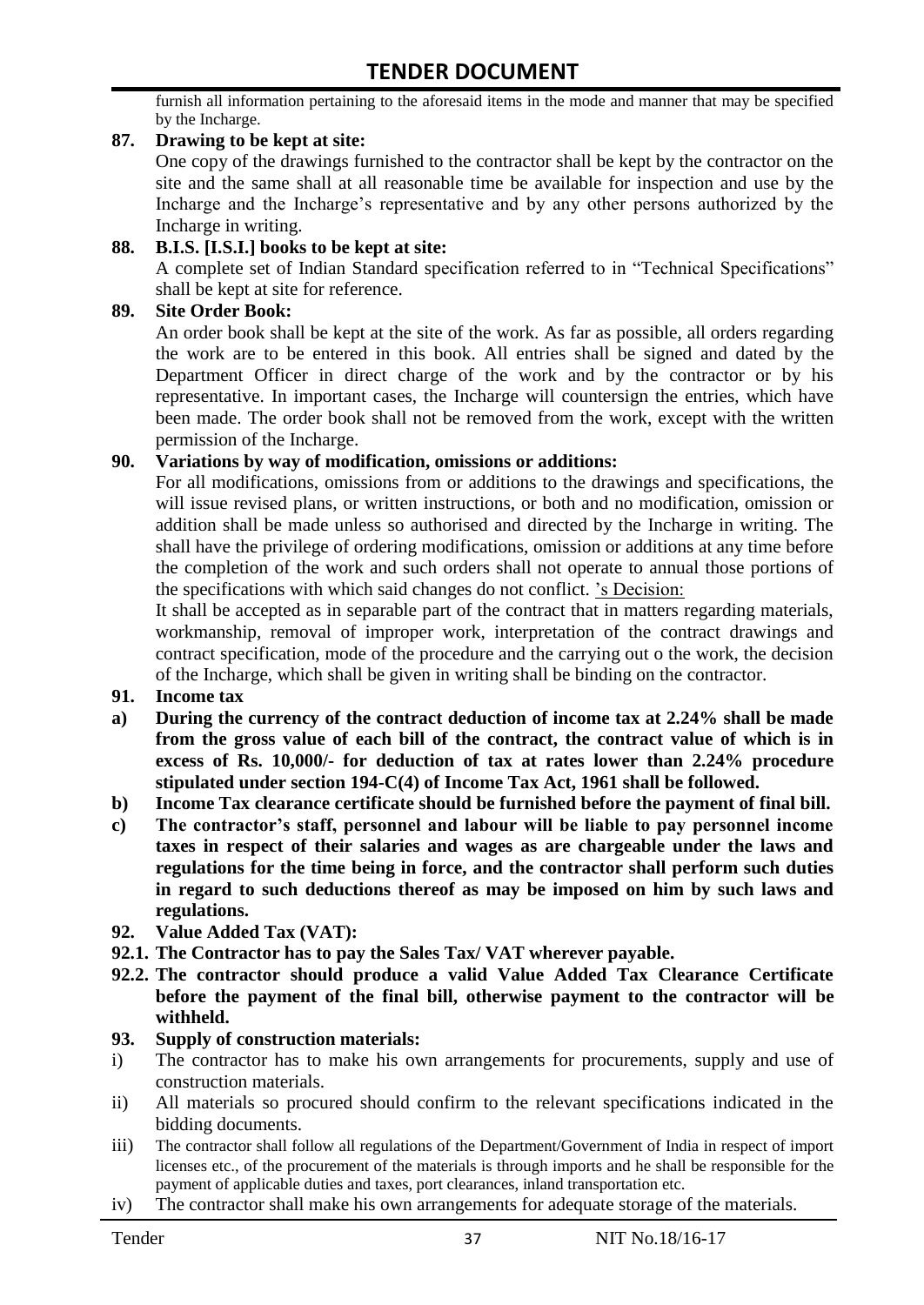furnish all information pertaining to the aforesaid items in the mode and manner that may be specified by the Incharge.

**87. Drawing to be kept at site:**

One copy of the drawings furnished to the contractor shall be kept by the contractor on the site and the same shall at all reasonable time be available for inspection and use by the Incharge and the Incharge's representative and by any other persons authorized by the Incharge in writing.

**88. B.I.S. [I.S.I.] books to be kept at site:**

A complete set of Indian Standard specification referred to in "Technical Specifications" shall be kept at site for reference.

**89. Site Order Book:**

An order book shall be kept at the site of the work. As far as possible, all orders regarding the work are to be entered in this book. All entries shall be signed and dated by the Department Officer in direct charge of the work and by the contractor or by his representative. In important cases, the Incharge will countersign the entries, which have been made. The order book shall not be removed from the work, except with the written permission of the Incharge.

**90. Variations by way of modification, omissions or additions:**

For all modifications, omissions from or additions to the drawings and specifications, the will issue revised plans, or written instructions, or both and no modification, omission or addition shall be made unless so authorised and directed by the Incharge in writing. The shall have the privilege of ordering modifications, omission or additions at any time before the completion of the work and such orders shall not operate to annual those portions of the specifications with which said changes do not conflict. 's Decision:

It shall be accepted as in separable part of the contract that in matters regarding materials, workmanship, removal of improper work, interpretation of the contract drawings and contract specification, mode of the procedure and the carrying out o the work, the decision of the Incharge, which shall be given in writing shall be binding on the contractor.

**91. Income tax**

**a) During the currency of the contract deduction of income tax at 2.24% shall be made from the gross value of each bill of the contract, the contract value of which is in excess of Rs. 10,000/- for deduction of tax at rates lower than 2.24% procedure stipulated under section 194-C(4) of Income Tax Act, 1961 shall be followed.**

**b) Income Tax clearance certificate should be furnished before the payment of final bill.**

**c) The contractor's staff, personnel and labour will be liable to pay personnel income taxes in respect of their salaries and wages as are chargeable under the laws and regulations for the time being in force, and the contractor shall perform such duties in regard to such deductions thereof as may be imposed on him by such laws and regulations.**

**92. Value Added Tax (VAT):**

**92.1. The Contractor has to pay the Sales Tax/ VAT wherever payable.**

**92.2. The contractor should produce a valid Value Added Tax Clearance Certificate before the payment of the final bill, otherwise payment to the contractor will be withheld.**

**93. Supply of construction materials:**

i) The contractor has to make his own arrangements for procurements, supply and use of construction materials.

ii) All materials so procured should confirm to the relevant specifications indicated in the bidding documents.

iii) The contractor shall follow all regulations of the Department/Government of India in respect of import licenses etc., of the procurement of the materials is through imports and he shall be responsible for the payment of applicable duties and taxes, port clearances, inland transportation etc.

iv) The contractor shall make his own arrangements for adequate storage of the materials.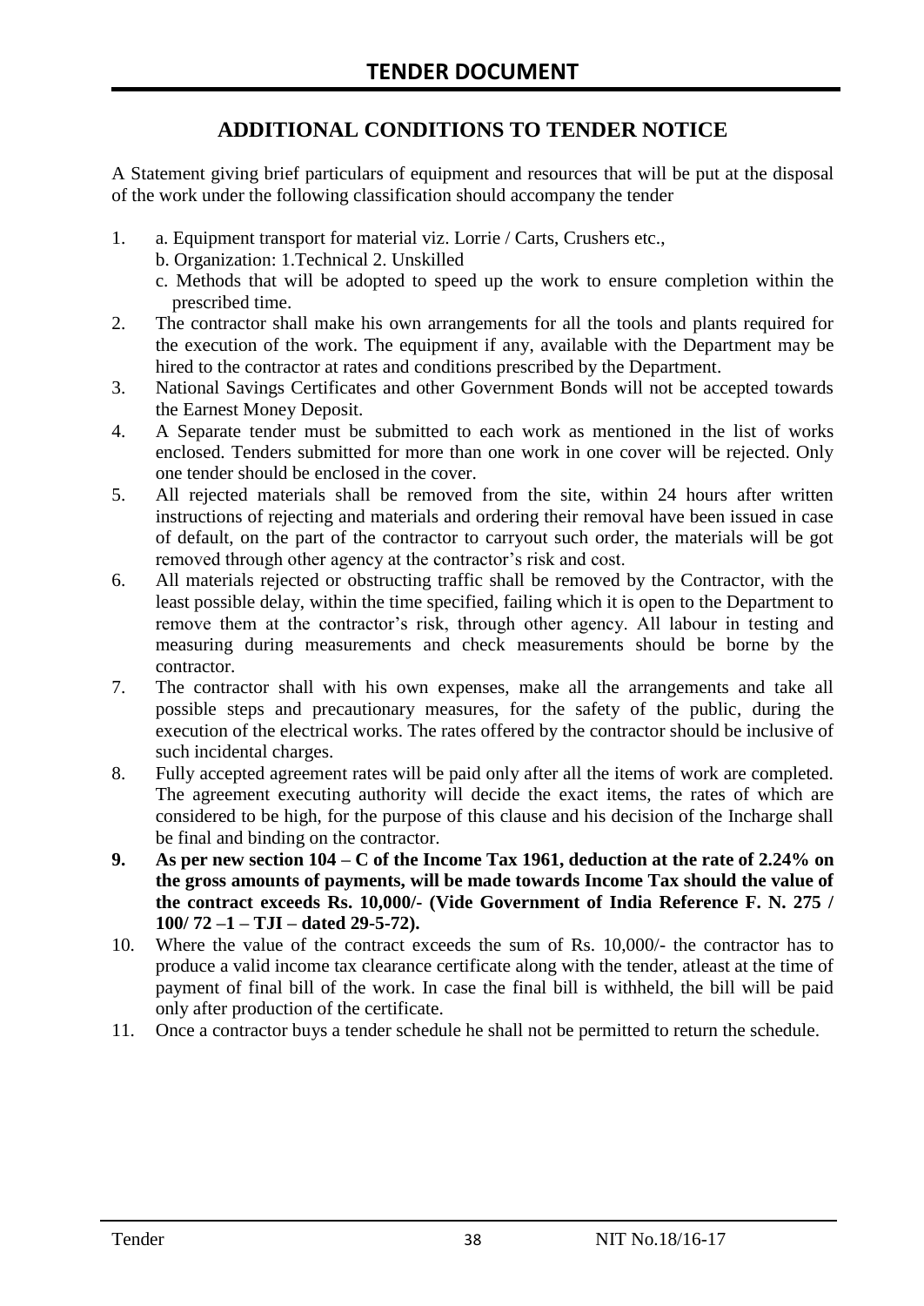# TENDER DOCUMENT

## ADDITIONAL CONDITIONS TO TENDER NOTICE

A Statement giving brief particulars of equipment and resources that will be put at the disposal of the work under the following classification should accompany the tender

1. a. Equipment transport for material viz. Lorrie / Carts, Crushers etc.,
   b. Organization: 1.Technical 2. Unskilled
   c. Methods that will be adopted to speed up the work to ensure completion within the prescribed time.
2. The contractor shall make his own arrangements for all the tools and plants required for the execution of the work. The equipment if any, available with the Department may be hired to the contractor at rates and conditions prescribed by the Department.
3. National Savings Certificates and other Government Bonds will not be accepted towards the Earnest Money Deposit.
4. A Separate tender must be submitted to each work as mentioned in the list of works enclosed. Tenders submitted for more than one work in one cover will be rejected. Only one tender should be enclosed in the cover.
5. All rejected materials shall be removed from the site, within 24 hours after written instructions of rejecting and materials and ordering their removal have been issued in case of default, on the part of the contractor to carryout such order, the materials will be got removed through other agency at the contractor's risk and cost.
6. All materials rejected or obstructing traffic shall be removed by the Contractor, with the least possible delay, within the time specified, failing which it is open to the Department to remove them at the contractor's risk, through other agency. All labour in testing and measuring during measurements and check measurements should be borne by the contractor.
7. The contractor shall with his own expenses, make all the arrangements and take all possible steps and precautionary measures, for the safety of the public, during the execution of the electrical works. The rates offered by the contractor should be inclusive of such incidental charges.
8. Fully accepted agreement rates will be paid only after all the items of work are completed. The agreement executing authority will decide the exact items, the rates of which are considered to be high, for the purpose of this clause and his decision of the Incharge shall be final and binding on the contractor.
9. **As per new section 104 – C of the Income Tax 1961, deduction at the rate of 2.24% on the gross amounts of payments, will be made towards Income Tax should the value of the contract exceeds Rs. 10,000/- (Vide Government of India Reference F. N. 275 / 100/ 72 –1 – TJI – dated 29-5-72).**
10. Where the value of the contract exceeds the sum of Rs. 10,000/- the contractor has to produce a valid income tax clearance certificate along with the tender, atleast at the time of payment of final bill of the work. In case the final bill is withheld, the bill will be paid only after production of the certificate.
11. Once a contractor buys a tender schedule he shall not be permitted to return the schedule.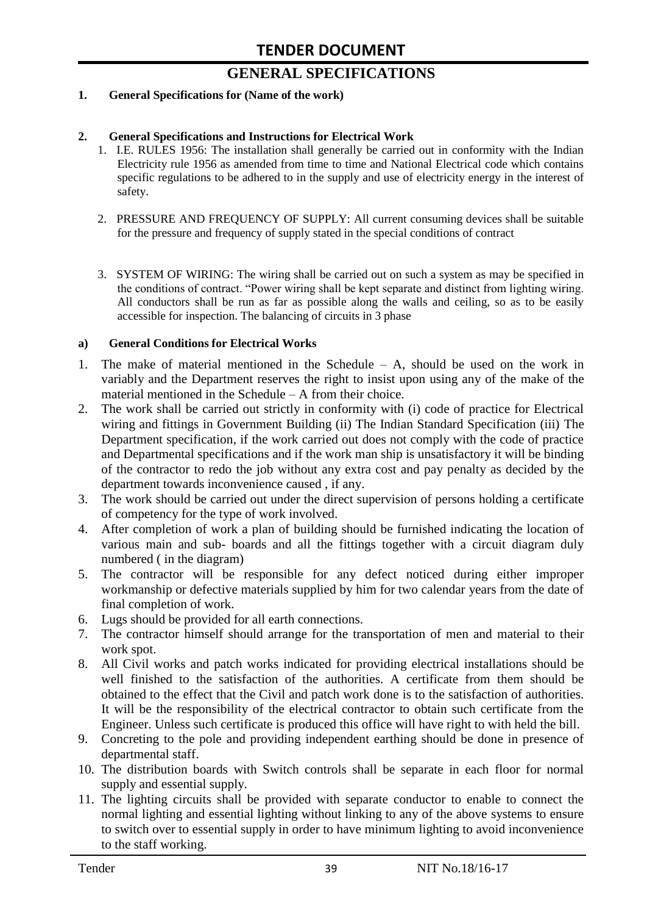# TENDER DOCUMENT

## GENERAL SPECIFICATIONS

**1. General Specifications for (Name of the work)**

**2. General Specifications and Instructions for Electrical Work**

1. I.E. RULES 1956: The installation shall generally be carried out in conformity with the Indian Electricity rule 1956 as amended from time to time and National Electrical code which contains specific regulations to be adhered to in the supply and use of electricity energy in the interest of safety.

2. PRESSURE AND FREQUENCY OF SUPPLY: All current consuming devices shall be suitable for the pressure and frequency of supply stated in the special conditions of contract

3. SYSTEM OF WIRING: The wiring shall be carried out on such a system as may be specified in the conditions of contract. "Power wiring shall be kept separate and distinct from lighting wiring. All conductors shall be run as far as possible along the walls and ceiling, so as to be easily accessible for inspection. The balancing of circuits in 3 phase

**a) General Conditions for Electrical Works**

1. The make of material mentioned in the Schedule – A, should be used on the work in variably and the Department reserves the right to insist upon using any of the make of the material mentioned in the Schedule – A from their choice.
2. The work shall be carried out strictly in conformity with (i) code of practice for Electrical wiring and fittings in Government Building (ii) The Indian Standard Specification (iii) The Department specification, if the work carried out does not comply with the code of practice and Departmental specifications and if the work man ship is unsatisfactory it will be binding of the contractor to redo the job without any extra cost and pay penalty as decided by the department towards inconvenience caused , if any.
3. The work should be carried out under the direct supervision of persons holding a certificate of competency for the type of work involved.
4. After completion of work a plan of building should be furnished indicating the location of various main and sub- boards and all the fittings together with a circuit diagram duly numbered ( in the diagram)
5. The contractor will be responsible for any defect noticed during either improper workmanship or defective materials supplied by him for two calendar years from the date of final completion of work.
6. Lugs should be provided for all earth connections.
7. The contractor himself should arrange for the transportation of men and material to their work spot.
8. All Civil works and patch works indicated for providing electrical installations should be well finished to the satisfaction of the authorities. A certificate from them should be obtained to the effect that the Civil and patch work done is to the satisfaction of authorities. It will be the responsibility of the electrical contractor to obtain such certificate from the Engineer. Unless such certificate is produced this office will have right to with held the bill.
9. Concreting to the pole and providing independent earthing should be done in presence of departmental staff.
10. The distribution boards with Switch controls shall be separate in each floor for normal supply and essential supply.
11. The lighting circuits shall be provided with separate conductor to enable to connect the normal lighting and essential lighting without linking to any of the above systems to ensure to switch over to essential supply in order to have minimum lighting to avoid inconvenience to the staff working.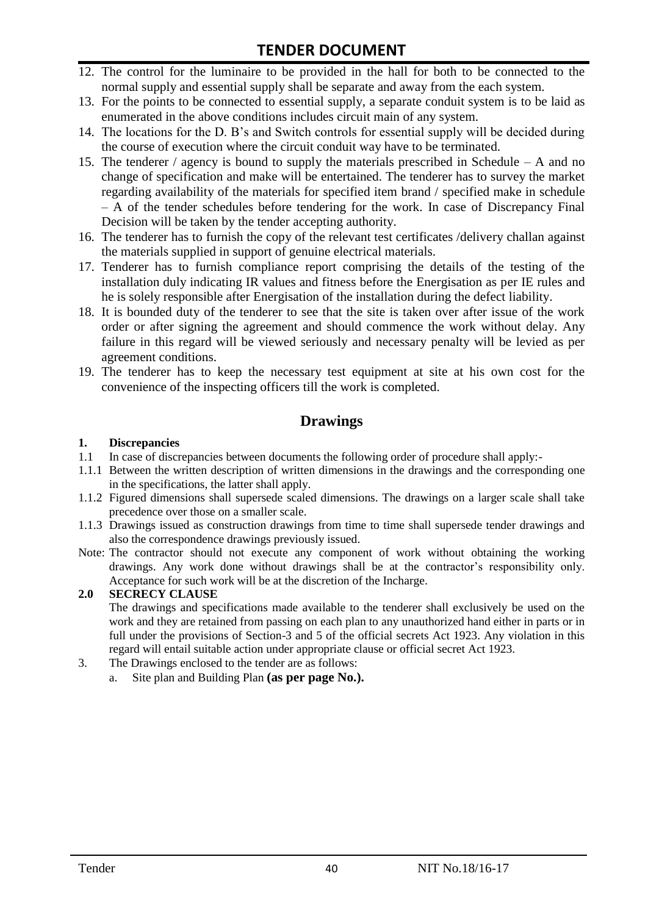12. The control for the luminaire to be provided in the hall for both to be connected to the normal supply and essential supply shall be separate and away from the each system.
13. For the points to be connected to essential supply, a separate conduit system is to be laid as enumerated in the above conditions includes circuit main of any system.
14. The locations for the D. B's and Switch controls for essential supply will be decided during the course of execution where the circuit conduit way have to be terminated.
15. The tenderer / agency is bound to supply the materials prescribed in Schedule – A and no change of specification and make will be entertained. The tenderer has to survey the market regarding availability of the materials for specified item brand / specified make in schedule – A of the tender schedules before tendering for the work. In case of Discrepancy Final Decision will be taken by the tender accepting authority.
16. The tenderer has to furnish the copy of the relevant test certificates /delivery challan against the materials supplied in support of genuine electrical materials.
17. Tenderer has to furnish compliance report comprising the details of the testing of the installation duly indicating IR values and fitness before the Energisation as per IE rules and he is solely responsible after Energisation of the installation during the defect liability.
18. It is bounded duty of the tenderer to see that the site is taken over after issue of the work order or after signing the agreement and should commence the work without delay. Any failure in this regard will be viewed seriously and necessary penalty will be levied as per agreement conditions.
19. The tenderer has to keep the necessary test equipment at site at his own cost for the convenience of the inspecting officers till the work is completed.

## Drawings

**1. Discrepancies**

1.1 In case of discrepancies between documents the following order of procedure shall apply:-

1.1.1 Between the written description of written dimensions in the drawings and the corresponding one in the specifications, the latter shall apply.

1.1.2 Figured dimensions shall supersede scaled dimensions. The drawings on a larger scale shall take precedence over those on a smaller scale.

1.1.3 Drawings issued as construction drawings from time to time shall supersede tender drawings and also the correspondence drawings previously issued.

Note: The contractor should not execute any component of work without obtaining the working drawings. Any work done without drawings shall be at the contractor's responsibility only. Acceptance for such work will be at the discretion of the Incharge.

**2.0 SECRECY CLAUSE**

The drawings and specifications made available to the tenderer shall exclusively be used on the work and they are retained from passing on each plan to any unauthorized hand either in parts or in full under the provisions of Section-3 and 5 of the official secrets Act 1923. Any violation in this regard will entail suitable action under appropriate clause or official secret Act 1923.

3. The Drawings enclosed to the tender are as follows:
   a. Site plan and Building Plan **(as per page No.).**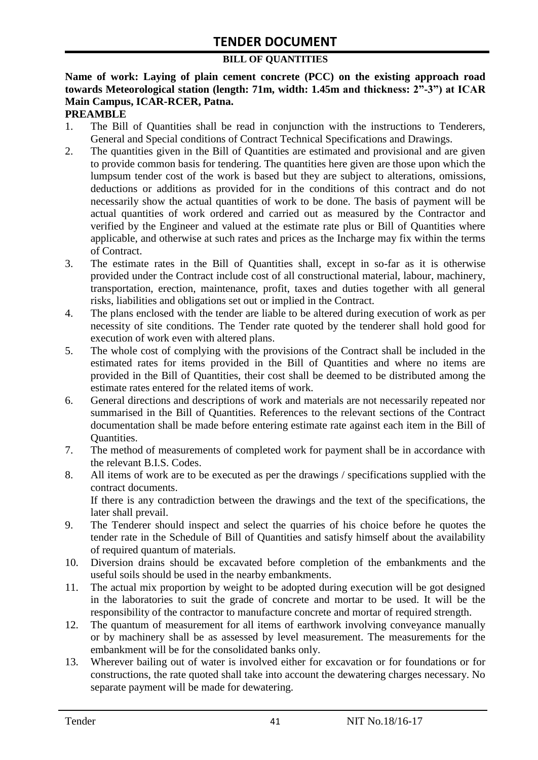# TENDER DOCUMENT

**BILL OF QUANTITIES**

**Name of work: Laying of plain cement concrete (PCC) on the existing approach road towards Meteorological station (length: 71m, width: 1.45m and thickness: 2"-3") at ICAR Main Campus, ICAR-RCER, Patna.**

**PREAMBLE**

1. The Bill of Quantities shall be read in conjunction with the instructions to Tenderers, General and Special conditions of Contract Technical Specifications and Drawings.
2. The quantities given in the Bill of Quantities are estimated and provisional and are given to provide common basis for tendering. The quantities here given are those upon which the lumpsum tender cost of the work is based but they are subject to alterations, omissions, deductions or additions as provided for in the conditions of this contract and do not necessarily show the actual quantities of work to be done. The basis of payment will be actual quantities of work ordered and carried out as measured by the Contractor and verified by the Engineer and valued at the estimate rate plus or Bill of Quantities where applicable, and otherwise at such rates and prices as the Incharge may fix within the terms of Contract.
3. The estimate rates in the Bill of Quantities shall, except in so-far as it is otherwise provided under the Contract include cost of all constructional material, labour, machinery, transportation, erection, maintenance, profit, taxes and duties together with all general risks, liabilities and obligations set out or implied in the Contract.
4. The plans enclosed with the tender are liable to be altered during execution of work as per necessity of site conditions. The Tender rate quoted by the tenderer shall hold good for execution of work even with altered plans.
5. The whole cost of complying with the provisions of the Contract shall be included in the estimated rates for items provided in the Bill of Quantities and where no items are provided in the Bill of Quantities, their cost shall be deemed to be distributed among the estimate rates entered for the related items of work.
6. General directions and descriptions of work and materials are not necessarily repeated nor summarised in the Bill of Quantities. References to the relevant sections of the Contract documentation shall be made before entering estimate rate against each item in the Bill of Quantities.
7. The method of measurements of completed work for payment shall be in accordance with the relevant B.I.S. Codes.
8. All items of work are to be executed as per the drawings / specifications supplied with the contract documents.

   If there is any contradiction between the drawings and the text of the specifications, the later shall prevail.
9. The Tenderer should inspect and select the quarries of his choice before he quotes the tender rate in the Schedule of Bill of Quantities and satisfy himself about the availability of required quantum of materials.
10. Diversion drains should be excavated before completion of the embankments and the useful soils should be used in the nearby embankments.
11. The actual mix proportion by weight to be adopted during execution will be got designed in the laboratories to suit the grade of concrete and mortar to be used. It will be the responsibility of the contractor to manufacture concrete and mortar of required strength.
12. The quantum of measurement for all items of earthwork involving conveyance manually or by machinery shall be as assessed by level measurement. The measurements for the embankment will be for the consolidated banks only.
13. Wherever bailing out of water is involved either for excavation or for foundations or for constructions, the rate quoted shall take into account the dewatering charges necessary. No separate payment will be made for dewatering.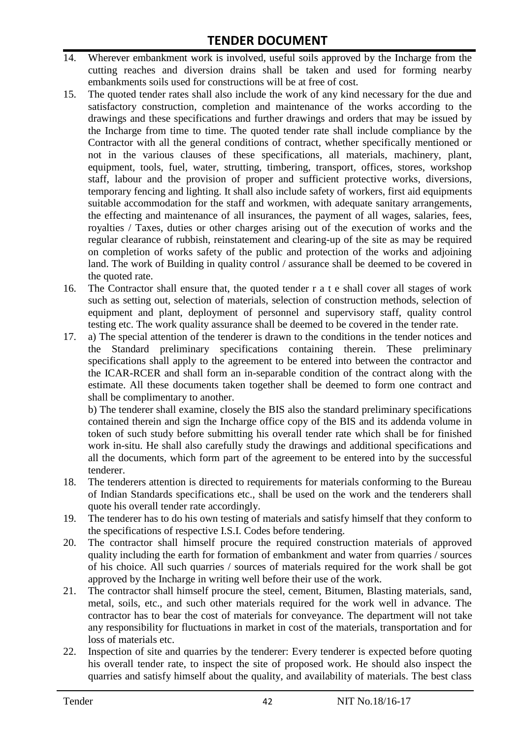14. Wherever embankment work is involved, useful soils approved by the Incharge from the cutting reaches and diversion drains shall be taken and used for forming nearby embankments soils used for constructions will be at free of cost.
15. The quoted tender rates shall also include the work of any kind necessary for the due and satisfactory construction, completion and maintenance of the works according to the drawings and these specifications and further drawings and orders that may be issued by the Incharge from time to time. The quoted tender rate shall include compliance by the Contractor with all the general conditions of contract, whether specifically mentioned or not in the various clauses of these specifications, all materials, machinery, plant, equipment, tools, fuel, water, strutting, timbering, transport, offices, stores, workshop staff, labour and the provision of proper and sufficient protective works, diversions, temporary fencing and lighting. It shall also include safety of workers, first aid equipments suitable accommodation for the staff and workmen, with adequate sanitary arrangements, the effecting and maintenance of all insurances, the payment of all wages, salaries, fees, royalties / Taxes, duties or other charges arising out of the execution of works and the regular clearance of rubbish, reinstatement and clearing-up of the site as may be required on completion of works safety of the public and protection of the works and adjoining land. The work of Building in quality control / assurance shall be deemed to be covered in the quoted rate.
16. The Contractor shall ensure that, the quoted tender r a t e shall cover all stages of work such as setting out, selection of materials, selection of construction methods, selection of equipment and plant, deployment of personnel and supervisory staff, quality control testing etc. The work quality assurance shall be deemed to be covered in the tender rate.
17. a) The special attention of the tenderer is drawn to the conditions in the tender notices and the Standard preliminary specifications containing therein. These preliminary specifications shall apply to the agreement to be entered into between the contractor and the ICAR-RCER and shall form an in-separable condition of the contract along with the estimate. All these documents taken together shall be deemed to form one contract and shall be complimentary to another.

    b) The tenderer shall examine, closely the BIS also the standard preliminary specifications contained therein and sign the Incharge office copy of the BIS and its addenda volume in token of such study before submitting his overall tender rate which shall be for finished work in-situ. He shall also carefully study the drawings and additional specifications and all the documents, which form part of the agreement to be entered into by the successful tenderer.
18. The tenderers attention is directed to requirements for materials conforming to the Bureau of Indian Standards specifications etc., shall be used on the work and the tenderers shall quote his overall tender rate accordingly.
19. The tenderer has to do his own testing of materials and satisfy himself that they conform to the specifications of respective I.S.I. Codes before tendering.
20. The contractor shall himself procure the required construction materials of approved quality including the earth for formation of embankment and water from quarries / sources of his choice. All such quarries / sources of materials required for the work shall be got approved by the Incharge in writing well before their use of the work.
21. The contractor shall himself procure the steel, cement, Bitumen, Blasting materials, sand, metal, soils, etc., and such other materials required for the work well in advance. The contractor has to bear the cost of materials for conveyance. The department will not take any responsibility for fluctuations in market in cost of the materials, transportation and for loss of materials etc.
22. Inspection of site and quarries by the tenderer: Every tenderer is expected before quoting his overall tender rate, to inspect the site of proposed work. He should also inspect the quarries and satisfy himself about the quality, and availability of materials. The best class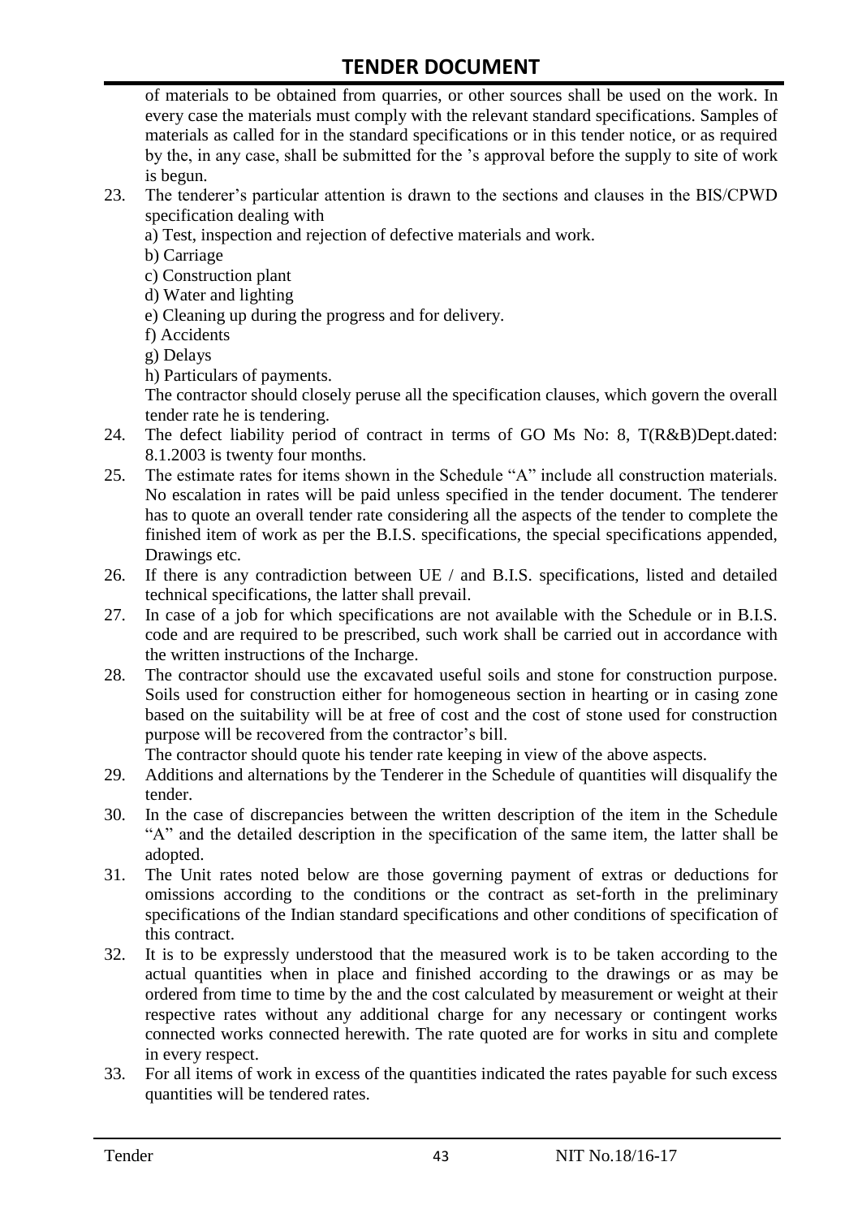of materials to be obtained from quarries, or other sources shall be used on the work. In every case the materials must comply with the relevant standard specifications. Samples of materials as called for in the standard specifications or in this tender notice, or as required by the, in any case, shall be submitted for the 's approval before the supply to site of work is begun.

23. The tenderer's particular attention is drawn to the sections and clauses in the BIS/CPWD specification dealing with
    a) Test, inspection and rejection of defective materials and work.
    b) Carriage
    c) Construction plant
    d) Water and lighting
    e) Cleaning up during the progress and for delivery.
    f) Accidents
    g) Delays
    h) Particulars of payments.
    
    The contractor should closely peruse all the specification clauses, which govern the overall tender rate he is tendering.
24. The defect liability period of contract in terms of GO Ms No: 8, T(R&B)Dept.dated: 8.1.2003 is twenty four months.
25. The estimate rates for items shown in the Schedule "A" include all construction materials. No escalation in rates will be paid unless specified in the tender document. The tenderer has to quote an overall tender rate considering all the aspects of the tender to complete the finished item of work as per the B.I.S. specifications, the special specifications appended, Drawings etc.
26. If there is any contradiction between UE / and B.I.S. specifications, listed and detailed technical specifications, the latter shall prevail.
27. In case of a job for which specifications are not available with the Schedule or in B.I.S. code and are required to be prescribed, such work shall be carried out in accordance with the written instructions of the Incharge.
28. The contractor should use the excavated useful soils and stone for construction purpose. Soils used for construction either for homogeneous section in hearting or in casing zone based on the suitability will be at free of cost and the cost of stone used for construction purpose will be recovered from the contractor's bill.
    
    The contractor should quote his tender rate keeping in view of the above aspects.
29. Additions and alternations by the Tenderer in the Schedule of quantities will disqualify the tender.
30. In the case of discrepancies between the written description of the item in the Schedule "A" and the detailed description in the specification of the same item, the latter shall be adopted.
31. The Unit rates noted below are those governing payment of extras or deductions for omissions according to the conditions or the contract as set-forth in the preliminary specifications of the Indian standard specifications and other conditions of specification of this contract.
32. It is to be expressly understood that the measured work is to be taken according to the actual quantities when in place and finished according to the drawings or as may be ordered from time to time by the and the cost calculated by measurement or weight at their respective rates without any additional charge for any necessary or contingent works connected works connected herewith. The rate quoted are for works in situ and complete in every respect.
33. For all items of work in excess of the quantities indicated the rates payable for such excess quantities will be tendered rates.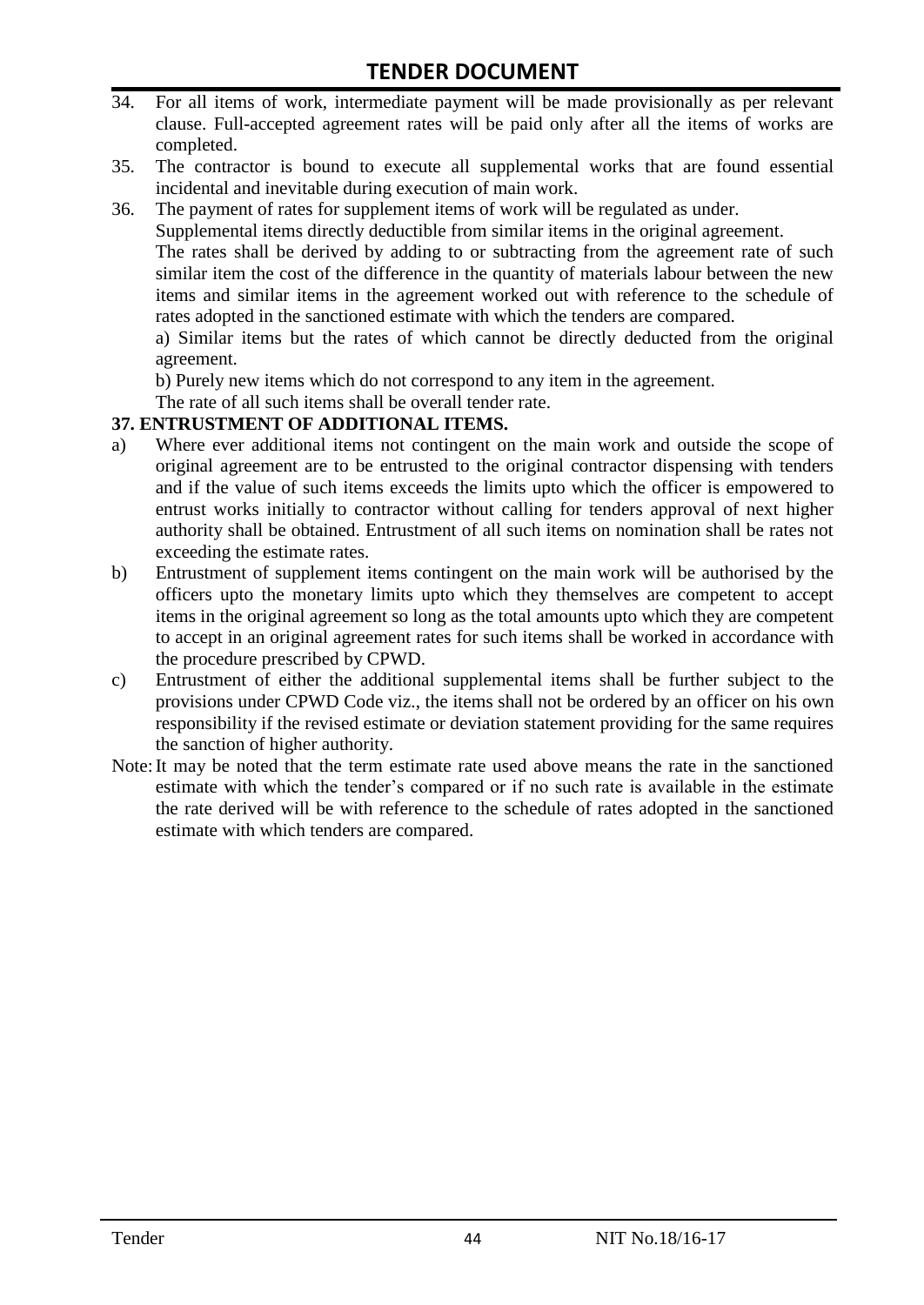34. For all items of work, intermediate payment will be made provisionally as per relevant clause. Full-accepted agreement rates will be paid only after all the items of works are completed.
35. The contractor is bound to execute all supplemental works that are found essential incidental and inevitable during execution of main work.
36. The payment of rates for supplement items of work will be regulated as under.

    Supplemental items directly deductible from similar items in the original agreement.

    The rates shall be derived by adding to or subtracting from the agreement rate of such similar item the cost of the difference in the quantity of materials labour between the new items and similar items in the agreement worked out with reference to the schedule of rates adopted in the sanctioned estimate with which the tenders are compared.

    a) Similar items but the rates of which cannot be directly deducted from the original agreement.

    b) Purely new items which do not correspond to any item in the agreement.

    The rate of all such items shall be overall tender rate.

**37. ENTRUSTMENT OF ADDITIONAL ITEMS.**

a) Where ever additional items not contingent on the main work and outside the scope of original agreement are to be entrusted to the original contractor dispensing with tenders and if the value of such items exceeds the limits upto which the officer is empowered to entrust works initially to contractor without calling for tenders approval of next higher authority shall be obtained. Entrustment of all such items on nomination shall be rates not exceeding the estimate rates.

b) Entrustment of supplement items contingent on the main work will be authorised by the officers upto the monetary limits upto which they themselves are competent to accept items in the original agreement so long as the total amounts upto which they are competent to accept in an original agreement rates for such items shall be worked in accordance with the procedure prescribed by CPWD.

c) Entrustment of either the additional supplemental items shall be further subject to the provisions under CPWD Code viz., the items shall not be ordered by an officer on his own responsibility if the revised estimate or deviation statement providing for the same requires the sanction of higher authority.

Note: It may be noted that the term estimate rate used above means the rate in the sanctioned estimate with which the tender's compared or if no such rate is available in the estimate the rate derived will be with reference to the schedule of rates adopted in the sanctioned estimate with which tenders are compared.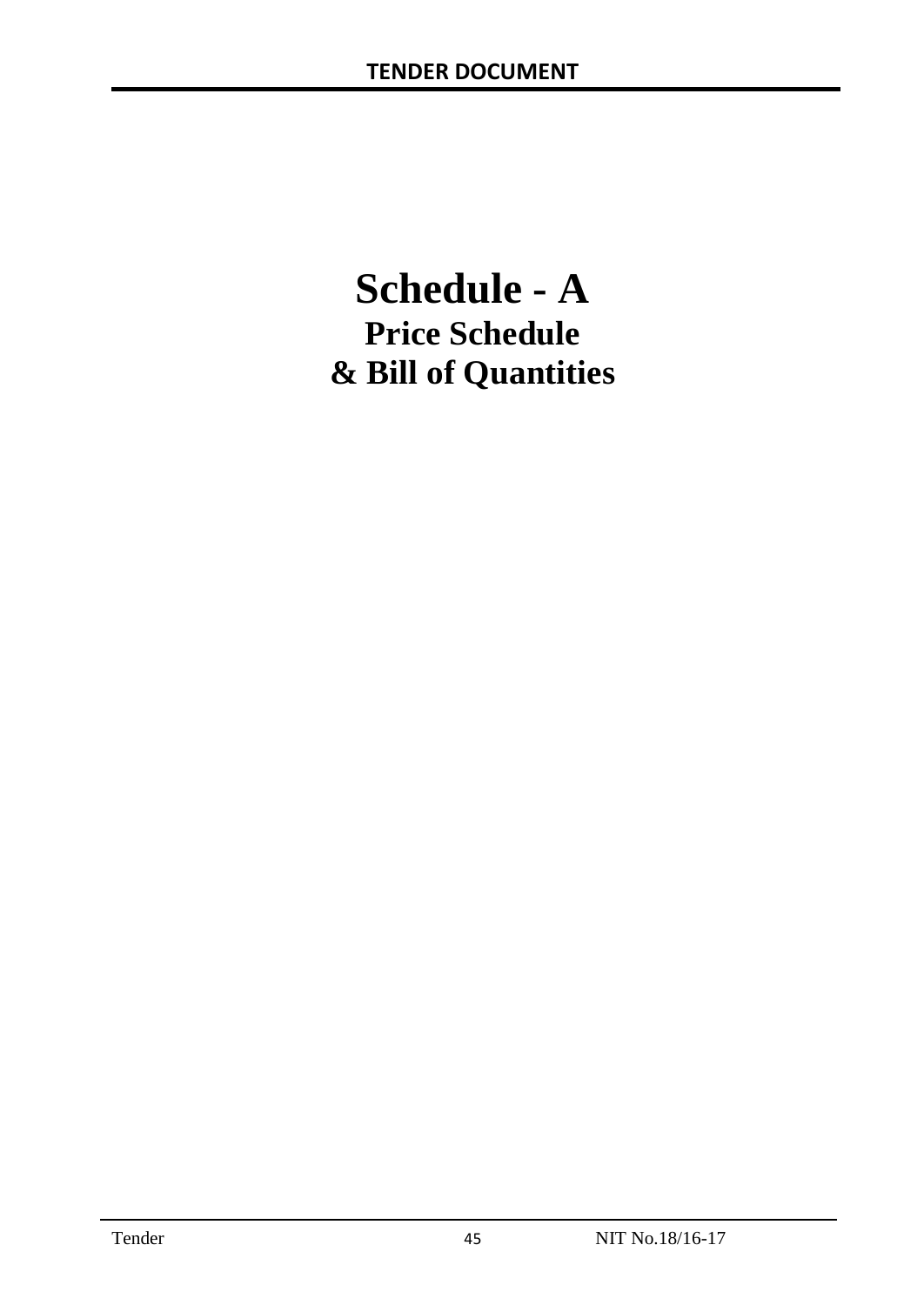# Schedule - A

## Price Schedule

## & Bill of Quantities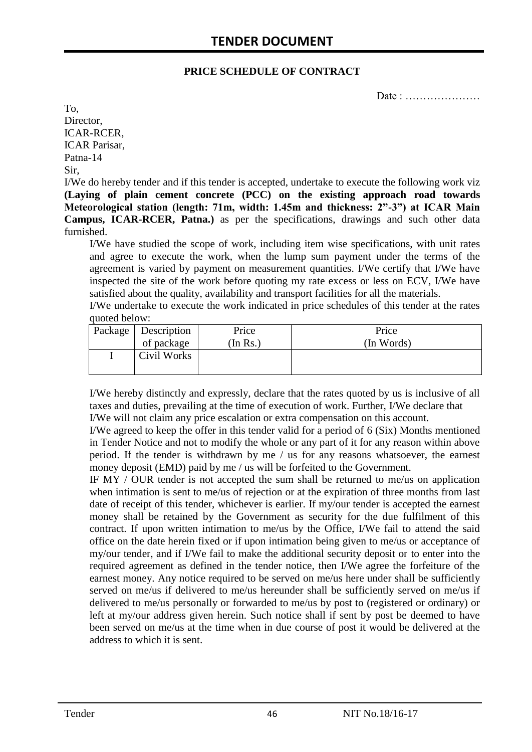# TENDER DOCUMENT

**PRICE SCHEDULE OF CONTRACT**

Date : …………………

To,
Director,
ICAR-RCER,
ICAR Parisar,
Patna-14
Sir,

I/We do hereby tender and if this tender is accepted, undertake to execute the following work viz **(Laying of plain cement concrete (PCC) on the existing approach road towards Meteorological station (length: 71m, width: 1.45m and thickness: 2"-3") at ICAR Main Campus, ICAR-RCER, Patna.)** as per the specifications, drawings and such other data furnished.

I/We have studied the scope of work, including item wise specifications, with unit rates and agree to execute the work, when the lump sum payment under the terms of the agreement is varied by payment on measurement quantities. I/We certify that I/We have inspected the site of the work before quoting my rate excess or less on ECV, I/We have satisfied about the quality, availability and transport facilities for all the materials.

I/We undertake to execute the work indicated in price schedules of this tender at the rates quoted below:

| Package | Description of package | Price (In Rs.) | Price (In Words) |
|---|---|---|---|
| I | Civil Works | | |

I/We hereby distinctly and expressly, declare that the rates quoted by us is inclusive of all taxes and duties, prevailing at the time of execution of work. Further, I/We declare that I/We will not claim any price escalation or extra compensation on this account.

I/We agreed to keep the offer in this tender valid for a period of 6 (Six) Months mentioned in Tender Notice and not to modify the whole or any part of it for any reason within above period. If the tender is withdrawn by me / us for any reasons whatsoever, the earnest money deposit (EMD) paid by me / us will be forfeited to the Government.

IF MY / OUR tender is not accepted the sum shall be returned to me/us on application when intimation is sent to me/us of rejection or at the expiration of three months from last date of receipt of this tender, whichever is earlier. If my/our tender is accepted the earnest money shall be retained by the Government as security for the due fulfilment of this contract. If upon written intimation to me/us by the Office, I/We fail to attend the said office on the date herein fixed or if upon intimation being given to me/us or acceptance of my/our tender, and if I/We fail to make the additional security deposit or to enter into the required agreement as defined in the tender notice, then I/We agree the forfeiture of the earnest money. Any notice required to be served on me/us here under shall be sufficiently served on me/us if delivered to me/us hereunder shall be sufficiently served on me/us if delivered to me/us personally or forwarded to me/us by post to (registered or ordinary) or left at my/our address given herein. Such notice shall if sent by post be deemed to have been served on me/us at the time when in due course of post it would be delivered at the address to which it is sent.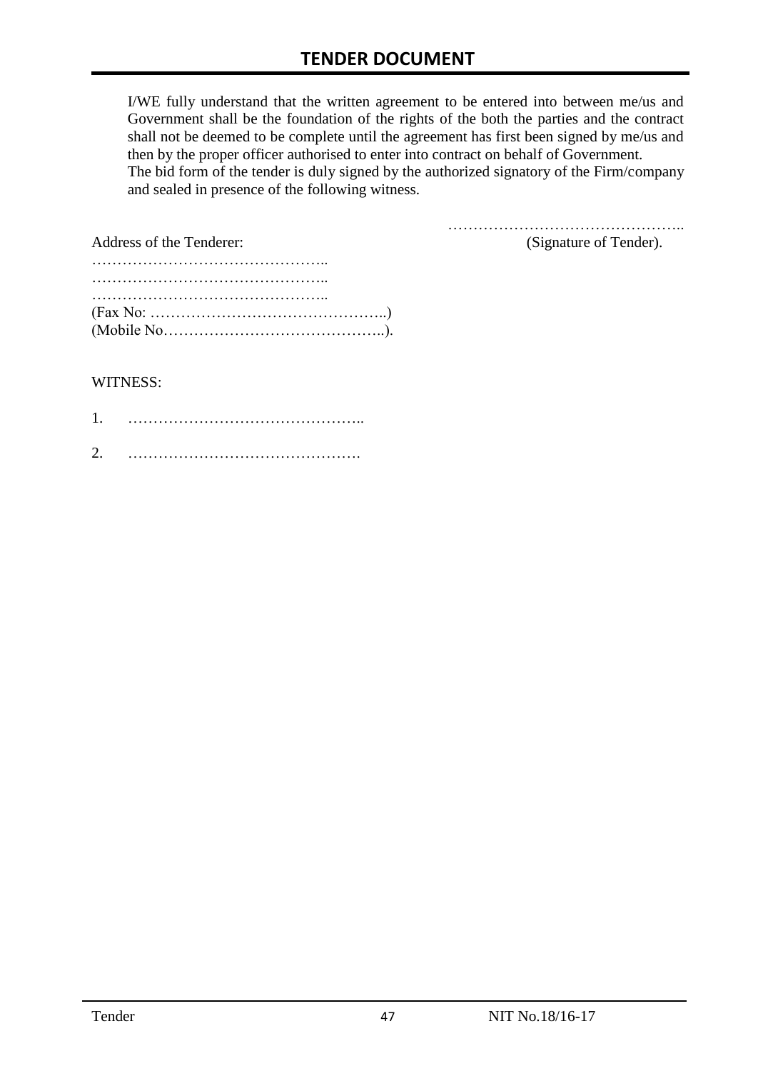I/WE fully understand that the written agreement to be entered into between me/us and Government shall be the foundation of the rights of the both the parties and the contract shall not be deemed to be complete until the agreement has first been signed by me/us and then by the proper officer authorised to enter into contract on behalf of Government.
The bid form of the tender is duly signed by the authorized signatory of the Firm/company and sealed in presence of the following witness.

……………………………………….. 
(Signature of Tender).

Address of the Tenderer:
………………………………………..
………………………………………..
………………………………………..
(Fax No: ………………………………………..)
(Mobile No……………………………………..).

WITNESS:

1. ………………………………………..

2. ……………………………………….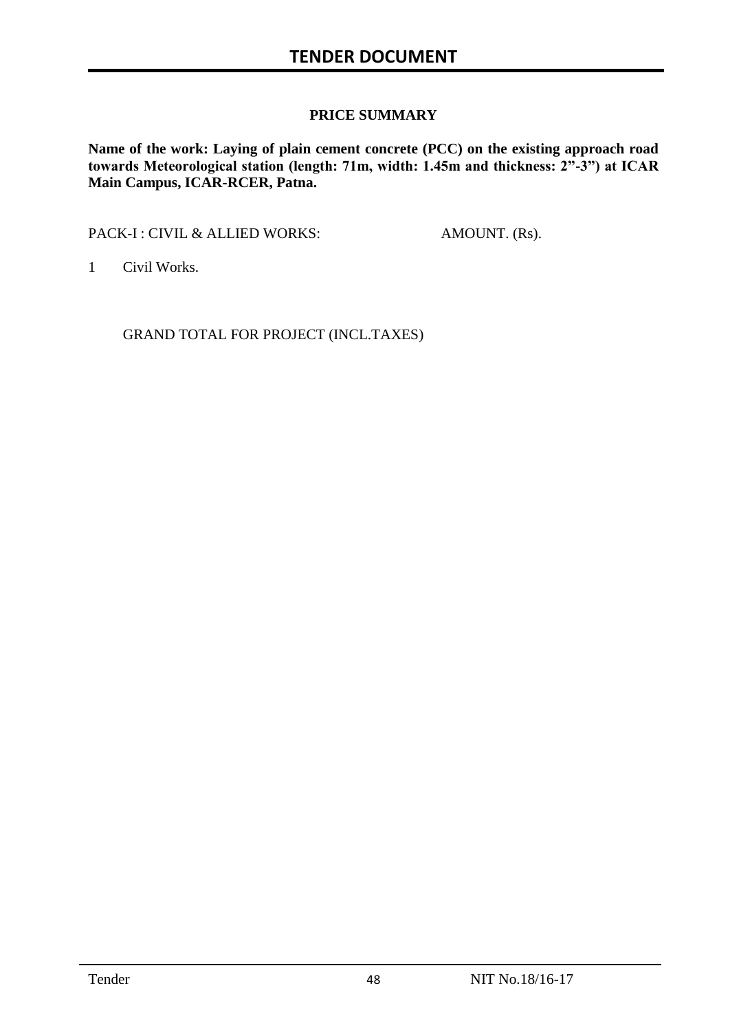## PRICE SUMMARY

**Name of the work: Laying of plain cement concrete (PCC) on the existing approach road towards Meteorological station (length: 71m, width: 1.45m and thickness: 2"-3") at ICAR Main Campus, ICAR-RCER, Patna.**

| PACK-I : CIVIL & ALLIED WORKS: | AMOUNT. (Rs). |
|---|---|
| 1 Civil Works. | |
| GRAND TOTAL FOR PROJECT (INCL.TAXES) | |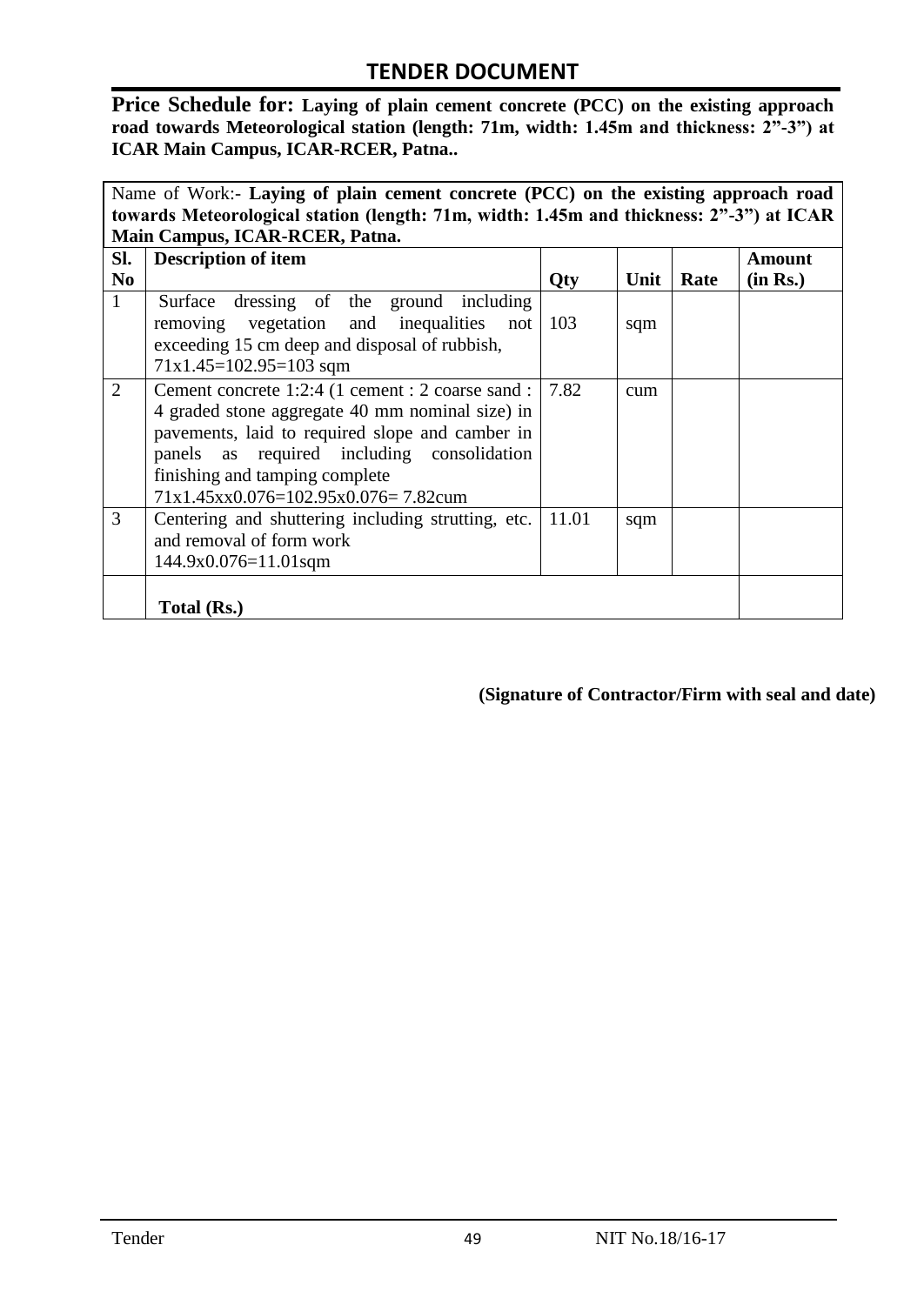## TENDER DOCUMENT

**Price Schedule for: Laying of plain cement concrete (PCC) on the existing approach road towards Meteorological station (length: 71m, width: 1.45m and thickness: 2"-3") at ICAR Main Campus, ICAR-RCER, Patna..**

| Name of Work:- **Laying of plain cement concrete (PCC) on the existing approach road towards Meteorological station (length: 71m, width: 1.45m and thickness: 2"-3") at ICAR Main Campus, ICAR-RCER, Patna.** | | | | | |
|---|---|---|---|---|---|
| **Sl. No** | **Description of item** | **Qty** | **Unit** | **Rate** | **Amount (in Rs.)** |
| 1 | Surface dressing of the ground including removing vegetation and inequalities not exceeding 15 cm deep and disposal of rubbish, 71x1.45=102.95=103 sqm | 103 | sqm | | |
| 2 | Cement concrete 1:2:4 (1 cement : 2 coarse sand : 4 graded stone aggregate 40 mm nominal size) in pavements, laid to required slope and camber in panels as required including consolidation finishing and tamping complete 71x1.45xx0.076=102.95x0.076= 7.82cum | 7.82 | cum | | |
| 3 | Centering and shuttering including strutting, etc. and removal of form work 144.9x0.076=11.01sqm | 11.01 | sqm | | |
| | **Total (Rs.)** | | | | |

**(Signature of Contractor/Firm with seal and date)**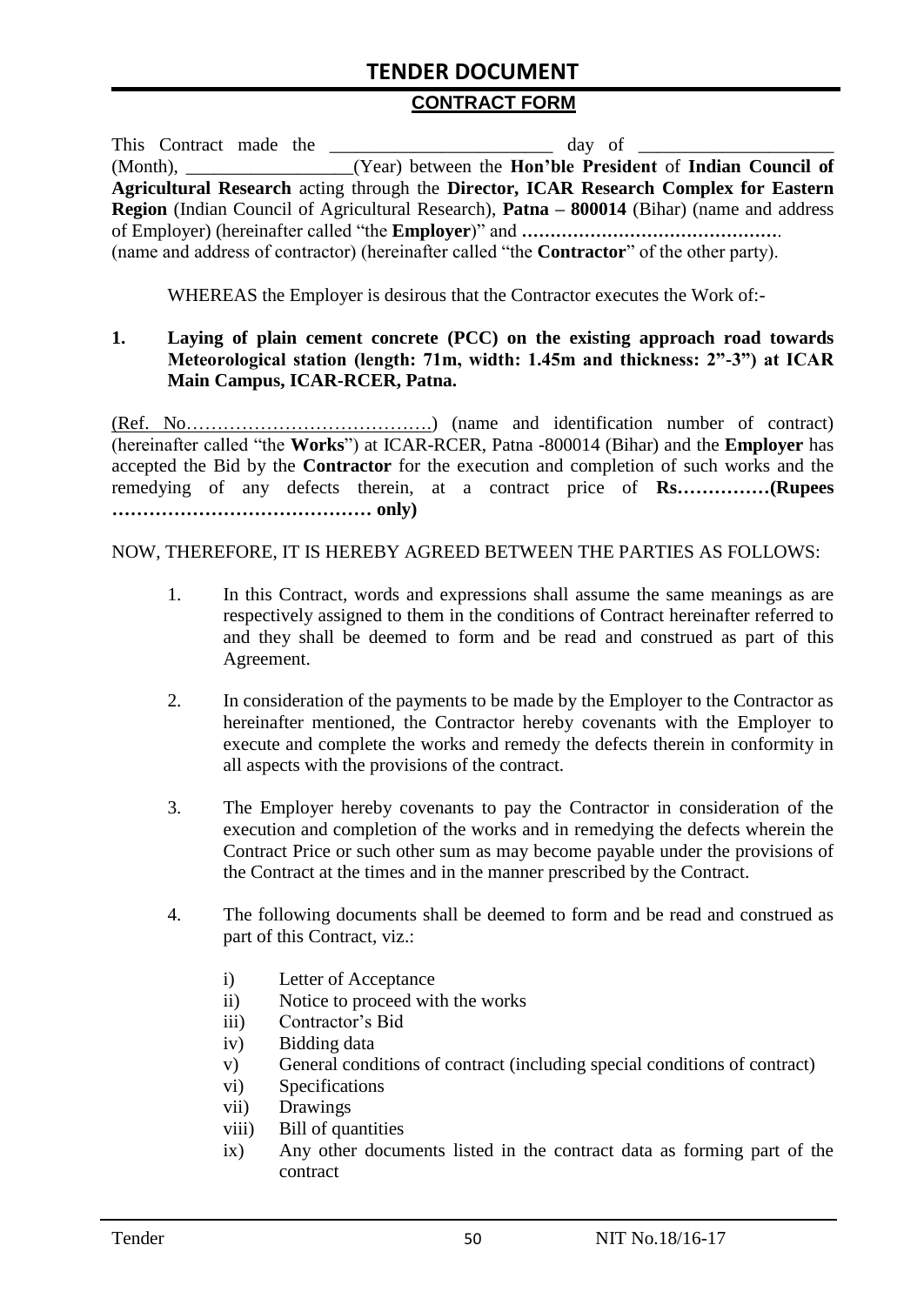## TENDER DOCUMENT

### CONTRACT FORM

This Contract made the ________________________ day of ____________________ (Month), _________________(Year) between the **Hon'ble President** of **Indian Council of Agricultural Research** acting through the **Director, ICAR Research Complex for Eastern Region** (Indian Council of Agricultural Research), **Patna – 800014** (Bihar) (name and address of Employer) (hereinafter called "the **Employer**)" and **……………………………………….** (name and address of contractor) (hereinafter called "the **Contractor**" of the other party).

WHEREAS the Employer is desirous that the Contractor executes the Work of:-

**1. Laying of plain cement concrete (PCC) on the existing approach road towards Meteorological station (length: 71m, width: 1.45m and thickness: 2"-3") at ICAR Main Campus, ICAR-RCER, Patna.**

(Ref. No………………………………….) (name and identification number of contract) (hereinafter called "the **Works**") at ICAR-RCER, Patna -800014 (Bihar) and the **Employer** has accepted the Bid by the **Contractor** for the execution and completion of such works and the remedying of any defects therein, at a contract price of **Rs……………(Rupees …………………………………… only)**

NOW, THEREFORE, IT IS HEREBY AGREED BETWEEN THE PARTIES AS FOLLOWS:

1. In this Contract, words and expressions shall assume the same meanings as are respectively assigned to them in the conditions of Contract hereinafter referred to and they shall be deemed to form and be read and construed as part of this Agreement.

2. In consideration of the payments to be made by the Employer to the Contractor as hereinafter mentioned, the Contractor hereby covenants with the Employer to execute and complete the works and remedy the defects therein in conformity in all aspects with the provisions of the contract.

3. The Employer hereby covenants to pay the Contractor in consideration of the execution and completion of the works and in remedying the defects wherein the Contract Price or such other sum as may become payable under the provisions of the Contract at the times and in the manner prescribed by the Contract.

4. The following documents shall be deemed to form and be read and construed as part of this Contract, viz.:

   i) Letter of Acceptance
   ii) Notice to proceed with the works
   iii) Contractor's Bid
   iv) Bidding data
   v) General conditions of contract (including special conditions of contract)
   vi) Specifications
   vii) Drawings
   viii) Bill of quantities
   ix) Any other documents listed in the contract data as forming part of the contract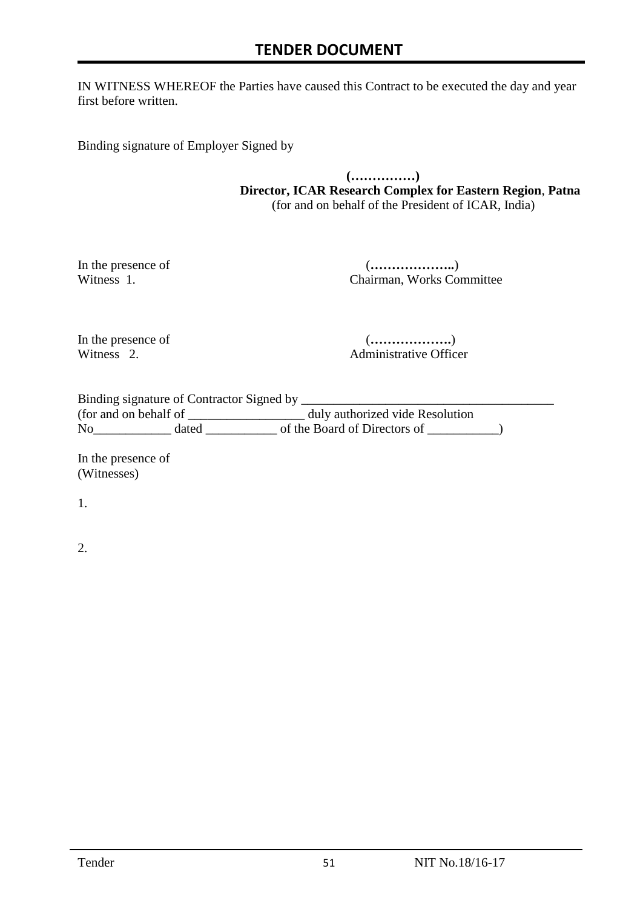IN WITNESS WHEREOF the Parties have caused this Contract to be executed the day and year first before written.

Binding signature of Employer Signed by

**(……………)**
**Director, ICAR Research Complex for Eastern Region**, **Patna**
(for and on behalf of the President of ICAR, India)

In the presence of
Witness 1.

(**………………..**)
Chairman, Works Committee

In the presence of
Witness 2.

(**……………….**)
Administrative Officer

Binding signature of Contractor Signed by _______________________________________
(for and on behalf of _________________ duly authorized vide Resolution
No____________ dated ___________ of the Board of Directors of ___________)

In the presence of
(Witnesses)

1.

2.